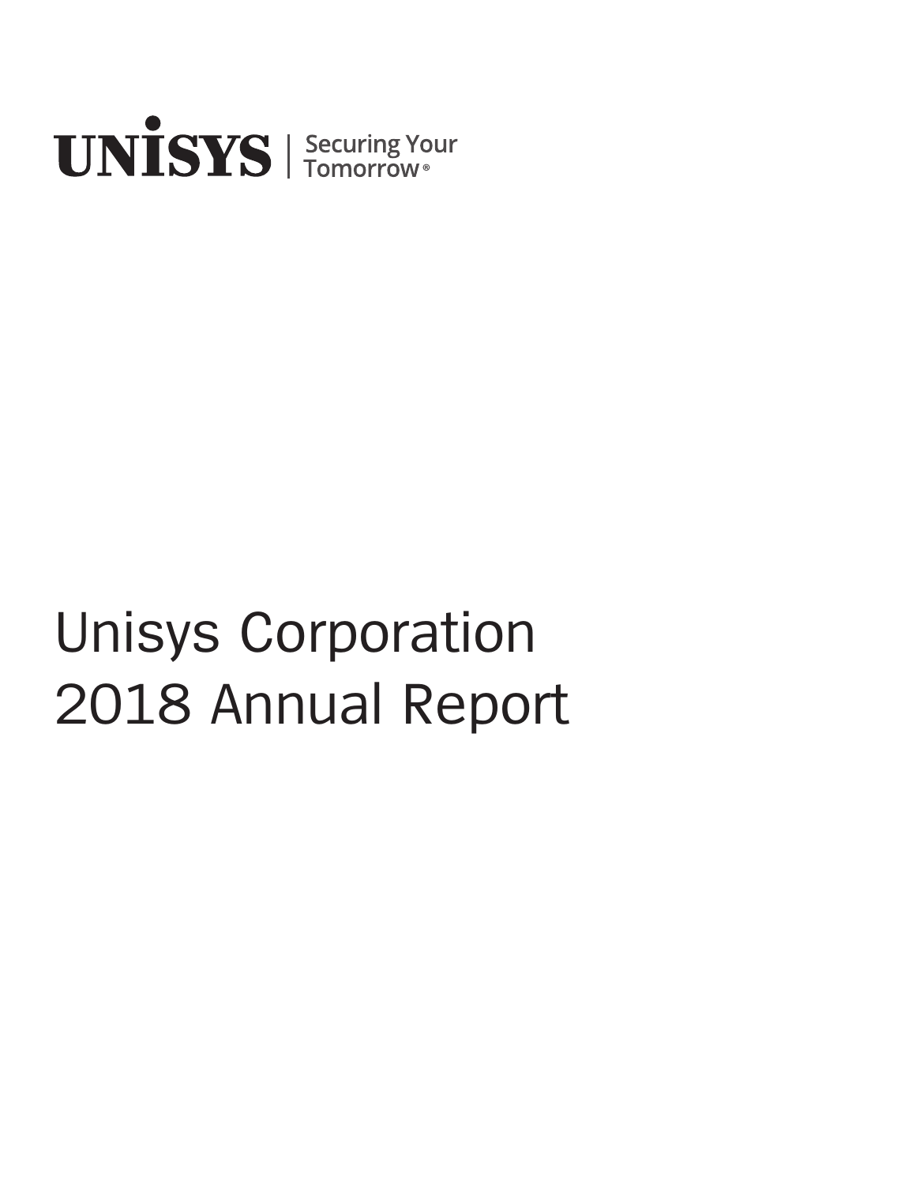UNISYS | Securing Your Tomorrow®

# Unisys Corporation 2018 Annual Report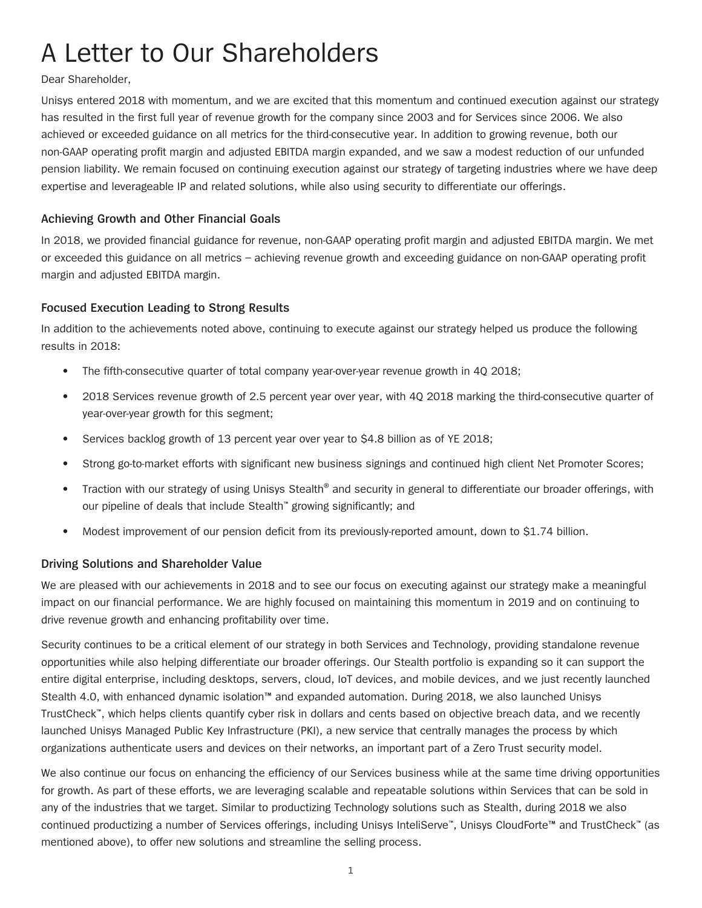# A Letter to Our Shareholders

Dear Shareholder,

Unisys entered 2018 with momentum, and we are excited that this momentum and continued execution against our strategy has resulted in the first full year of revenue growth for the company since 2003 and for Services since 2006. We also achieved or exceeded guidance on all metrics for the third-consecutive year. In addition to growing revenue, both our non-GAAP operating profit margin and adjusted EBITDA margin expanded, and we saw a modest reduction of our unfunded pension liability. We remain focused on continuing execution against our strategy of targeting industries where we have deep expertise and leverageable IP and related solutions, while also using security to differentiate our offerings.

### Achieving Growth and Other Financial Goals

In 2018, we provided financial guidance for revenue, non-GAAP operating profit margin and adjusted EBITDA margin. We met or exceeded this guidance on all metrics – achieving revenue growth and exceeding guidance on non-GAAP operating profit margin and adjusted EBITDA margin.

### Focused Execution Leading to Strong Results

In addition to the achievements noted above, continuing to execute against our strategy helped us produce the following results in 2018:

- The fifth-consecutive quarter of total company year-over-year revenue growth in 4Q 2018;
- 2018 Services revenue growth of 2.5 percent year over year, with 4Q 2018 marking the third-consecutive quarter of year-over-year growth for this segment;
- Services backlog growth of 13 percent year over year to $4.8 billion as of YE 2018;
- Strong go-to-market efforts with significant new business signings and continued high client Net Promoter Scores;
- Traction with our strategy of using Unisys Stealth® and security in general to differentiate our broader offerings, with our pipeline of deals that include Stealth™ growing significantly; and
- Modest improvement of our pension deficit from its previously-reported amount, down to $1.74 billion.

### Driving Solutions and Shareholder Value

We are pleased with our achievements in 2018 and to see our focus on executing against our strategy make a meaningful impact on our financial performance. We are highly focused on maintaining this momentum in 2019 and on continuing to drive revenue growth and enhancing profitability over time.

Security continues to be a critical element of our strategy in both Services and Technology, providing standalone revenue opportunities while also helping differentiate our broader offerings. Our Stealth portfolio is expanding so it can support the entire digital enterprise, including desktops, servers, cloud, IoT devices, and mobile devices, and we just recently launched Stealth 4.0, with enhanced dynamic isolation™ and expanded automation. During 2018, we also launched Unisys TrustCheck™, which helps clients quantify cyber risk in dollars and cents based on objective breach data, and we recently launched Unisys Managed Public Key Infrastructure (PKI), a new service that centrally manages the process by which organizations authenticate users and devices on their networks, an important part of a Zero Trust security model.

We also continue our focus on enhancing the efficiency of our Services business while at the same time driving opportunities for growth. As part of these efforts, we are leveraging scalable and repeatable solutions within Services that can be sold in any of the industries that we target. Similar to productizing Technology solutions such as Stealth, during 2018 we also continued productizing a number of Services offerings, including Unisys InteliServe™, Unisys CloudForte™ and TrustCheck™ (as mentioned above), to offer new solutions and streamline the selling process.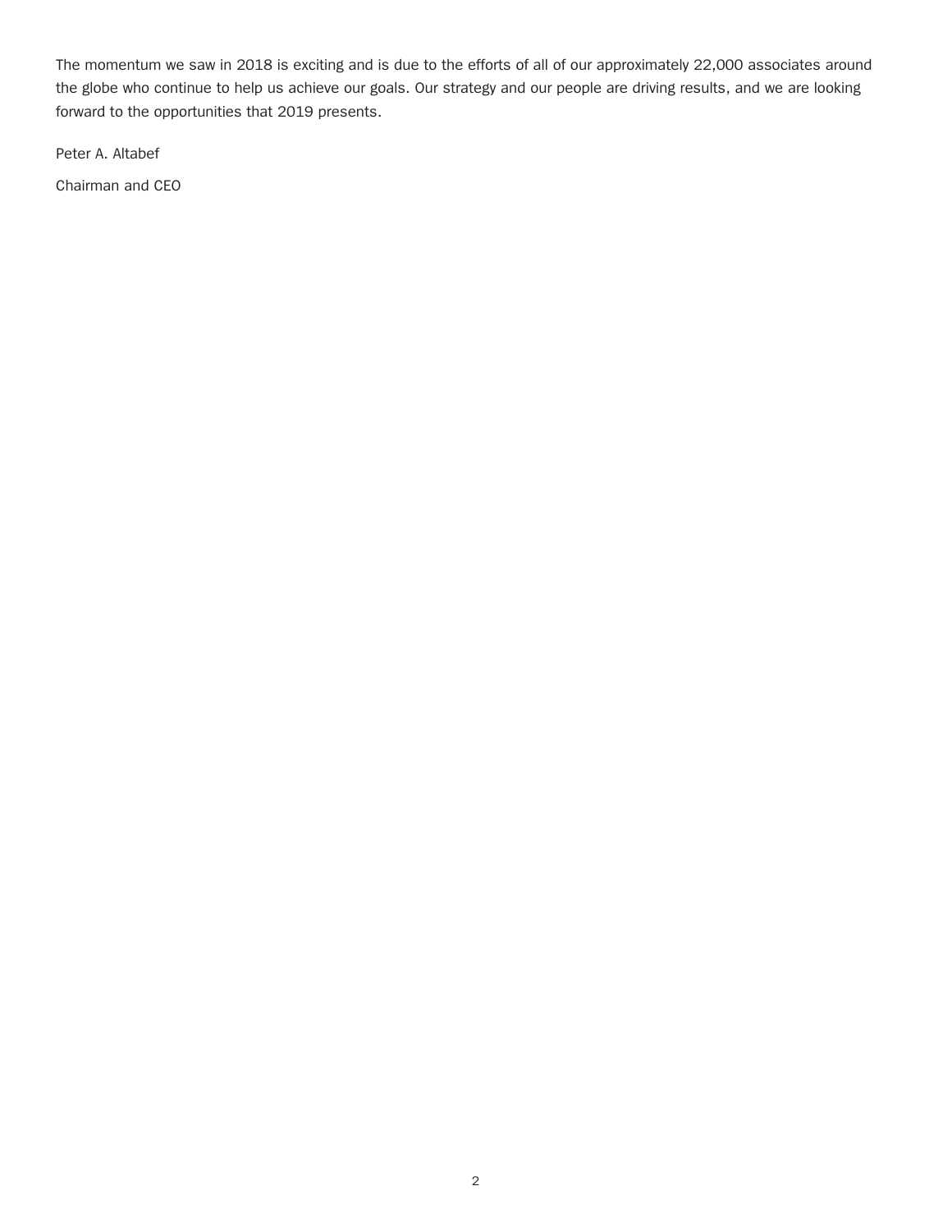The momentum we saw in 2018 is exciting and is due to the efforts of all of our approximately 22,000 associates around the globe who continue to help us achieve our goals. Our strategy and our people are driving results, and we are looking forward to the opportunities that 2019 presents.

Peter A. Altabef

Chairman and CEO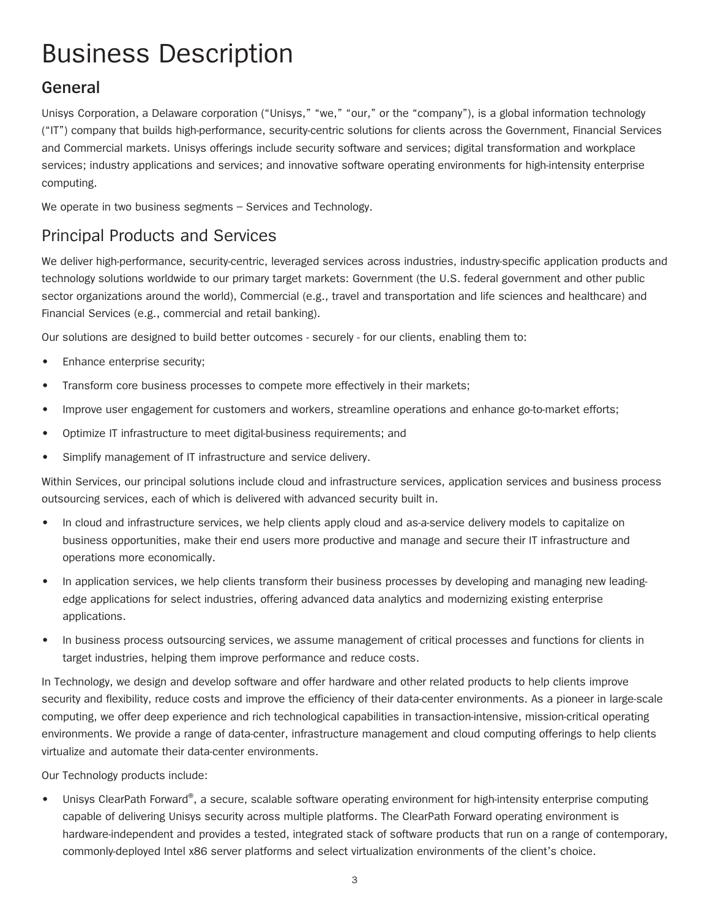# Business Description

## General

Unisys Corporation, a Delaware corporation ("Unisys," "we," "our," or the "company"), is a global information technology ("IT") company that builds high-performance, security-centric solutions for clients across the Government, Financial Services and Commercial markets. Unisys offerings include security software and services; digital transformation and workplace services; industry applications and services; and innovative software operating environments for high-intensity enterprise computing.

We operate in two business segments – Services and Technology.

## Principal Products and Services

We deliver high-performance, security-centric, leveraged services across industries, industry-specific application products and technology solutions worldwide to our primary target markets: Government (the U.S. federal government and other public sector organizations around the world), Commercial (e.g., travel and transportation and life sciences and healthcare) and Financial Services (e.g., commercial and retail banking).

Our solutions are designed to build better outcomes - securely - for our clients, enabling them to:

- Enhance enterprise security;
- Transform core business processes to compete more effectively in their markets;
- Improve user engagement for customers and workers, streamline operations and enhance go-to-market efforts;
- Optimize IT infrastructure to meet digital-business requirements; and
- Simplify management of IT infrastructure and service delivery.

Within Services, our principal solutions include cloud and infrastructure services, application services and business process outsourcing services, each of which is delivered with advanced security built in.

- In cloud and infrastructure services, we help clients apply cloud and as-a-service delivery models to capitalize on business opportunities, make their end users more productive and manage and secure their IT infrastructure and operations more economically.
- In application services, we help clients transform their business processes by developing and managing new leading-edge applications for select industries, offering advanced data analytics and modernizing existing enterprise applications.
- In business process outsourcing services, we assume management of critical processes and functions for clients in target industries, helping them improve performance and reduce costs.

In Technology, we design and develop software and offer hardware and other related products to help clients improve security and flexibility, reduce costs and improve the efficiency of their data-center environments. As a pioneer in large-scale computing, we offer deep experience and rich technological capabilities in transaction-intensive, mission-critical operating environments. We provide a range of data-center, infrastructure management and cloud computing offerings to help clients virtualize and automate their data-center environments.

Our Technology products include:

- Unisys ClearPath Forward®, a secure, scalable software operating environment for high-intensity enterprise computing capable of delivering Unisys security across multiple platforms. The ClearPath Forward operating environment is hardware-independent and provides a tested, integrated stack of software products that run on a range of contemporary, commonly-deployed Intel x86 server platforms and select virtualization environments of the client's choice.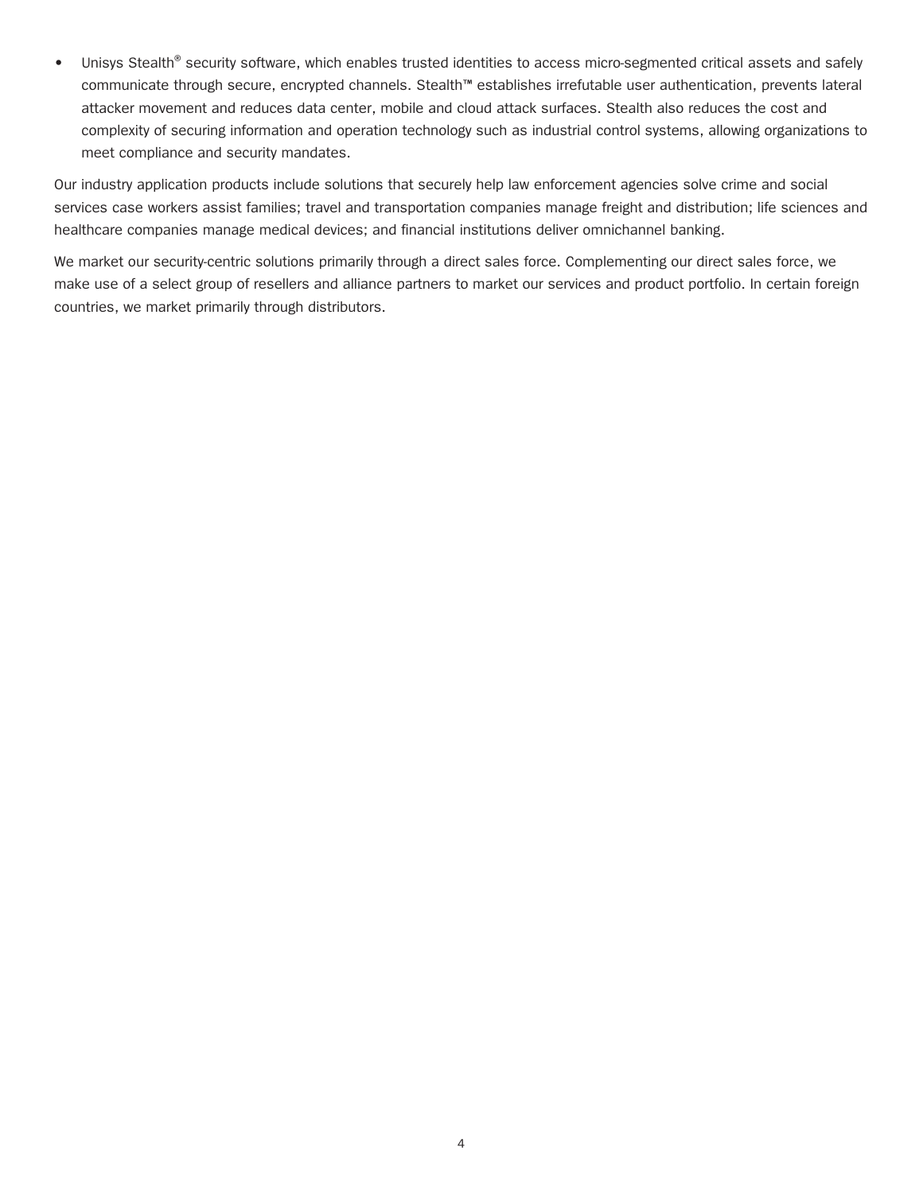- Unisys Stealth® security software, which enables trusted identities to access micro-segmented critical assets and safely communicate through secure, encrypted channels. Stealth™ establishes irrefutable user authentication, prevents lateral attacker movement and reduces data center, mobile and cloud attack surfaces. Stealth also reduces the cost and complexity of securing information and operation technology such as industrial control systems, allowing organizations to meet compliance and security mandates.

Our industry application products include solutions that securely help law enforcement agencies solve crime and social services case workers assist families; travel and transportation companies manage freight and distribution; life sciences and healthcare companies manage medical devices; and financial institutions deliver omnichannel banking.

We market our security-centric solutions primarily through a direct sales force. Complementing our direct sales force, we make use of a select group of resellers and alliance partners to market our services and product portfolio. In certain foreign countries, we market primarily through distributors.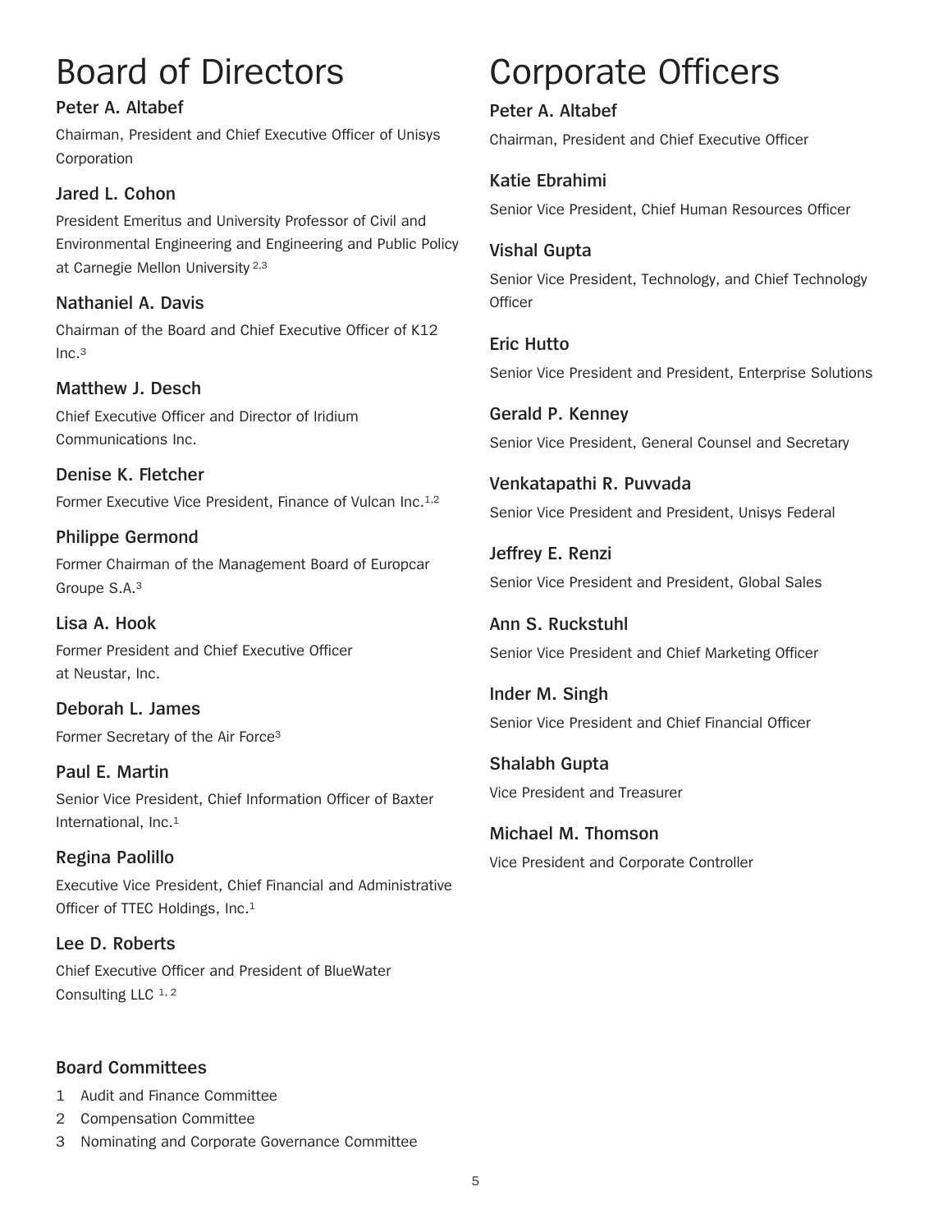# Board of Directors

**Peter A. Altabef**

Chairman, President and Chief Executive Officer of Unisys Corporation

**Jared L. Cohon**

President Emeritus and University Professor of Civil and Environmental Engineering and Engineering and Public Policy at Carnegie Mellon University [2,3]

**Nathaniel A. Davis**

Chairman of the Board and Chief Executive Officer of K12 Inc.[3]

**Matthew J. Desch**

Chief Executive Officer and Director of Iridium Communications Inc.

**Denise K. Fletcher**

Former Executive Vice President, Finance of Vulcan Inc.[1,2]

**Philippe Germond**

Former Chairman of the Management Board of Europcar Groupe S.A.[3]

**Lisa A. Hook**

Former President and Chief Executive Officer at Neustar, Inc.

**Deborah L. James**

Former Secretary of the Air Force[3]

**Paul E. Martin**

Senior Vice President, Chief Information Officer of Baxter International, Inc.[1]

**Regina Paolillo**

Executive Vice President, Chief Financial and Administrative Officer of TTEC Holdings, Inc.[1]

**Lee D. Roberts**

Chief Executive Officer and President of BlueWater Consulting LLC [1,2]

### Board Committees

1 Audit and Finance Committee
2 Compensation Committee
3 Nominating and Corporate Governance Committee

# Corporate Officers

**Peter A. Altabef**

Chairman, President and Chief Executive Officer

**Katie Ebrahimi**

Senior Vice President, Chief Human Resources Officer

**Vishal Gupta**

Senior Vice President, Technology, and Chief Technology Officer

**Eric Hutto**

Senior Vice President and President, Enterprise Solutions

**Gerald P. Kenney**

Senior Vice President, General Counsel and Secretary

**Venkatapathi R. Puvvada**

Senior Vice President and President, Unisys Federal

**Jeffrey E. Renzi**

Senior Vice President and President, Global Sales

**Ann S. Ruckstuhl**

Senior Vice President and Chief Marketing Officer

**Inder M. Singh**

Senior Vice President and Chief Financial Officer

**Shalabh Gupta**

Vice President and Treasurer

**Michael M. Thomson**

Vice President and Corporate Controller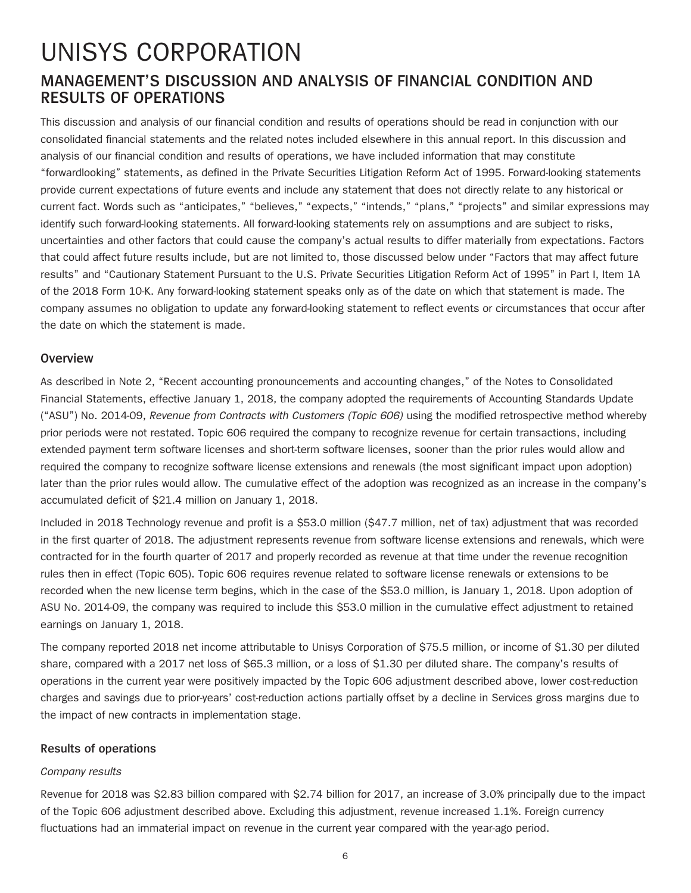# UNISYS CORPORATION

## MANAGEMENT'S DISCUSSION AND ANALYSIS OF FINANCIAL CONDITION AND RESULTS OF OPERATIONS

This discussion and analysis of our financial condition and results of operations should be read in conjunction with our consolidated financial statements and the related notes included elsewhere in this annual report. In this discussion and analysis of our financial condition and results of operations, we have included information that may constitute "forwardlooking" statements, as defined in the Private Securities Litigation Reform Act of 1995. Forward-looking statements provide current expectations of future events and include any statement that does not directly relate to any historical or current fact. Words such as "anticipates," "believes," "expects," "intends," "plans," "projects" and similar expressions may identify such forward-looking statements. All forward-looking statements rely on assumptions and are subject to risks, uncertainties and other factors that could cause the company's actual results to differ materially from expectations. Factors that could affect future results include, but are not limited to, those discussed below under "Factors that may affect future results" and "Cautionary Statement Pursuant to the U.S. Private Securities Litigation Reform Act of 1995" in Part I, Item 1A of the 2018 Form 10-K. Any forward-looking statement speaks only as of the date on which that statement is made. The company assumes no obligation to update any forward-looking statement to reflect events or circumstances that occur after the date on which the statement is made.

### Overview

As described in Note 2, "Recent accounting pronouncements and accounting changes," of the Notes to Consolidated Financial Statements, effective January 1, 2018, the company adopted the requirements of Accounting Standards Update ("ASU") No. 2014-09, *Revenue from Contracts with Customers (Topic 606)* using the modified retrospective method whereby prior periods were not restated. Topic 606 required the company to recognize revenue for certain transactions, including extended payment term software licenses and short-term software licenses, sooner than the prior rules would allow and required the company to recognize software license extensions and renewals (the most significant impact upon adoption) later than the prior rules would allow. The cumulative effect of the adoption was recognized as an increase in the company's accumulated deficit of $21.4 million on January 1, 2018.

Included in 2018 Technology revenue and profit is a $53.0 million ($47.7 million, net of tax) adjustment that was recorded in the first quarter of 2018. The adjustment represents revenue from software license extensions and renewals, which were contracted for in the fourth quarter of 2017 and properly recorded as revenue at that time under the revenue recognition rules then in effect (Topic 605). Topic 606 requires revenue related to software license renewals or extensions to be recorded when the new license term begins, which in the case of the $53.0 million, is January 1, 2018. Upon adoption of ASU No. 2014-09, the company was required to include this $53.0 million in the cumulative effect adjustment to retained earnings on January 1, 2018.

The company reported 2018 net income attributable to Unisys Corporation of $75.5 million, or income of $1.30 per diluted share, compared with a 2017 net loss of $65.3 million, or a loss of $1.30 per diluted share. The company's results of operations in the current year were positively impacted by the Topic 606 adjustment described above, lower cost-reduction charges and savings due to prior-years' cost-reduction actions partially offset by a decline in Services gross margins due to the impact of new contracts in implementation stage.

### Results of operations

*Company results*

Revenue for 2018 was $2.83 billion compared with $2.74 billion for 2017, an increase of 3.0% principally due to the impact of the Topic 606 adjustment described above. Excluding this adjustment, revenue increased 1.1%. Foreign currency fluctuations had an immaterial impact on revenue in the current year compared with the year-ago period.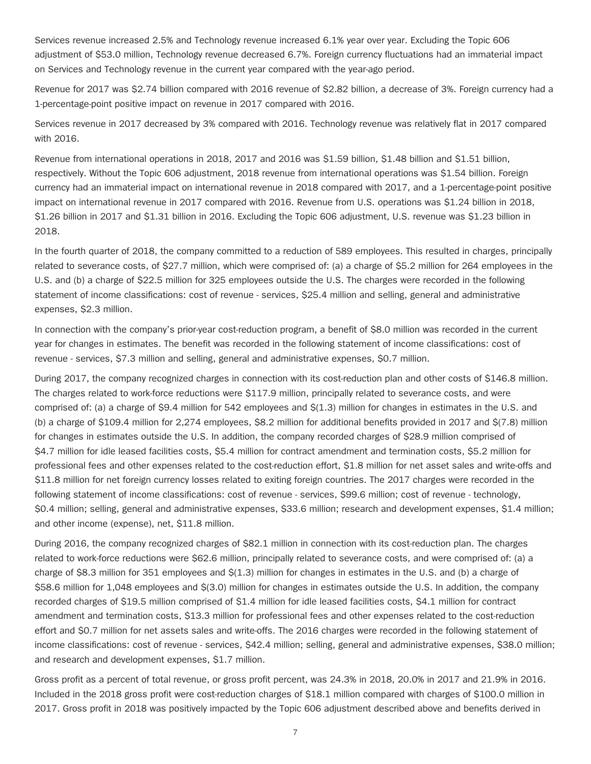Services revenue increased 2.5% and Technology revenue increased 6.1% year over year. Excluding the Topic 606 adjustment of $53.0 million, Technology revenue decreased 6.7%. Foreign currency fluctuations had an immaterial impact on Services and Technology revenue in the current year compared with the year-ago period.

Revenue for 2017 was $2.74 billion compared with 2016 revenue of $2.82 billion, a decrease of 3%. Foreign currency had a 1-percentage-point positive impact on revenue in 2017 compared with 2016.

Services revenue in 2017 decreased by 3% compared with 2016. Technology revenue was relatively flat in 2017 compared with 2016.

Revenue from international operations in 2018, 2017 and 2016 was $1.59 billion, $1.48 billion and $1.51 billion, respectively. Without the Topic 606 adjustment, 2018 revenue from international operations was $1.54 billion. Foreign currency had an immaterial impact on international revenue in 2018 compared with 2017, and a 1-percentage-point positive impact on international revenue in 2017 compared with 2016. Revenue from U.S. operations was $1.24 billion in 2018, $1.26 billion in 2017 and $1.31 billion in 2016. Excluding the Topic 606 adjustment, U.S. revenue was $1.23 billion in 2018.

In the fourth quarter of 2018, the company committed to a reduction of 589 employees. This resulted in charges, principally related to severance costs, of $27.7 million, which were comprised of: (a) a charge of $5.2 million for 264 employees in the U.S. and (b) a charge of $22.5 million for 325 employees outside the U.S. The charges were recorded in the following statement of income classifications: cost of revenue - services, $25.4 million and selling, general and administrative expenses, $2.3 million.

In connection with the company's prior-year cost-reduction program, a benefit of $8.0 million was recorded in the current year for changes in estimates. The benefit was recorded in the following statement of income classifications: cost of revenue - services, $7.3 million and selling, general and administrative expenses, $0.7 million.

During 2017, the company recognized charges in connection with its cost-reduction plan and other costs of $146.8 million. The charges related to work-force reductions were $117.9 million, principally related to severance costs, and were comprised of: (a) a charge of $9.4 million for 542 employees and $(1.3) million for changes in estimates in the U.S. and (b) a charge of $109.4 million for 2,274 employees, $8.2 million for additional benefits provided in 2017 and $(7.8) million for changes in estimates outside the U.S. In addition, the company recorded charges of $28.9 million comprised of $4.7 million for idle leased facilities costs, $5.4 million for contract amendment and termination costs, $5.2 million for professional fees and other expenses related to the cost-reduction effort, $1.8 million for net asset sales and write-offs and $11.8 million for net foreign currency losses related to exiting foreign countries. The 2017 charges were recorded in the following statement of income classifications: cost of revenue - services, $99.6 million; cost of revenue - technology, $0.4 million; selling, general and administrative expenses, $33.6 million; research and development expenses, $1.4 million; and other income (expense), net, $11.8 million.

During 2016, the company recognized charges of $82.1 million in connection with its cost-reduction plan. The charges related to work-force reductions were $62.6 million, principally related to severance costs, and were comprised of: (a) a charge of $8.3 million for 351 employees and $(1.3) million for changes in estimates in the U.S. and (b) a charge of $58.6 million for 1,048 employees and $(3.0) million for changes in estimates outside the U.S. In addition, the company recorded charges of $19.5 million comprised of $1.4 million for idle leased facilities costs, $4.1 million for contract amendment and termination costs, $13.3 million for professional fees and other expenses related to the cost-reduction effort and $0.7 million for net assets sales and write-offs. The 2016 charges were recorded in the following statement of income classifications: cost of revenue - services, $42.4 million; selling, general and administrative expenses, $38.0 million; and research and development expenses, $1.7 million.

Gross profit as a percent of total revenue, or gross profit percent, was 24.3% in 2018, 20.0% in 2017 and 21.9% in 2016. Included in the 2018 gross profit were cost-reduction charges of $18.1 million compared with charges of $100.0 million in 2017. Gross profit in 2018 was positively impacted by the Topic 606 adjustment described above and benefits derived in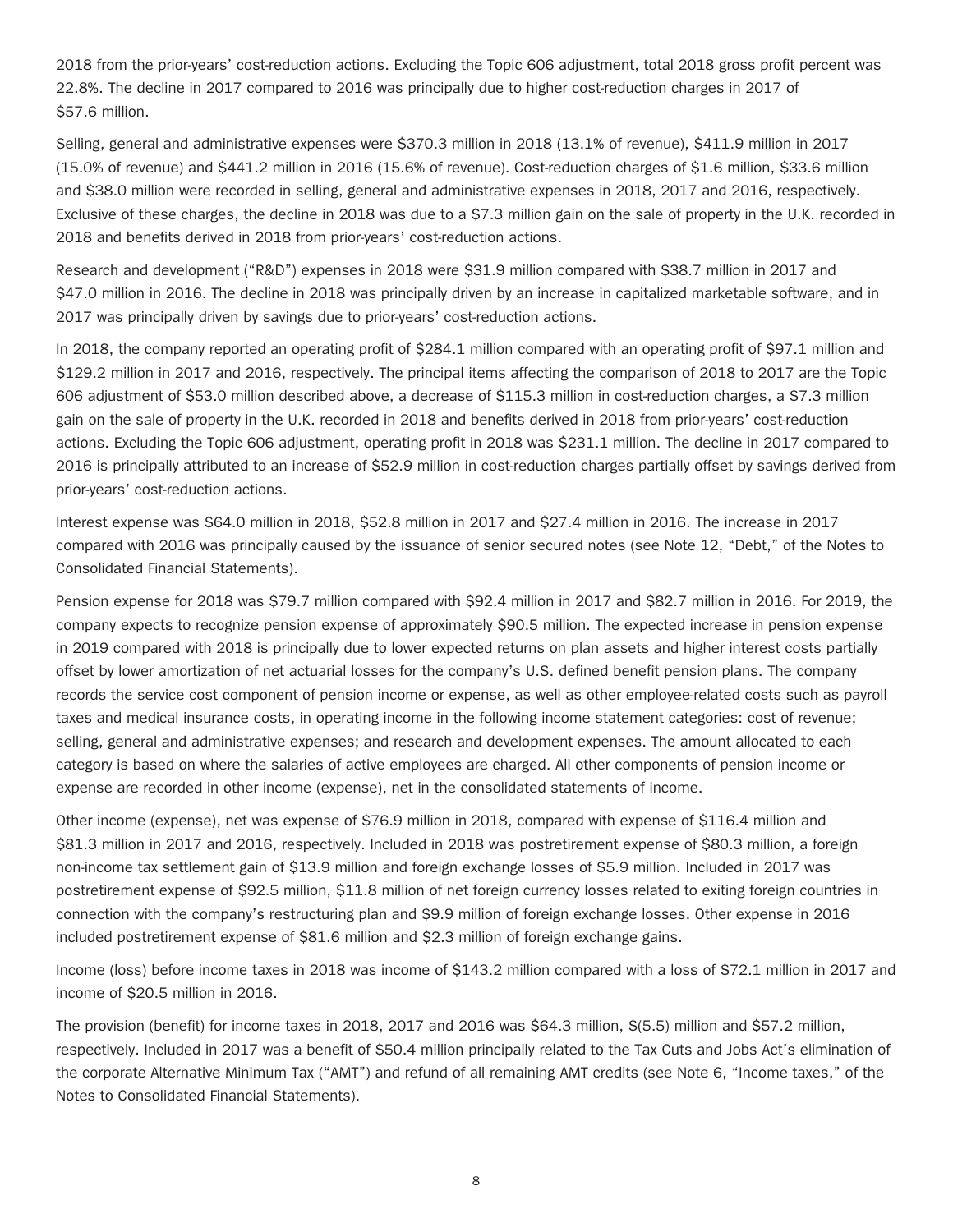2018 from the prior-years' cost-reduction actions. Excluding the Topic 606 adjustment, total 2018 gross profit percent was 22.8%. The decline in 2017 compared to 2016 was principally due to higher cost-reduction charges in 2017 of $57.6 million.

Selling, general and administrative expenses were $370.3 million in 2018 (13.1% of revenue), $411.9 million in 2017 (15.0% of revenue) and $441.2 million in 2016 (15.6% of revenue). Cost-reduction charges of $1.6 million, $33.6 million and $38.0 million were recorded in selling, general and administrative expenses in 2018, 2017 and 2016, respectively. Exclusive of these charges, the decline in 2018 was due to a $7.3 million gain on the sale of property in the U.K. recorded in 2018 and benefits derived in 2018 from prior-years' cost-reduction actions.

Research and development ("R&D") expenses in 2018 were $31.9 million compared with $38.7 million in 2017 and $47.0 million in 2016. The decline in 2018 was principally driven by an increase in capitalized marketable software, and in 2017 was principally driven by savings due to prior-years' cost-reduction actions.

In 2018, the company reported an operating profit of $284.1 million compared with an operating profit of $97.1 million and $129.2 million in 2017 and 2016, respectively. The principal items affecting the comparison of 2018 to 2017 are the Topic 606 adjustment of $53.0 million described above, a decrease of $115.3 million in cost-reduction charges, a $7.3 million gain on the sale of property in the U.K. recorded in 2018 and benefits derived in 2018 from prior-years' cost-reduction actions. Excluding the Topic 606 adjustment, operating profit in 2018 was $231.1 million. The decline in 2017 compared to 2016 is principally attributed to an increase of $52.9 million in cost-reduction charges partially offset by savings derived from prior-years' cost-reduction actions.

Interest expense was $64.0 million in 2018, $52.8 million in 2017 and $27.4 million in 2016. The increase in 2017 compared with 2016 was principally caused by the issuance of senior secured notes (see Note 12, "Debt," of the Notes to Consolidated Financial Statements).

Pension expense for 2018 was $79.7 million compared with $92.4 million in 2017 and $82.7 million in 2016. For 2019, the company expects to recognize pension expense of approximately $90.5 million. The expected increase in pension expense in 2019 compared with 2018 is principally due to lower expected returns on plan assets and higher interest costs partially offset by lower amortization of net actuarial losses for the company's U.S. defined benefit pension plans. The company records the service cost component of pension income or expense, as well as other employee-related costs such as payroll taxes and medical insurance costs, in operating income in the following income statement categories: cost of revenue; selling, general and administrative expenses; and research and development expenses. The amount allocated to each category is based on where the salaries of active employees are charged. All other components of pension income or expense are recorded in other income (expense), net in the consolidated statements of income.

Other income (expense), net was expense of $76.9 million in 2018, compared with expense of $116.4 million and $81.3 million in 2017 and 2016, respectively. Included in 2018 was postretirement expense of $80.3 million, a foreign non-income tax settlement gain of $13.9 million and foreign exchange losses of $5.9 million. Included in 2017 was postretirement expense of $92.5 million, $11.8 million of net foreign currency losses related to exiting foreign countries in connection with the company's restructuring plan and $9.9 million of foreign exchange losses. Other expense in 2016 included postretirement expense of $81.6 million and $2.3 million of foreign exchange gains.

Income (loss) before income taxes in 2018 was income of $143.2 million compared with a loss of $72.1 million in 2017 and income of $20.5 million in 2016.

The provision (benefit) for income taxes in 2018, 2017 and 2016 was $64.3 million, $(5.5) million and $57.2 million, respectively. Included in 2017 was a benefit of $50.4 million principally related to the Tax Cuts and Jobs Act's elimination of the corporate Alternative Minimum Tax ("AMT") and refund of all remaining AMT credits (see Note 6, "Income taxes," of the Notes to Consolidated Financial Statements).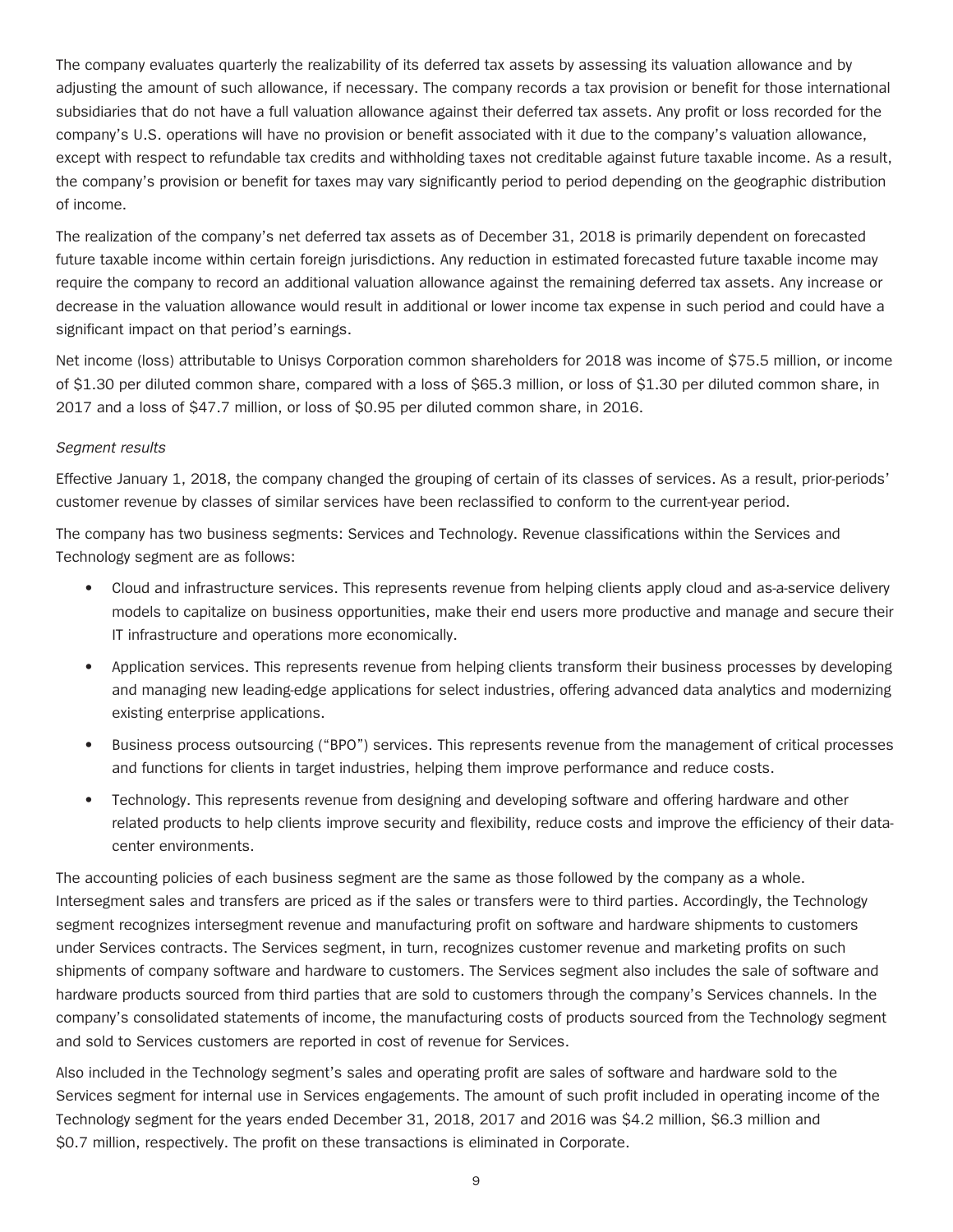The company evaluates quarterly the realizability of its deferred tax assets by assessing its valuation allowance and by adjusting the amount of such allowance, if necessary. The company records a tax provision or benefit for those international subsidiaries that do not have a full valuation allowance against their deferred tax assets. Any profit or loss recorded for the company's U.S. operations will have no provision or benefit associated with it due to the company's valuation allowance, except with respect to refundable tax credits and withholding taxes not creditable against future taxable income. As a result, the company's provision or benefit for taxes may vary significantly period to period depending on the geographic distribution of income.

The realization of the company's net deferred tax assets as of December 31, 2018 is primarily dependent on forecasted future taxable income within certain foreign jurisdictions. Any reduction in estimated forecasted future taxable income may require the company to record an additional valuation allowance against the remaining deferred tax assets. Any increase or decrease in the valuation allowance would result in additional or lower income tax expense in such period and could have a significant impact on that period's earnings.

Net income (loss) attributable to Unisys Corporation common shareholders for 2018 was income of $75.5 million, or income of $1.30 per diluted common share, compared with a loss of $65.3 million, or loss of $1.30 per diluted common share, in 2017 and a loss of $47.7 million, or loss of $0.95 per diluted common share, in 2016.

*Segment results*

Effective January 1, 2018, the company changed the grouping of certain of its classes of services. As a result, prior-periods' customer revenue by classes of similar services have been reclassified to conform to the current-year period.

The company has two business segments: Services and Technology. Revenue classifications within the Services and Technology segment are as follows:

- Cloud and infrastructure services. This represents revenue from helping clients apply cloud and as-a-service delivery models to capitalize on business opportunities, make their end users more productive and manage and secure their IT infrastructure and operations more economically.
- Application services. This represents revenue from helping clients transform their business processes by developing and managing new leading-edge applications for select industries, offering advanced data analytics and modernizing existing enterprise applications.
- Business process outsourcing ("BPO") services. This represents revenue from the management of critical processes and functions for clients in target industries, helping them improve performance and reduce costs.
- Technology. This represents revenue from designing and developing software and offering hardware and other related products to help clients improve security and flexibility, reduce costs and improve the efficiency of their data-center environments.

The accounting policies of each business segment are the same as those followed by the company as a whole. Intersegment sales and transfers are priced as if the sales or transfers were to third parties. Accordingly, the Technology segment recognizes intersegment revenue and manufacturing profit on software and hardware shipments to customers under Services contracts. The Services segment, in turn, recognizes customer revenue and marketing profits on such shipments of company software and hardware to customers. The Services segment also includes the sale of software and hardware products sourced from third parties that are sold to customers through the company's Services channels. In the company's consolidated statements of income, the manufacturing costs of products sourced from the Technology segment and sold to Services customers are reported in cost of revenue for Services.

Also included in the Technology segment's sales and operating profit are sales of software and hardware sold to the Services segment for internal use in Services engagements. The amount of such profit included in operating income of the Technology segment for the years ended December 31, 2018, 2017 and 2016 was $4.2 million, $6.3 million and $0.7 million, respectively. The profit on these transactions is eliminated in Corporate.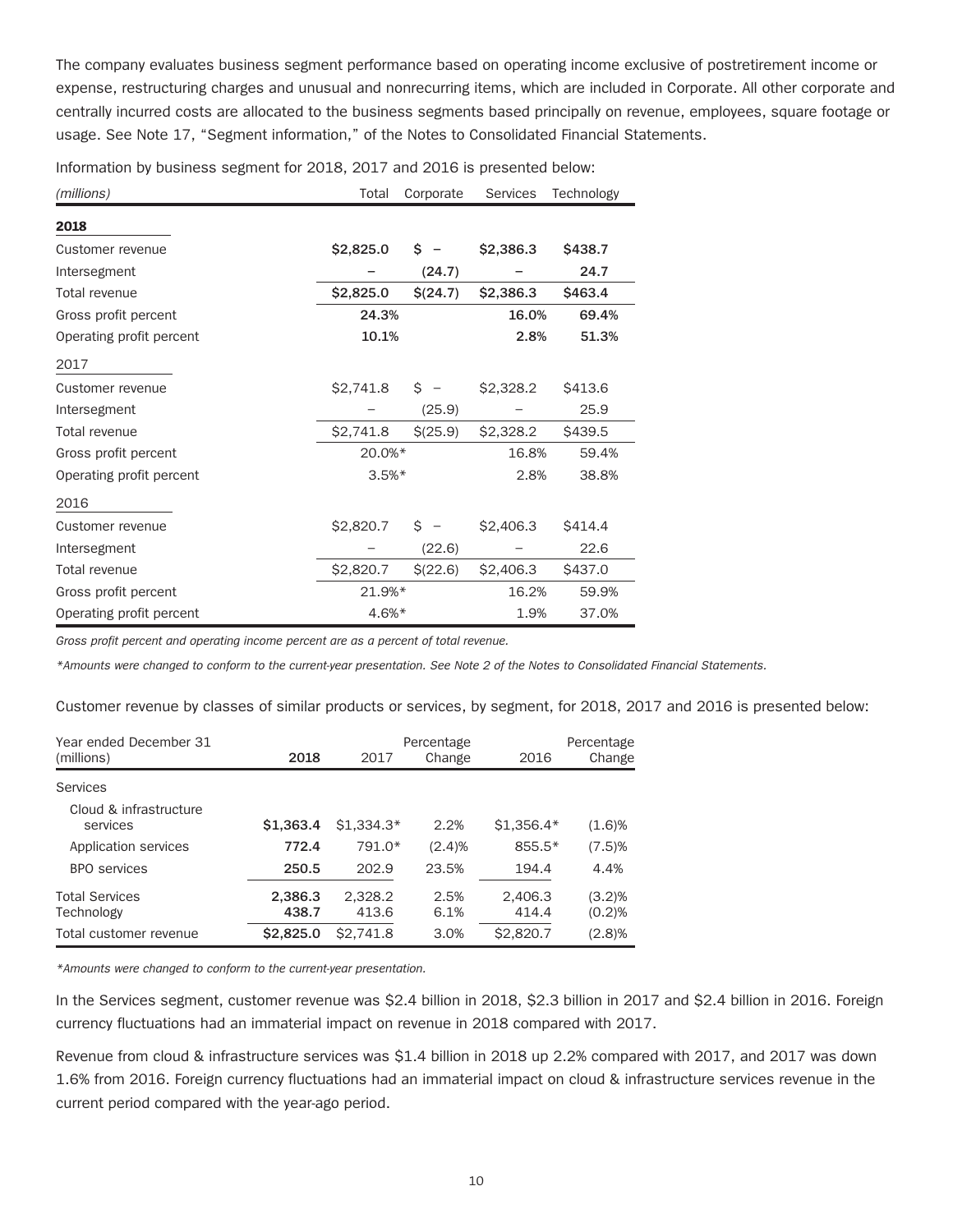The company evaluates business segment performance based on operating income exclusive of postretirement income or expense, restructuring charges and unusual and nonrecurring items, which are included in Corporate. All other corporate and centrally incurred costs are allocated to the business segments based principally on revenue, employees, square footage or usage. See Note 17, "Segment information," of the Notes to Consolidated Financial Statements.

Information by business segment for 2018, 2017 and 2016 is presented below:

| *(millions)* | Total | Corporate | Services | Technology |
|---|---|---|---|---|
| **2018** | | | | |
| Customer revenue | **$2,825.0** | **$ –** | **$2,386.3** | **$438.7** |
| Intersegment | **–** | **(24.7)** | **–** | **24.7** |
| Total revenue | **$2,825.0** | **$(24.7)** | **$2,386.3** | **$463.4** |
| Gross profit percent | **24.3%** | | **16.0%** | **69.4%** |
| Operating profit percent | **10.1%** | | **2.8%** | **51.3%** |
| 2017 | | | | |
| Customer revenue | $2,741.8 | $ – | $2,328.2 | $413.6 |
| Intersegment | – | (25.9) | – | 25.9 |
| Total revenue | $2,741.8 | $(25.9) | $2,328.2 | $439.5 |
| Gross profit percent | 20.0%* | | 16.8% | 59.4% |
| Operating profit percent | 3.5%* | | 2.8% | 38.8% |
| 2016 | | | | |
| Customer revenue | $2,820.7 | $ – | $2,406.3 | $414.4 |
| Intersegment | – | (22.6) | – | 22.6 |
| Total revenue | $2,820.7 | $(22.6) | $2,406.3 | $437.0 |
| Gross profit percent | 21.9%* | | 16.2% | 59.9% |
| Operating profit percent | 4.6%* | | 1.9% | 37.0% |

*Gross profit percent and operating income percent are as a percent of total revenue.*

*\*Amounts were changed to conform to the current-year presentation. See Note 2 of the Notes to Consolidated Financial Statements.*

Customer revenue by classes of similar products or services, by segment, for 2018, 2017 and 2016 is presented below:

| Year ended December 31 (millions) | 2018 | 2017 | Percentage Change | 2016 | Percentage Change |
|---|---|---|---|---|---|
| Services | | | | | |
| Cloud & infrastructure services | **$1,363.4** | $1,334.3* | 2.2% | $1,356.4* | (1.6)% |
| Application services | **772.4** | 791.0* | (2.4)% | 855.5* | (7.5)% |
| BPO services | **250.5** | 202.9 | 23.5% | 194.4 | 4.4% |
| Total Services | **2,386.3** | 2,328.2 | 2.5% | 2,406.3 | (3.2)% |
| Technology | **438.7** | 413.6 | 6.1% | 414.4 | (0.2)% |
| Total customer revenue | **$2,825.0** | $2,741.8 | 3.0% | $2,820.7 | (2.8)% |

*\*Amounts were changed to conform to the current-year presentation.*

In the Services segment, customer revenue was $2.4 billion in 2018, $2.3 billion in 2017 and $2.4 billion in 2016. Foreign currency fluctuations had an immaterial impact on revenue in 2018 compared with 2017.

Revenue from cloud & infrastructure services was $1.4 billion in 2018 up 2.2% compared with 2017, and 2017 was down 1.6% from 2016. Foreign currency fluctuations had an immaterial impact on cloud & infrastructure services revenue in the current period compared with the year-ago period.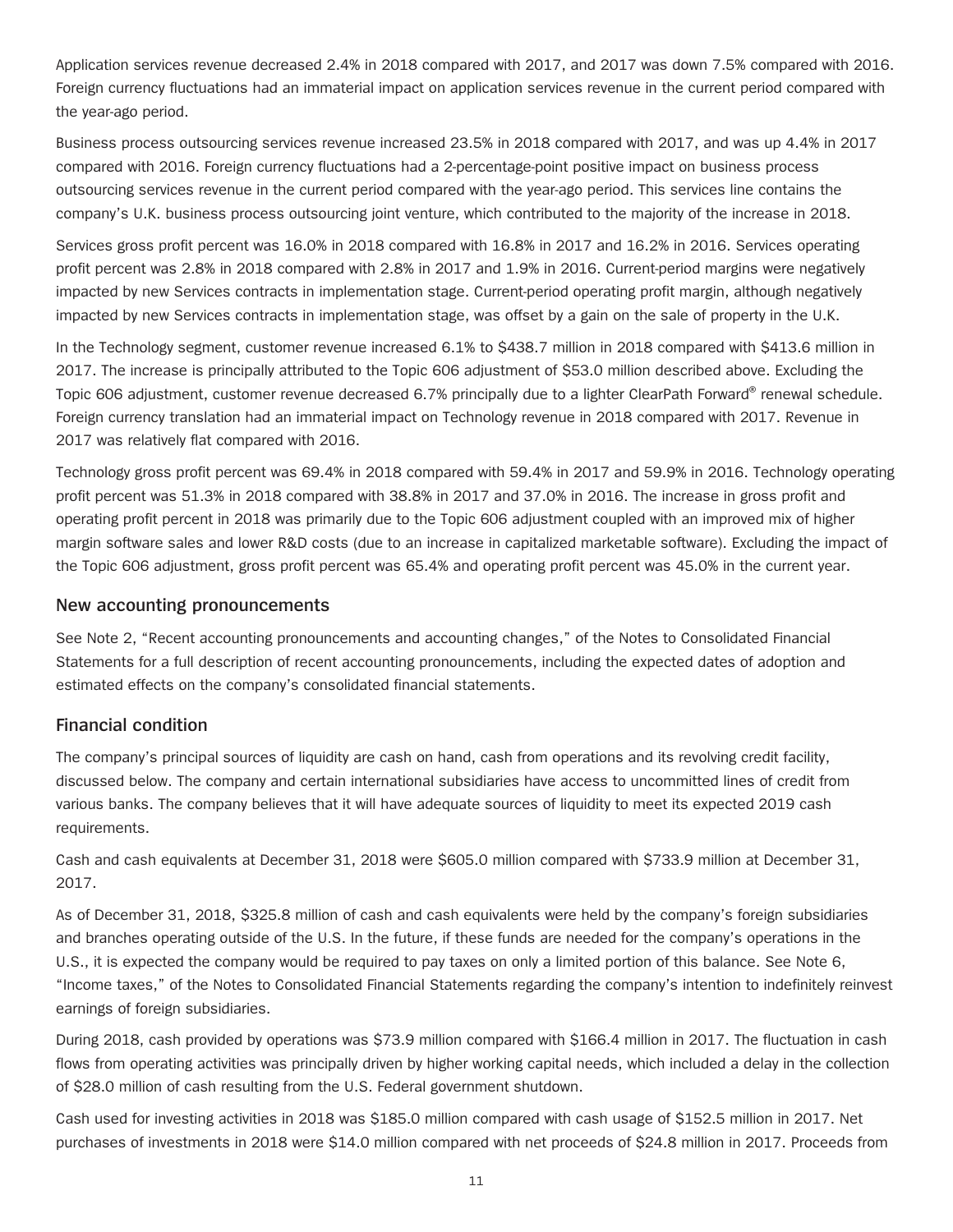Application services revenue decreased 2.4% in 2018 compared with 2017, and 2017 was down 7.5% compared with 2016. Foreign currency fluctuations had an immaterial impact on application services revenue in the current period compared with the year-ago period.

Business process outsourcing services revenue increased 23.5% in 2018 compared with 2017, and was up 4.4% in 2017 compared with 2016. Foreign currency fluctuations had a 2-percentage-point positive impact on business process outsourcing services revenue in the current period compared with the year-ago period. This services line contains the company's U.K. business process outsourcing joint venture, which contributed to the majority of the increase in 2018.

Services gross profit percent was 16.0% in 2018 compared with 16.8% in 2017 and 16.2% in 2016. Services operating profit percent was 2.8% in 2018 compared with 2.8% in 2017 and 1.9% in 2016. Current-period margins were negatively impacted by new Services contracts in implementation stage. Current-period operating profit margin, although negatively impacted by new Services contracts in implementation stage, was offset by a gain on the sale of property in the U.K.

In the Technology segment, customer revenue increased 6.1% to $438.7 million in 2018 compared with $413.6 million in 2017. The increase is principally attributed to the Topic 606 adjustment of $53.0 million described above. Excluding the Topic 606 adjustment, customer revenue decreased 6.7% principally due to a lighter ClearPath Forward® renewal schedule. Foreign currency translation had an immaterial impact on Technology revenue in 2018 compared with 2017. Revenue in 2017 was relatively flat compared with 2016.

Technology gross profit percent was 69.4% in 2018 compared with 59.4% in 2017 and 59.9% in 2016. Technology operating profit percent was 51.3% in 2018 compared with 38.8% in 2017 and 37.0% in 2016. The increase in gross profit and operating profit percent in 2018 was primarily due to the Topic 606 adjustment coupled with an improved mix of higher margin software sales and lower R&D costs (due to an increase in capitalized marketable software). Excluding the impact of the Topic 606 adjustment, gross profit percent was 65.4% and operating profit percent was 45.0% in the current year.

## New accounting pronouncements

See Note 2, "Recent accounting pronouncements and accounting changes," of the Notes to Consolidated Financial Statements for a full description of recent accounting pronouncements, including the expected dates of adoption and estimated effects on the company's consolidated financial statements.

## Financial condition

The company's principal sources of liquidity are cash on hand, cash from operations and its revolving credit facility, discussed below. The company and certain international subsidiaries have access to uncommitted lines of credit from various banks. The company believes that it will have adequate sources of liquidity to meet its expected 2019 cash requirements.

Cash and cash equivalents at December 31, 2018 were $605.0 million compared with $733.9 million at December 31, 2017.

As of December 31, 2018, $325.8 million of cash and cash equivalents were held by the company's foreign subsidiaries and branches operating outside of the U.S. In the future, if these funds are needed for the company's operations in the U.S., it is expected the company would be required to pay taxes on only a limited portion of this balance. See Note 6, "Income taxes," of the Notes to Consolidated Financial Statements regarding the company's intention to indefinitely reinvest earnings of foreign subsidiaries.

During 2018, cash provided by operations was $73.9 million compared with $166.4 million in 2017. The fluctuation in cash flows from operating activities was principally driven by higher working capital needs, which included a delay in the collection of $28.0 million of cash resulting from the U.S. Federal government shutdown.

Cash used for investing activities in 2018 was $185.0 million compared with cash usage of $152.5 million in 2017. Net purchases of investments in 2018 were $14.0 million compared with net proceeds of $24.8 million in 2017. Proceeds from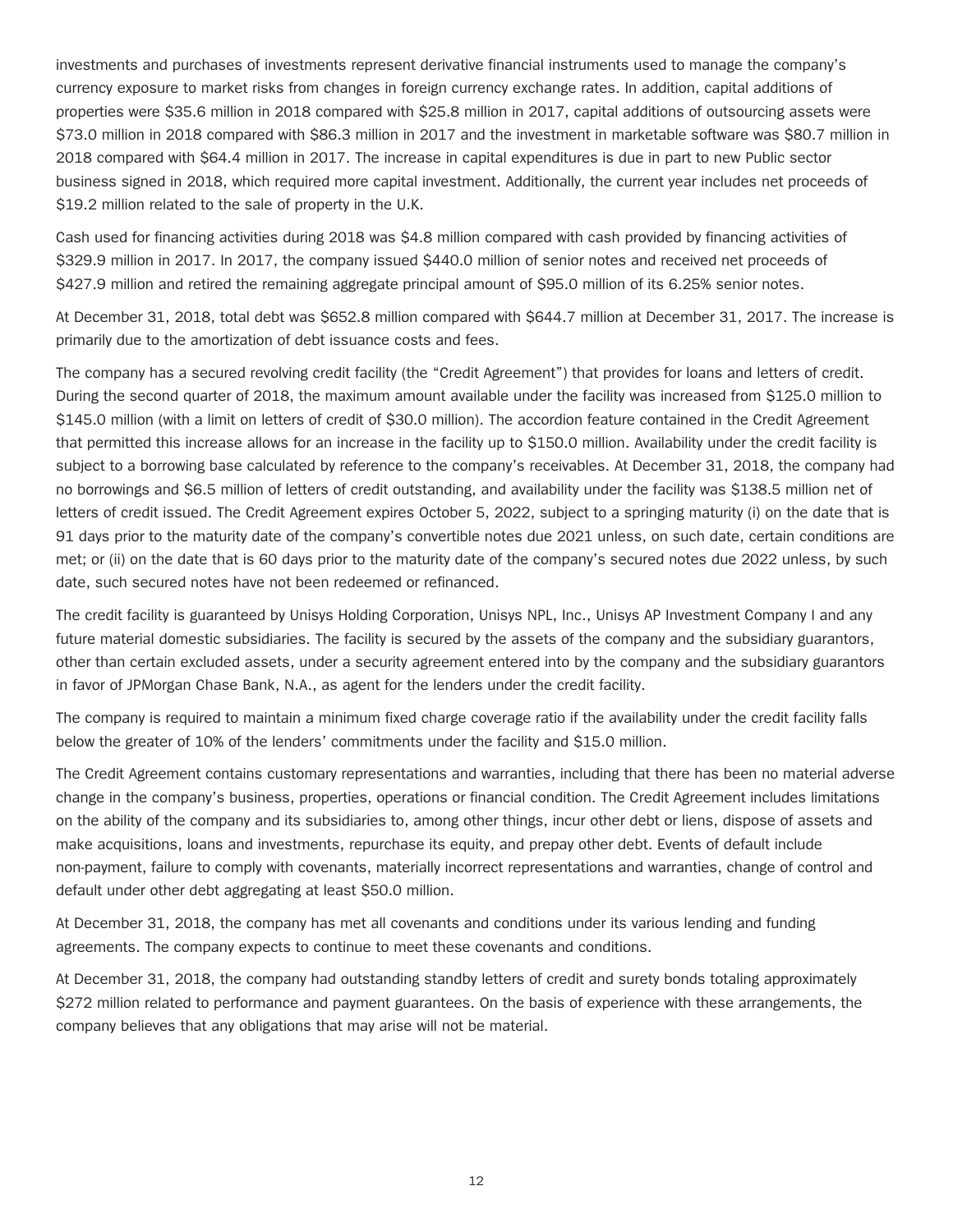investments and purchases of investments represent derivative financial instruments used to manage the company's currency exposure to market risks from changes in foreign currency exchange rates. In addition, capital additions of properties were $35.6 million in 2018 compared with $25.8 million in 2017, capital additions of outsourcing assets were $73.0 million in 2018 compared with $86.3 million in 2017 and the investment in marketable software was $80.7 million in 2018 compared with $64.4 million in 2017. The increase in capital expenditures is due in part to new Public sector business signed in 2018, which required more capital investment. Additionally, the current year includes net proceeds of $19.2 million related to the sale of property in the U.K.

Cash used for financing activities during 2018 was $4.8 million compared with cash provided by financing activities of $329.9 million in 2017. In 2017, the company issued $440.0 million of senior notes and received net proceeds of $427.9 million and retired the remaining aggregate principal amount of $95.0 million of its 6.25% senior notes.

At December 31, 2018, total debt was $652.8 million compared with $644.7 million at December 31, 2017. The increase is primarily due to the amortization of debt issuance costs and fees.

The company has a secured revolving credit facility (the "Credit Agreement") that provides for loans and letters of credit. During the second quarter of 2018, the maximum amount available under the facility was increased from $125.0 million to $145.0 million (with a limit on letters of credit of $30.0 million). The accordion feature contained in the Credit Agreement that permitted this increase allows for an increase in the facility up to $150.0 million. Availability under the credit facility is subject to a borrowing base calculated by reference to the company's receivables. At December 31, 2018, the company had no borrowings and $6.5 million of letters of credit outstanding, and availability under the facility was $138.5 million net of letters of credit issued. The Credit Agreement expires October 5, 2022, subject to a springing maturity (i) on the date that is 91 days prior to the maturity date of the company's convertible notes due 2021 unless, on such date, certain conditions are met; or (ii) on the date that is 60 days prior to the maturity date of the company's secured notes due 2022 unless, by such date, such secured notes have not been redeemed or refinanced.

The credit facility is guaranteed by Unisys Holding Corporation, Unisys NPL, Inc., Unisys AP Investment Company I and any future material domestic subsidiaries. The facility is secured by the assets of the company and the subsidiary guarantors, other than certain excluded assets, under a security agreement entered into by the company and the subsidiary guarantors in favor of JPMorgan Chase Bank, N.A., as agent for the lenders under the credit facility.

The company is required to maintain a minimum fixed charge coverage ratio if the availability under the credit facility falls below the greater of 10% of the lenders' commitments under the facility and $15.0 million.

The Credit Agreement contains customary representations and warranties, including that there has been no material adverse change in the company's business, properties, operations or financial condition. The Credit Agreement includes limitations on the ability of the company and its subsidiaries to, among other things, incur other debt or liens, dispose of assets and make acquisitions, loans and investments, repurchase its equity, and prepay other debt. Events of default include non-payment, failure to comply with covenants, materially incorrect representations and warranties, change of control and default under other debt aggregating at least $50.0 million.

At December 31, 2018, the company has met all covenants and conditions under its various lending and funding agreements. The company expects to continue to meet these covenants and conditions.

At December 31, 2018, the company had outstanding standby letters of credit and surety bonds totaling approximately $272 million related to performance and payment guarantees. On the basis of experience with these arrangements, the company believes that any obligations that may arise will not be material.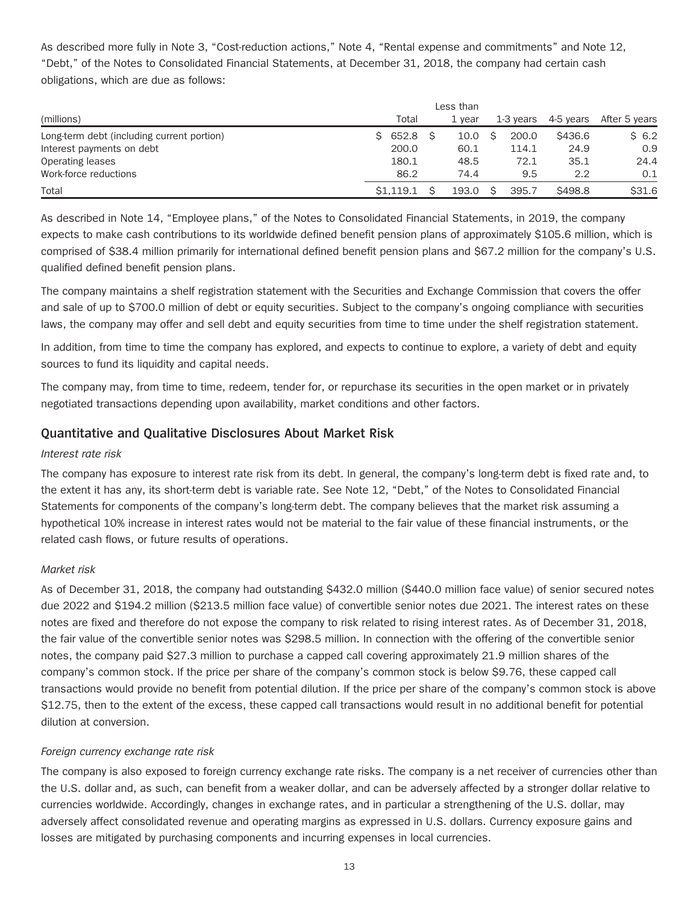As described more fully in Note 3, "Cost-reduction actions," Note 4, "Rental expense and commitments" and Note 12, "Debt," of the Notes to Consolidated Financial Statements, at December 31, 2018, the company had certain cash obligations, which are due as follows:

| (millions) | Total | Less than 1 year | 1-3 years | 4-5 years | After 5 years |
|---|---|---|---|---|---|
| Long-term debt (including current portion) | $ 652.8 | $ 10.0 | $ 200.0 | $436.6 | $ 6.2 |
| Interest payments on debt | 200.0 | 60.1 | 114.1 | 24.9 | 0.9 |
| Operating leases | 180.1 | 48.5 | 72.1 | 35.1 | 24.4 |
| Work-force reductions | 86.2 | 74.4 | 9.5 | 2.2 | 0.1 |
| Total | $1,119.1 | $ 193.0 | $ 395.7 | $498.8 | $31.6 |

As described in Note 14, "Employee plans," of the Notes to Consolidated Financial Statements, in 2019, the company expects to make cash contributions to its worldwide defined benefit pension plans of approximately $105.6 million, which is comprised of $38.4 million primarily for international defined benefit pension plans and $67.2 million for the company's U.S. qualified defined benefit pension plans.

The company maintains a shelf registration statement with the Securities and Exchange Commission that covers the offer and sale of up to $700.0 million of debt or equity securities. Subject to the company's ongoing compliance with securities laws, the company may offer and sell debt and equity securities from time to time under the shelf registration statement.

In addition, from time to time the company has explored, and expects to continue to explore, a variety of debt and equity sources to fund its liquidity and capital needs.

The company may, from time to time, redeem, tender for, or repurchase its securities in the open market or in privately negotiated transactions depending upon availability, market conditions and other factors.

## Quantitative and Qualitative Disclosures About Market Risk

*Interest rate risk*

The company has exposure to interest rate risk from its debt. In general, the company's long-term debt is fixed rate and, to the extent it has any, its short-term debt is variable rate. See Note 12, "Debt," of the Notes to Consolidated Financial Statements for components of the company's long-term debt. The company believes that the market risk assuming a hypothetical 10% increase in interest rates would not be material to the fair value of these financial instruments, or the related cash flows, or future results of operations.

*Market risk*

As of December 31, 2018, the company had outstanding $432.0 million ($440.0 million face value) of senior secured notes due 2022 and $194.2 million ($213.5 million face value) of convertible senior notes due 2021. The interest rates on these notes are fixed and therefore do not expose the company to risk related to rising interest rates. As of December 31, 2018, the fair value of the convertible senior notes was $298.5 million. In connection with the offering of the convertible senior notes, the company paid $27.3 million to purchase a capped call covering approximately 21.9 million shares of the company's common stock. If the price per share of the company's common stock is below $9.76, these capped call transactions would provide no benefit from potential dilution. If the price per share of the company's common stock is above $12.75, then to the extent of the excess, these capped call transactions would result in no additional benefit for potential dilution at conversion.

*Foreign currency exchange rate risk*

The company is also exposed to foreign currency exchange rate risks. The company is a net receiver of currencies other than the U.S. dollar and, as such, can benefit from a weaker dollar, and can be adversely affected by a stronger dollar relative to currencies worldwide. Accordingly, changes in exchange rates, and in particular a strengthening of the U.S. dollar, may adversely affect consolidated revenue and operating margins as expressed in U.S. dollars. Currency exposure gains and losses are mitigated by purchasing components and incurring expenses in local currencies.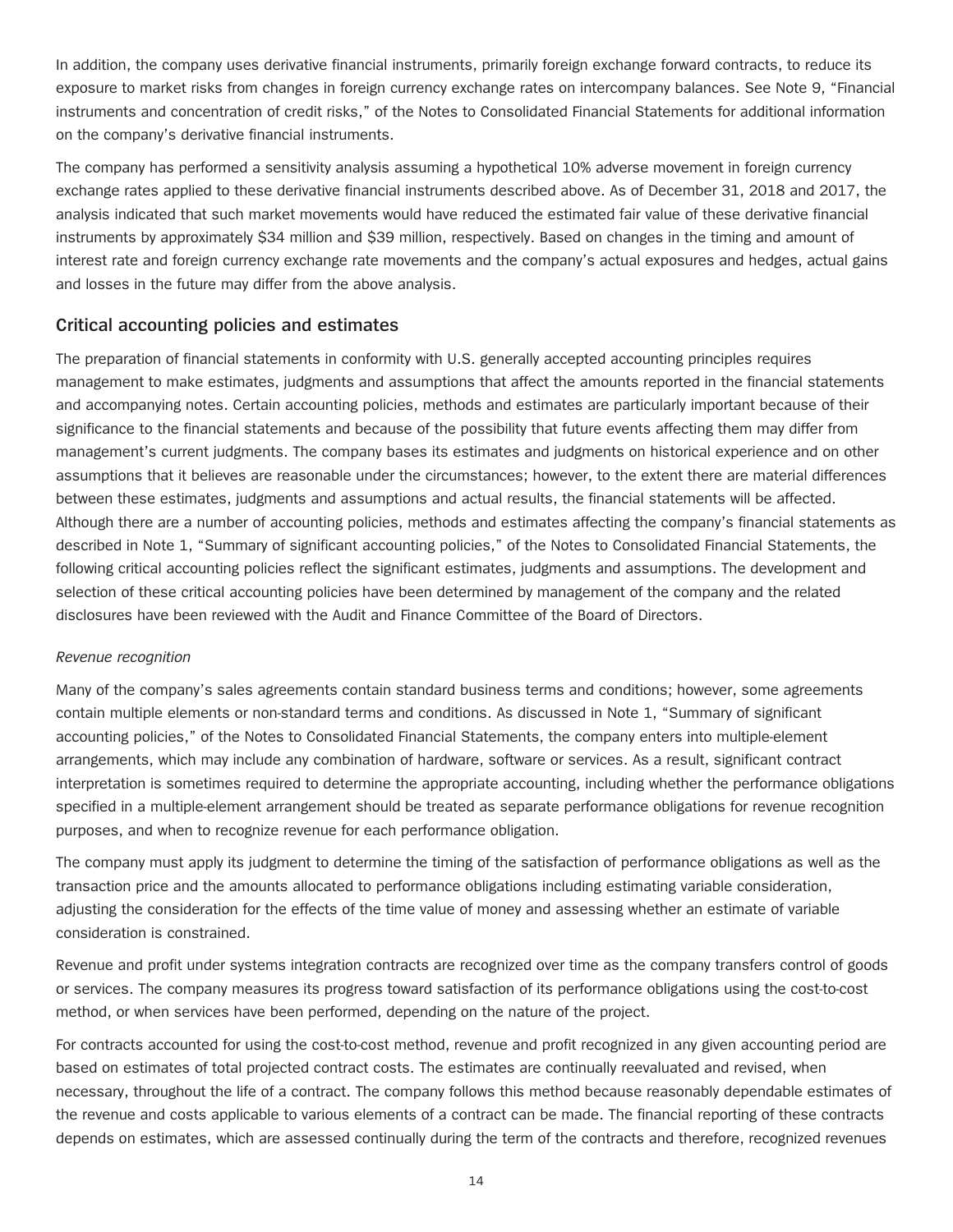In addition, the company uses derivative financial instruments, primarily foreign exchange forward contracts, to reduce its exposure to market risks from changes in foreign currency exchange rates on intercompany balances. See Note 9, "Financial instruments and concentration of credit risks," of the Notes to Consolidated Financial Statements for additional information on the company's derivative financial instruments.

The company has performed a sensitivity analysis assuming a hypothetical 10% adverse movement in foreign currency exchange rates applied to these derivative financial instruments described above. As of December 31, 2018 and 2017, the analysis indicated that such market movements would have reduced the estimated fair value of these derivative financial instruments by approximately $34 million and $39 million, respectively. Based on changes in the timing and amount of interest rate and foreign currency exchange rate movements and the company's actual exposures and hedges, actual gains and losses in the future may differ from the above analysis.

## Critical accounting policies and estimates

The preparation of financial statements in conformity with U.S. generally accepted accounting principles requires management to make estimates, judgments and assumptions that affect the amounts reported in the financial statements and accompanying notes. Certain accounting policies, methods and estimates are particularly important because of their significance to the financial statements and because of the possibility that future events affecting them may differ from management's current judgments. The company bases its estimates and judgments on historical experience and on other assumptions that it believes are reasonable under the circumstances; however, to the extent there are material differences between these estimates, judgments and assumptions and actual results, the financial statements will be affected. Although there are a number of accounting policies, methods and estimates affecting the company's financial statements as described in Note 1, "Summary of significant accounting policies," of the Notes to Consolidated Financial Statements, the following critical accounting policies reflect the significant estimates, judgments and assumptions. The development and selection of these critical accounting policies have been determined by management of the company and the related disclosures have been reviewed with the Audit and Finance Committee of the Board of Directors.

*Revenue recognition*

Many of the company's sales agreements contain standard business terms and conditions; however, some agreements contain multiple elements or non-standard terms and conditions. As discussed in Note 1, "Summary of significant accounting policies," of the Notes to Consolidated Financial Statements, the company enters into multiple-element arrangements, which may include any combination of hardware, software or services. As a result, significant contract interpretation is sometimes required to determine the appropriate accounting, including whether the performance obligations specified in a multiple-element arrangement should be treated as separate performance obligations for revenue recognition purposes, and when to recognize revenue for each performance obligation.

The company must apply its judgment to determine the timing of the satisfaction of performance obligations as well as the transaction price and the amounts allocated to performance obligations including estimating variable consideration, adjusting the consideration for the effects of the time value of money and assessing whether an estimate of variable consideration is constrained.

Revenue and profit under systems integration contracts are recognized over time as the company transfers control of goods or services. The company measures its progress toward satisfaction of its performance obligations using the cost-to-cost method, or when services have been performed, depending on the nature of the project.

For contracts accounted for using the cost-to-cost method, revenue and profit recognized in any given accounting period are based on estimates of total projected contract costs. The estimates are continually reevaluated and revised, when necessary, throughout the life of a contract. The company follows this method because reasonably dependable estimates of the revenue and costs applicable to various elements of a contract can be made. The financial reporting of these contracts depends on estimates, which are assessed continually during the term of the contracts and therefore, recognized revenues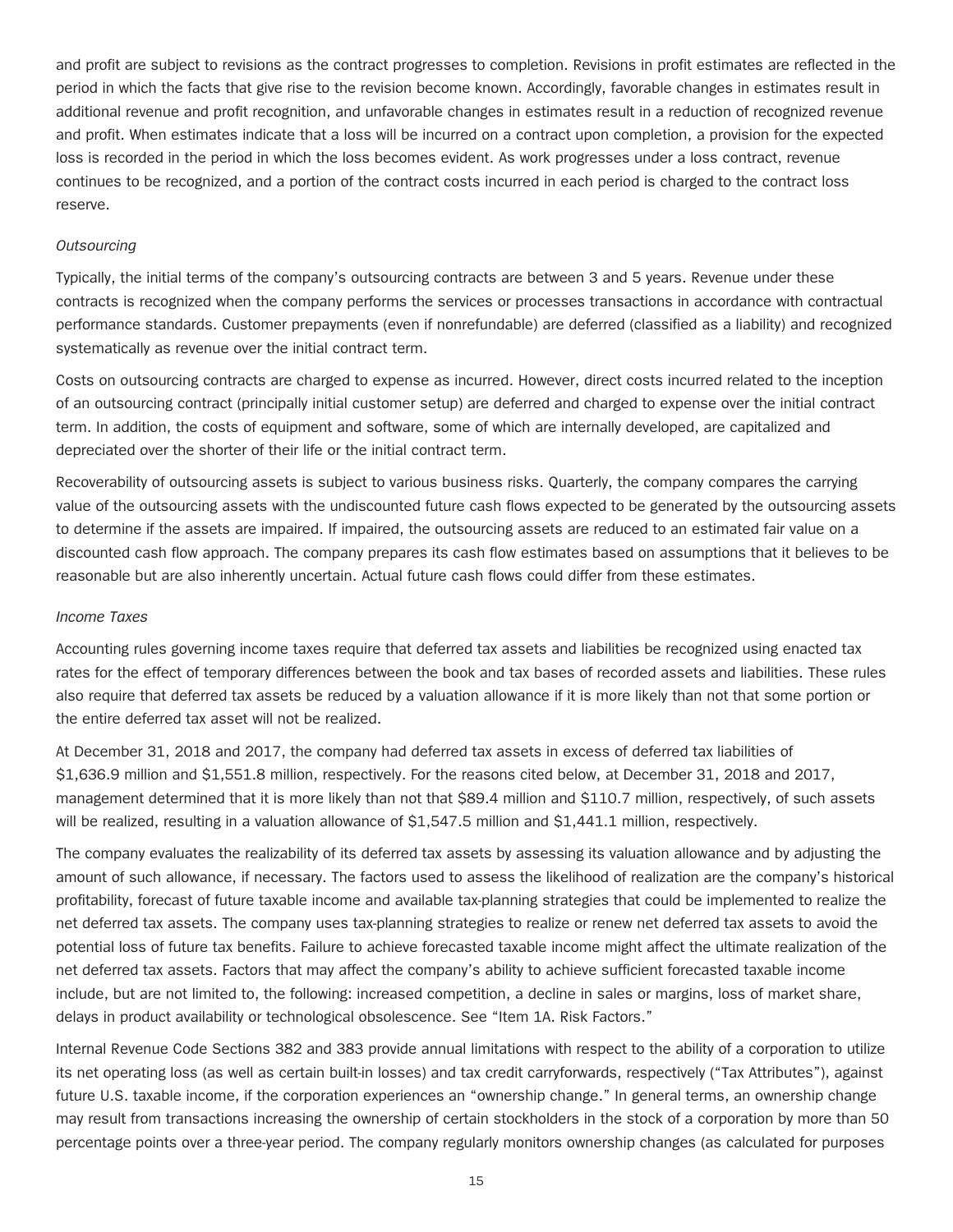and profit are subject to revisions as the contract progresses to completion. Revisions in profit estimates are reflected in the period in which the facts that give rise to the revision become known. Accordingly, favorable changes in estimates result in additional revenue and profit recognition, and unfavorable changes in estimates result in a reduction of recognized revenue and profit. When estimates indicate that a loss will be incurred on a contract upon completion, a provision for the expected loss is recorded in the period in which the loss becomes evident. As work progresses under a loss contract, revenue continues to be recognized, and a portion of the contract costs incurred in each period is charged to the contract loss reserve.

*Outsourcing*

Typically, the initial terms of the company's outsourcing contracts are between 3 and 5 years. Revenue under these contracts is recognized when the company performs the services or processes transactions in accordance with contractual performance standards. Customer prepayments (even if nonrefundable) are deferred (classified as a liability) and recognized systematically as revenue over the initial contract term.

Costs on outsourcing contracts are charged to expense as incurred. However, direct costs incurred related to the inception of an outsourcing contract (principally initial customer setup) are deferred and charged to expense over the initial contract term. In addition, the costs of equipment and software, some of which are internally developed, are capitalized and depreciated over the shorter of their life or the initial contract term.

Recoverability of outsourcing assets is subject to various business risks. Quarterly, the company compares the carrying value of the outsourcing assets with the undiscounted future cash flows expected to be generated by the outsourcing assets to determine if the assets are impaired. If impaired, the outsourcing assets are reduced to an estimated fair value on a discounted cash flow approach. The company prepares its cash flow estimates based on assumptions that it believes to be reasonable but are also inherently uncertain. Actual future cash flows could differ from these estimates.

*Income Taxes*

Accounting rules governing income taxes require that deferred tax assets and liabilities be recognized using enacted tax rates for the effect of temporary differences between the book and tax bases of recorded assets and liabilities. These rules also require that deferred tax assets be reduced by a valuation allowance if it is more likely than not that some portion or the entire deferred tax asset will not be realized.

At December 31, 2018 and 2017, the company had deferred tax assets in excess of deferred tax liabilities of $1,636.9 million and $1,551.8 million, respectively. For the reasons cited below, at December 31, 2018 and 2017, management determined that it is more likely than not that $89.4 million and $110.7 million, respectively, of such assets will be realized, resulting in a valuation allowance of $1,547.5 million and $1,441.1 million, respectively.

The company evaluates the realizability of its deferred tax assets by assessing its valuation allowance and by adjusting the amount of such allowance, if necessary. The factors used to assess the likelihood of realization are the company's historical profitability, forecast of future taxable income and available tax-planning strategies that could be implemented to realize the net deferred tax assets. The company uses tax-planning strategies to realize or renew net deferred tax assets to avoid the potential loss of future tax benefits. Failure to achieve forecasted taxable income might affect the ultimate realization of the net deferred tax assets. Factors that may affect the company's ability to achieve sufficient forecasted taxable income include, but are not limited to, the following: increased competition, a decline in sales or margins, loss of market share, delays in product availability or technological obsolescence. See "Item 1A. Risk Factors."

Internal Revenue Code Sections 382 and 383 provide annual limitations with respect to the ability of a corporation to utilize its net operating loss (as well as certain built-in losses) and tax credit carryforwards, respectively ("Tax Attributes"), against future U.S. taxable income, if the corporation experiences an "ownership change." In general terms, an ownership change may result from transactions increasing the ownership of certain stockholders in the stock of a corporation by more than 50 percentage points over a three-year period. The company regularly monitors ownership changes (as calculated for purposes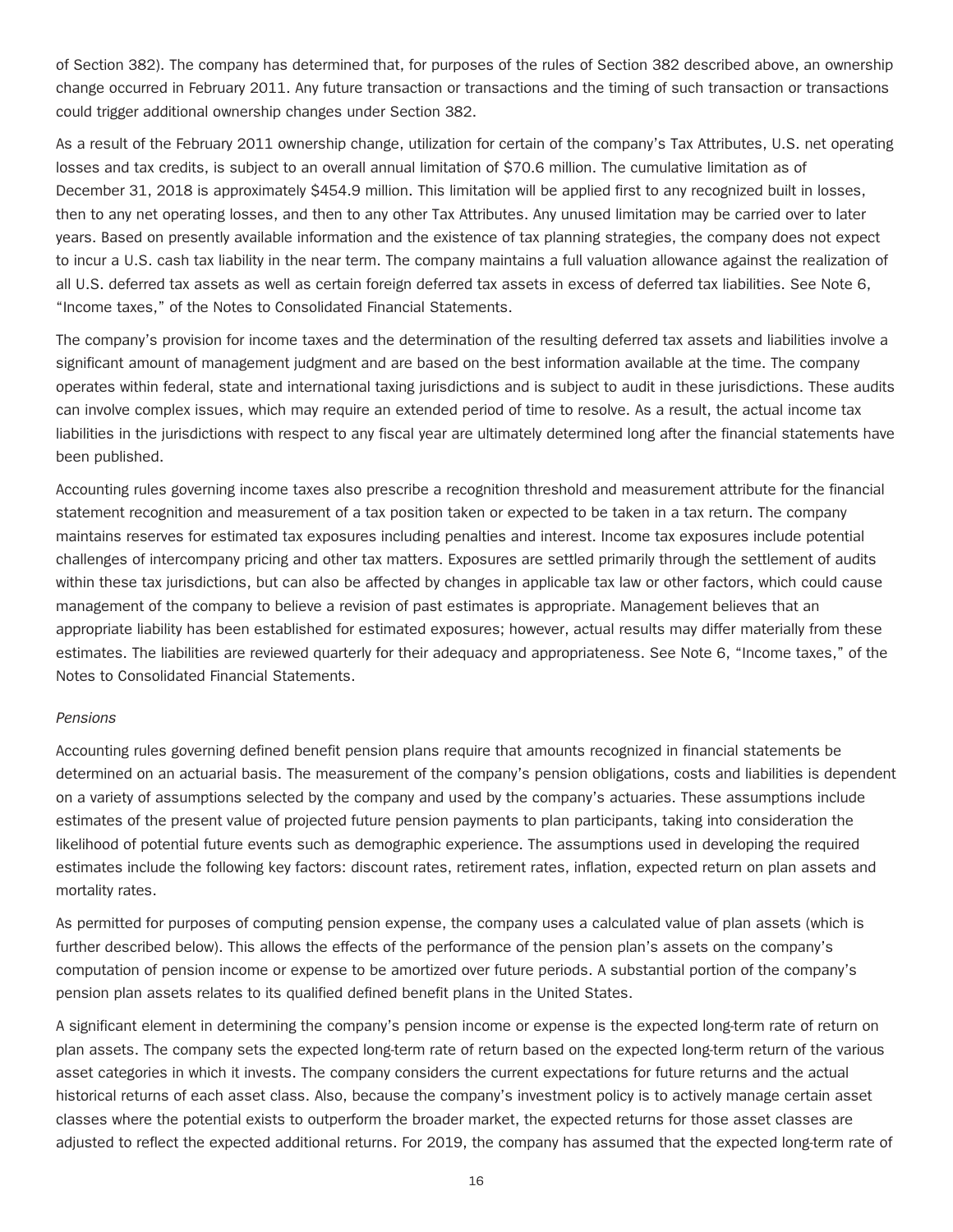of Section 382). The company has determined that, for purposes of the rules of Section 382 described above, an ownership change occurred in February 2011. Any future transaction or transactions and the timing of such transaction or transactions could trigger additional ownership changes under Section 382.

As a result of the February 2011 ownership change, utilization for certain of the company's Tax Attributes, U.S. net operating losses and tax credits, is subject to an overall annual limitation of $70.6 million. The cumulative limitation as of December 31, 2018 is approximately $454.9 million. This limitation will be applied first to any recognized built in losses, then to any net operating losses, and then to any other Tax Attributes. Any unused limitation may be carried over to later years. Based on presently available information and the existence of tax planning strategies, the company does not expect to incur a U.S. cash tax liability in the near term. The company maintains a full valuation allowance against the realization of all U.S. deferred tax assets as well as certain foreign deferred tax assets in excess of deferred tax liabilities. See Note 6, "Income taxes," of the Notes to Consolidated Financial Statements.

The company's provision for income taxes and the determination of the resulting deferred tax assets and liabilities involve a significant amount of management judgment and are based on the best information available at the time. The company operates within federal, state and international taxing jurisdictions and is subject to audit in these jurisdictions. These audits can involve complex issues, which may require an extended period of time to resolve. As a result, the actual income tax liabilities in the jurisdictions with respect to any fiscal year are ultimately determined long after the financial statements have been published.

Accounting rules governing income taxes also prescribe a recognition threshold and measurement attribute for the financial statement recognition and measurement of a tax position taken or expected to be taken in a tax return. The company maintains reserves for estimated tax exposures including penalties and interest. Income tax exposures include potential challenges of intercompany pricing and other tax matters. Exposures are settled primarily through the settlement of audits within these tax jurisdictions, but can also be affected by changes in applicable tax law or other factors, which could cause management of the company to believe a revision of past estimates is appropriate. Management believes that an appropriate liability has been established for estimated exposures; however, actual results may differ materially from these estimates. The liabilities are reviewed quarterly for their adequacy and appropriateness. See Note 6, "Income taxes," of the Notes to Consolidated Financial Statements.

*Pensions*

Accounting rules governing defined benefit pension plans require that amounts recognized in financial statements be determined on an actuarial basis. The measurement of the company's pension obligations, costs and liabilities is dependent on a variety of assumptions selected by the company and used by the company's actuaries. These assumptions include estimates of the present value of projected future pension payments to plan participants, taking into consideration the likelihood of potential future events such as demographic experience. The assumptions used in developing the required estimates include the following key factors: discount rates, retirement rates, inflation, expected return on plan assets and mortality rates.

As permitted for purposes of computing pension expense, the company uses a calculated value of plan assets (which is further described below). This allows the effects of the performance of the pension plan's assets on the company's computation of pension income or expense to be amortized over future periods. A substantial portion of the company's pension plan assets relates to its qualified defined benefit plans in the United States.

A significant element in determining the company's pension income or expense is the expected long-term rate of return on plan assets. The company sets the expected long-term rate of return based on the expected long-term return of the various asset categories in which it invests. The company considers the current expectations for future returns and the actual historical returns of each asset class. Also, because the company's investment policy is to actively manage certain asset classes where the potential exists to outperform the broader market, the expected returns for those asset classes are adjusted to reflect the expected additional returns. For 2019, the company has assumed that the expected long-term rate of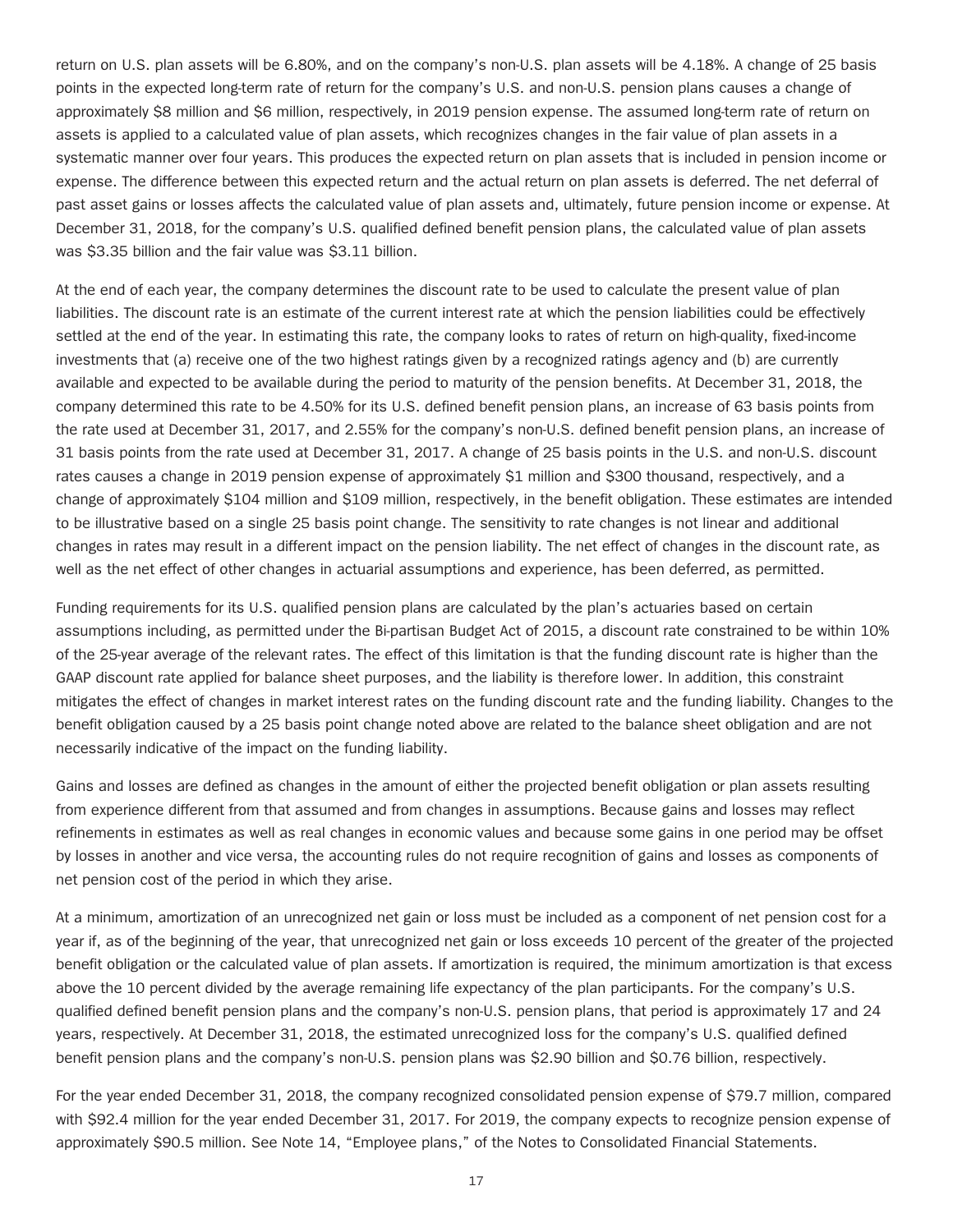return on U.S. plan assets will be 6.80%, and on the company's non-U.S. plan assets will be 4.18%. A change of 25 basis points in the expected long-term rate of return for the company's U.S. and non-U.S. pension plans causes a change of approximately $8 million and $6 million, respectively, in 2019 pension expense. The assumed long-term rate of return on assets is applied to a calculated value of plan assets, which recognizes changes in the fair value of plan assets in a systematic manner over four years. This produces the expected return on plan assets that is included in pension income or expense. The difference between this expected return and the actual return on plan assets is deferred. The net deferral of past asset gains or losses affects the calculated value of plan assets and, ultimately, future pension income or expense. At December 31, 2018, for the company's U.S. qualified defined benefit pension plans, the calculated value of plan assets was $3.35 billion and the fair value was $3.11 billion.

At the end of each year, the company determines the discount rate to be used to calculate the present value of plan liabilities. The discount rate is an estimate of the current interest rate at which the pension liabilities could be effectively settled at the end of the year. In estimating this rate, the company looks to rates of return on high-quality, fixed-income investments that (a) receive one of the two highest ratings given by a recognized ratings agency and (b) are currently available and expected to be available during the period to maturity of the pension benefits. At December 31, 2018, the company determined this rate to be 4.50% for its U.S. defined benefit pension plans, an increase of 63 basis points from the rate used at December 31, 2017, and 2.55% for the company's non-U.S. defined benefit pension plans, an increase of 31 basis points from the rate used at December 31, 2017. A change of 25 basis points in the U.S. and non-U.S. discount rates causes a change in 2019 pension expense of approximately $1 million and $300 thousand, respectively, and a change of approximately $104 million and $109 million, respectively, in the benefit obligation. These estimates are intended to be illustrative based on a single 25 basis point change. The sensitivity to rate changes is not linear and additional changes in rates may result in a different impact on the pension liability. The net effect of changes in the discount rate, as well as the net effect of other changes in actuarial assumptions and experience, has been deferred, as permitted.

Funding requirements for its U.S. qualified pension plans are calculated by the plan's actuaries based on certain assumptions including, as permitted under the Bi-partisan Budget Act of 2015, a discount rate constrained to be within 10% of the 25-year average of the relevant rates. The effect of this limitation is that the funding discount rate is higher than the GAAP discount rate applied for balance sheet purposes, and the liability is therefore lower. In addition, this constraint mitigates the effect of changes in market interest rates on the funding discount rate and the funding liability. Changes to the benefit obligation caused by a 25 basis point change noted above are related to the balance sheet obligation and are not necessarily indicative of the impact on the funding liability.

Gains and losses are defined as changes in the amount of either the projected benefit obligation or plan assets resulting from experience different from that assumed and from changes in assumptions. Because gains and losses may reflect refinements in estimates as well as real changes in economic values and because some gains in one period may be offset by losses in another and vice versa, the accounting rules do not require recognition of gains and losses as components of net pension cost of the period in which they arise.

At a minimum, amortization of an unrecognized net gain or loss must be included as a component of net pension cost for a year if, as of the beginning of the year, that unrecognized net gain or loss exceeds 10 percent of the greater of the projected benefit obligation or the calculated value of plan assets. If amortization is required, the minimum amortization is that excess above the 10 percent divided by the average remaining life expectancy of the plan participants. For the company's U.S. qualified defined benefit pension plans and the company's non-U.S. pension plans, that period is approximately 17 and 24 years, respectively. At December 31, 2018, the estimated unrecognized loss for the company's U.S. qualified defined benefit pension plans and the company's non-U.S. pension plans was $2.90 billion and $0.76 billion, respectively.

For the year ended December 31, 2018, the company recognized consolidated pension expense of $79.7 million, compared with $92.4 million for the year ended December 31, 2017. For 2019, the company expects to recognize pension expense of approximately $90.5 million. See Note 14, "Employee plans," of the Notes to Consolidated Financial Statements.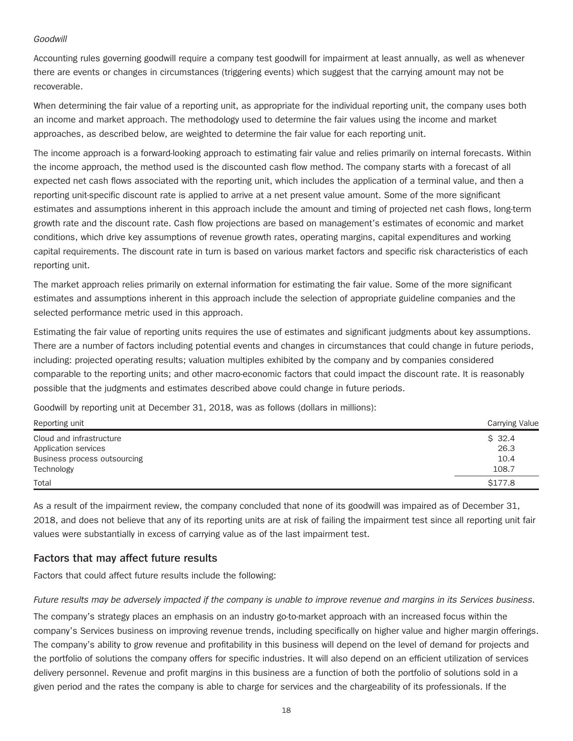*Goodwill*

Accounting rules governing goodwill require a company test goodwill for impairment at least annually, as well as whenever there are events or changes in circumstances (triggering events) which suggest that the carrying amount may not be recoverable.

When determining the fair value of a reporting unit, as appropriate for the individual reporting unit, the company uses both an income and market approach. The methodology used to determine the fair values using the income and market approaches, as described below, are weighted to determine the fair value for each reporting unit.

The income approach is a forward-looking approach to estimating fair value and relies primarily on internal forecasts. Within the income approach, the method used is the discounted cash flow method. The company starts with a forecast of all expected net cash flows associated with the reporting unit, which includes the application of a terminal value, and then a reporting unit-specific discount rate is applied to arrive at a net present value amount. Some of the more significant estimates and assumptions inherent in this approach include the amount and timing of projected net cash flows, long-term growth rate and the discount rate. Cash flow projections are based on management's estimates of economic and market conditions, which drive key assumptions of revenue growth rates, operating margins, capital expenditures and working capital requirements. The discount rate in turn is based on various market factors and specific risk characteristics of each reporting unit.

The market approach relies primarily on external information for estimating the fair value. Some of the more significant estimates and assumptions inherent in this approach include the selection of appropriate guideline companies and the selected performance metric used in this approach.

Estimating the fair value of reporting units requires the use of estimates and significant judgments about key assumptions. There are a number of factors including potential events and changes in circumstances that could change in future periods, including: projected operating results; valuation multiples exhibited by the company and by companies considered comparable to the reporting units; and other macro-economic factors that could impact the discount rate. It is reasonably possible that the judgments and estimates described above could change in future periods.

Goodwill by reporting unit at December 31, 2018, was as follows (dollars in millions):

| Reporting unit | Carrying Value |
|---|---|
| Cloud and infrastructure | $ 32.4 |
| Application services | 26.3 |
| Business process outsourcing | 10.4 |
| Technology | 108.7 |
| Total | $177.8 |

As a result of the impairment review, the company concluded that none of its goodwill was impaired as of December 31, 2018, and does not believe that any of its reporting units are at risk of failing the impairment test since all reporting unit fair values were substantially in excess of carrying value as of the last impairment test.

## Factors that may affect future results

Factors that could affect future results include the following:

*Future results may be adversely impacted if the company is unable to improve revenue and margins in its Services business.*

The company's strategy places an emphasis on an industry go-to-market approach with an increased focus within the company's Services business on improving revenue trends, including specifically on higher value and higher margin offerings. The company's ability to grow revenue and profitability in this business will depend on the level of demand for projects and the portfolio of solutions the company offers for specific industries. It will also depend on an efficient utilization of services delivery personnel. Revenue and profit margins in this business are a function of both the portfolio of solutions sold in a given period and the rates the company is able to charge for services and the chargeability of its professionals. If the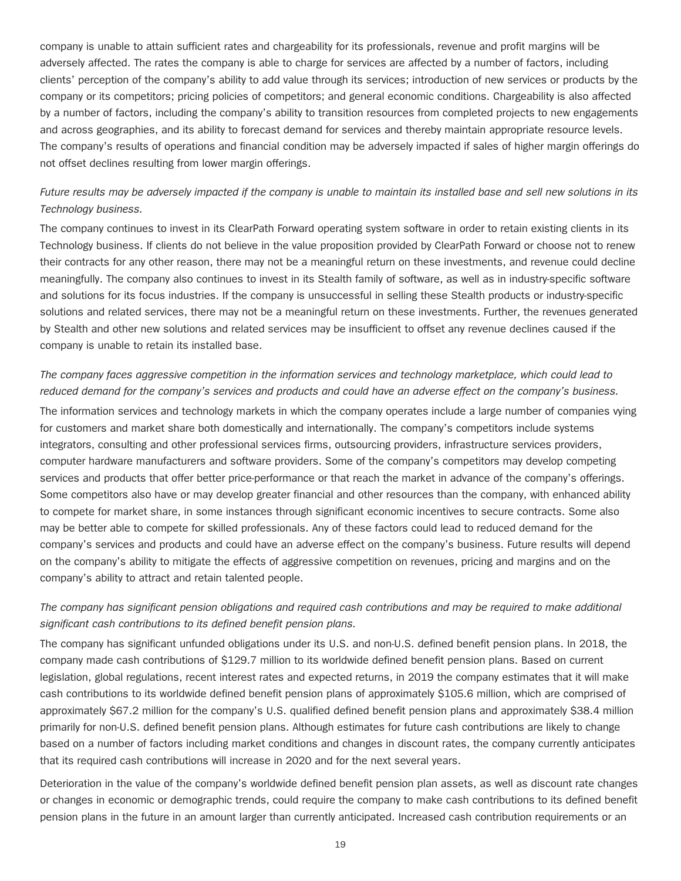company is unable to attain sufficient rates and chargeability for its professionals, revenue and profit margins will be adversely affected. The rates the company is able to charge for services are affected by a number of factors, including clients' perception of the company's ability to add value through its services; introduction of new services or products by the company or its competitors; pricing policies of competitors; and general economic conditions. Chargeability is also affected by a number of factors, including the company's ability to transition resources from completed projects to new engagements and across geographies, and its ability to forecast demand for services and thereby maintain appropriate resource levels. The company's results of operations and financial condition may be adversely impacted if sales of higher margin offerings do not offset declines resulting from lower margin offerings.

*Future results may be adversely impacted if the company is unable to maintain its installed base and sell new solutions in its Technology business.*

The company continues to invest in its ClearPath Forward operating system software in order to retain existing clients in its Technology business. If clients do not believe in the value proposition provided by ClearPath Forward or choose not to renew their contracts for any other reason, there may not be a meaningful return on these investments, and revenue could decline meaningfully. The company also continues to invest in its Stealth family of software, as well as in industry-specific software and solutions for its focus industries. If the company is unsuccessful in selling these Stealth products or industry-specific solutions and related services, there may not be a meaningful return on these investments. Further, the revenues generated by Stealth and other new solutions and related services may be insufficient to offset any revenue declines caused if the company is unable to retain its installed base.

*The company faces aggressive competition in the information services and technology marketplace, which could lead to reduced demand for the company's services and products and could have an adverse effect on the company's business.*

The information services and technology markets in which the company operates include a large number of companies vying for customers and market share both domestically and internationally. The company's competitors include systems integrators, consulting and other professional services firms, outsourcing providers, infrastructure services providers, computer hardware manufacturers and software providers. Some of the company's competitors may develop competing services and products that offer better price-performance or that reach the market in advance of the company's offerings. Some competitors also have or may develop greater financial and other resources than the company, with enhanced ability to compete for market share, in some instances through significant economic incentives to secure contracts. Some also may be better able to compete for skilled professionals. Any of these factors could lead to reduced demand for the company's services and products and could have an adverse effect on the company's business. Future results will depend on the company's ability to mitigate the effects of aggressive competition on revenues, pricing and margins and on the company's ability to attract and retain talented people.

*The company has significant pension obligations and required cash contributions and may be required to make additional significant cash contributions to its defined benefit pension plans.*

The company has significant unfunded obligations under its U.S. and non-U.S. defined benefit pension plans. In 2018, the company made cash contributions of $129.7 million to its worldwide defined benefit pension plans. Based on current legislation, global regulations, recent interest rates and expected returns, in 2019 the company estimates that it will make cash contributions to its worldwide defined benefit pension plans of approximately $105.6 million, which are comprised of approximately $67.2 million for the company's U.S. qualified defined benefit pension plans and approximately $38.4 million primarily for non-U.S. defined benefit pension plans. Although estimates for future cash contributions are likely to change based on a number of factors including market conditions and changes in discount rates, the company currently anticipates that its required cash contributions will increase in 2020 and for the next several years.

Deterioration in the value of the company's worldwide defined benefit pension plan assets, as well as discount rate changes or changes in economic or demographic trends, could require the company to make cash contributions to its defined benefit pension plans in the future in an amount larger than currently anticipated. Increased cash contribution requirements or an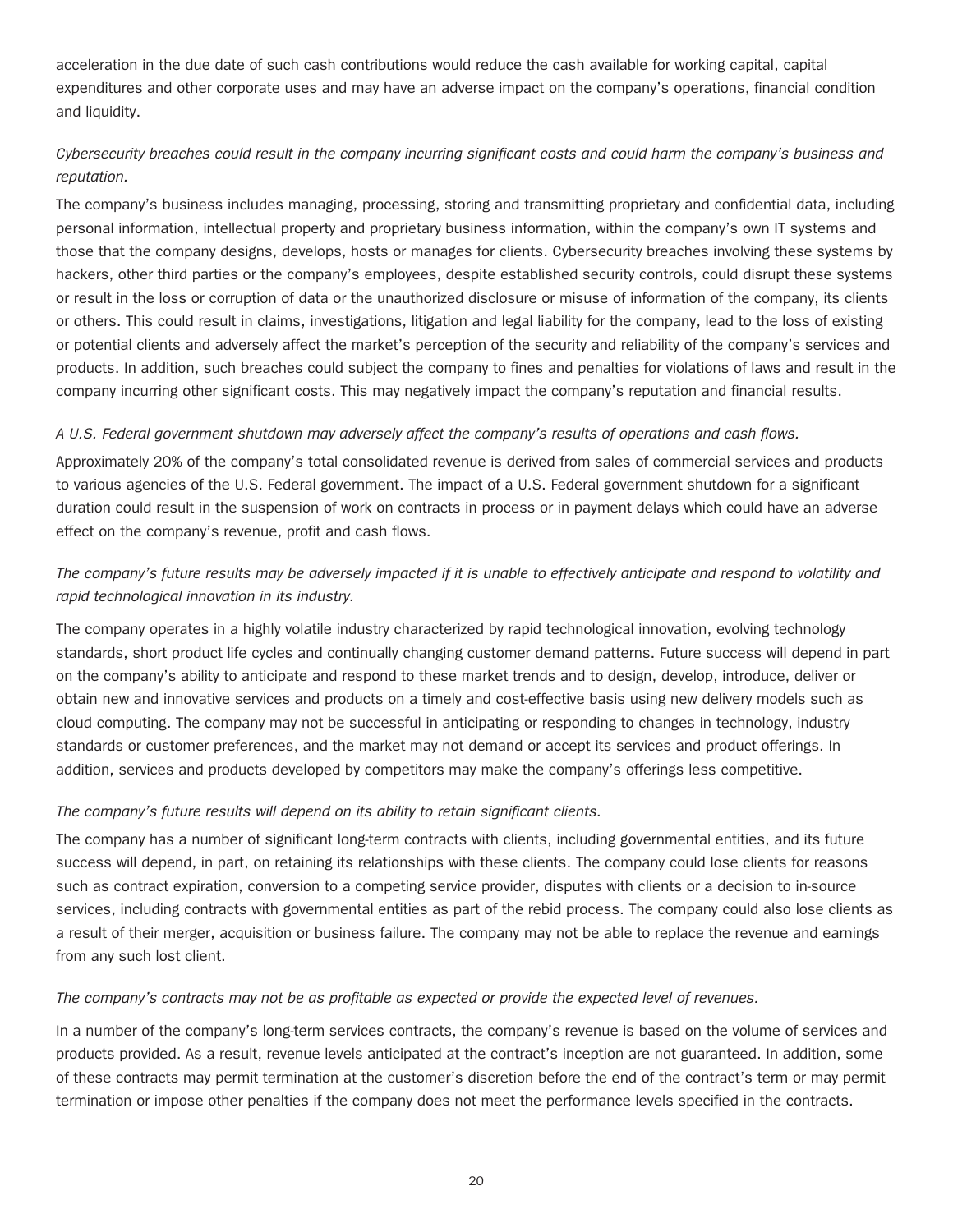acceleration in the due date of such cash contributions would reduce the cash available for working capital, capital expenditures and other corporate uses and may have an adverse impact on the company's operations, financial condition and liquidity.

*Cybersecurity breaches could result in the company incurring significant costs and could harm the company's business and reputation.*

The company's business includes managing, processing, storing and transmitting proprietary and confidential data, including personal information, intellectual property and proprietary business information, within the company's own IT systems and those that the company designs, develops, hosts or manages for clients. Cybersecurity breaches involving these systems by hackers, other third parties or the company's employees, despite established security controls, could disrupt these systems or result in the loss or corruption of data or the unauthorized disclosure or misuse of information of the company, its clients or others. This could result in claims, investigations, litigation and legal liability for the company, lead to the loss of existing or potential clients and adversely affect the market's perception of the security and reliability of the company's services and products. In addition, such breaches could subject the company to fines and penalties for violations of laws and result in the company incurring other significant costs. This may negatively impact the company's reputation and financial results.

*A U.S. Federal government shutdown may adversely affect the company's results of operations and cash flows.*

Approximately 20% of the company's total consolidated revenue is derived from sales of commercial services and products to various agencies of the U.S. Federal government. The impact of a U.S. Federal government shutdown for a significant duration could result in the suspension of work on contracts in process or in payment delays which could have an adverse effect on the company's revenue, profit and cash flows.

*The company's future results may be adversely impacted if it is unable to effectively anticipate and respond to volatility and rapid technological innovation in its industry.*

The company operates in a highly volatile industry characterized by rapid technological innovation, evolving technology standards, short product life cycles and continually changing customer demand patterns. Future success will depend in part on the company's ability to anticipate and respond to these market trends and to design, develop, introduce, deliver or obtain new and innovative services and products on a timely and cost-effective basis using new delivery models such as cloud computing. The company may not be successful in anticipating or responding to changes in technology, industry standards or customer preferences, and the market may not demand or accept its services and product offerings. In addition, services and products developed by competitors may make the company's offerings less competitive.

*The company's future results will depend on its ability to retain significant clients.*

The company has a number of significant long-term contracts with clients, including governmental entities, and its future success will depend, in part, on retaining its relationships with these clients. The company could lose clients for reasons such as contract expiration, conversion to a competing service provider, disputes with clients or a decision to in-source services, including contracts with governmental entities as part of the rebid process. The company could also lose clients as a result of their merger, acquisition or business failure. The company may not be able to replace the revenue and earnings from any such lost client.

*The company's contracts may not be as profitable as expected or provide the expected level of revenues.*

In a number of the company's long-term services contracts, the company's revenue is based on the volume of services and products provided. As a result, revenue levels anticipated at the contract's inception are not guaranteed. In addition, some of these contracts may permit termination at the customer's discretion before the end of the contract's term or may permit termination or impose other penalties if the company does not meet the performance levels specified in the contracts.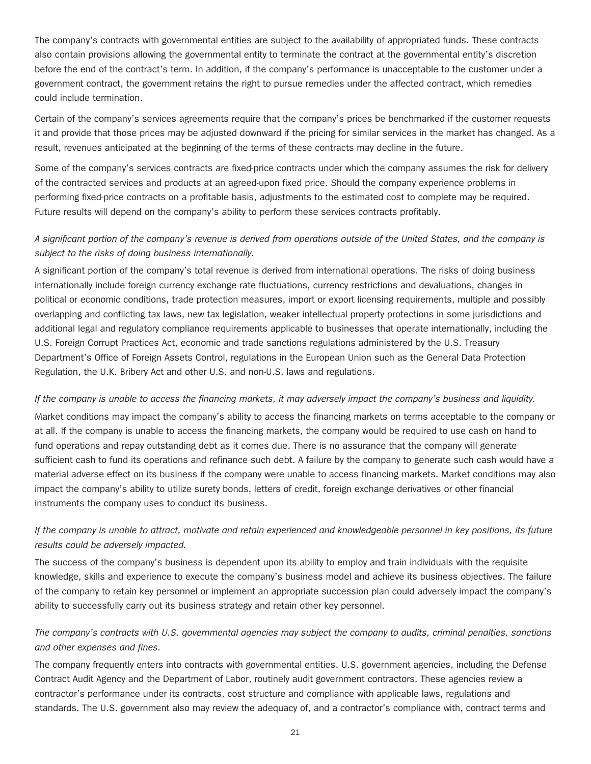The company's contracts with governmental entities are subject to the availability of appropriated funds. These contracts also contain provisions allowing the governmental entity to terminate the contract at the governmental entity's discretion before the end of the contract's term. In addition, if the company's performance is unacceptable to the customer under a government contract, the government retains the right to pursue remedies under the affected contract, which remedies could include termination.

Certain of the company's services agreements require that the company's prices be benchmarked if the customer requests it and provide that those prices may be adjusted downward if the pricing for similar services in the market has changed. As a result, revenues anticipated at the beginning of the terms of these contracts may decline in the future.

Some of the company's services contracts are fixed-price contracts under which the company assumes the risk for delivery of the contracted services and products at an agreed-upon fixed price. Should the company experience problems in performing fixed-price contracts on a profitable basis, adjustments to the estimated cost to complete may be required. Future results will depend on the company's ability to perform these services contracts profitably.

*A significant portion of the company's revenue is derived from operations outside of the United States, and the company is subject to the risks of doing business internationally.*

A significant portion of the company's total revenue is derived from international operations. The risks of doing business internationally include foreign currency exchange rate fluctuations, currency restrictions and devaluations, changes in political or economic conditions, trade protection measures, import or export licensing requirements, multiple and possibly overlapping and conflicting tax laws, new tax legislation, weaker intellectual property protections in some jurisdictions and additional legal and regulatory compliance requirements applicable to businesses that operate internationally, including the U.S. Foreign Corrupt Practices Act, economic and trade sanctions regulations administered by the U.S. Treasury Department's Office of Foreign Assets Control, regulations in the European Union such as the General Data Protection Regulation, the U.K. Bribery Act and other U.S. and non-U.S. laws and regulations.

*If the company is unable to access the financing markets, it may adversely impact the company's business and liquidity.*

Market conditions may impact the company's ability to access the financing markets on terms acceptable to the company or at all. If the company is unable to access the financing markets, the company would be required to use cash on hand to fund operations and repay outstanding debt as it comes due. There is no assurance that the company will generate sufficient cash to fund its operations and refinance such debt. A failure by the company to generate such cash would have a material adverse effect on its business if the company were unable to access financing markets. Market conditions may also impact the company's ability to utilize surety bonds, letters of credit, foreign exchange derivatives or other financial instruments the company uses to conduct its business.

*If the company is unable to attract, motivate and retain experienced and knowledgeable personnel in key positions, its future results could be adversely impacted.*

The success of the company's business is dependent upon its ability to employ and train individuals with the requisite knowledge, skills and experience to execute the company's business model and achieve its business objectives. The failure of the company to retain key personnel or implement an appropriate succession plan could adversely impact the company's ability to successfully carry out its business strategy and retain other key personnel.

*The company's contracts with U.S. governmental agencies may subject the company to audits, criminal penalties, sanctions and other expenses and fines.*

The company frequently enters into contracts with governmental entities. U.S. government agencies, including the Defense Contract Audit Agency and the Department of Labor, routinely audit government contractors. These agencies review a contractor's performance under its contracts, cost structure and compliance with applicable laws, regulations and standards. The U.S. government also may review the adequacy of, and a contractor's compliance with, contract terms and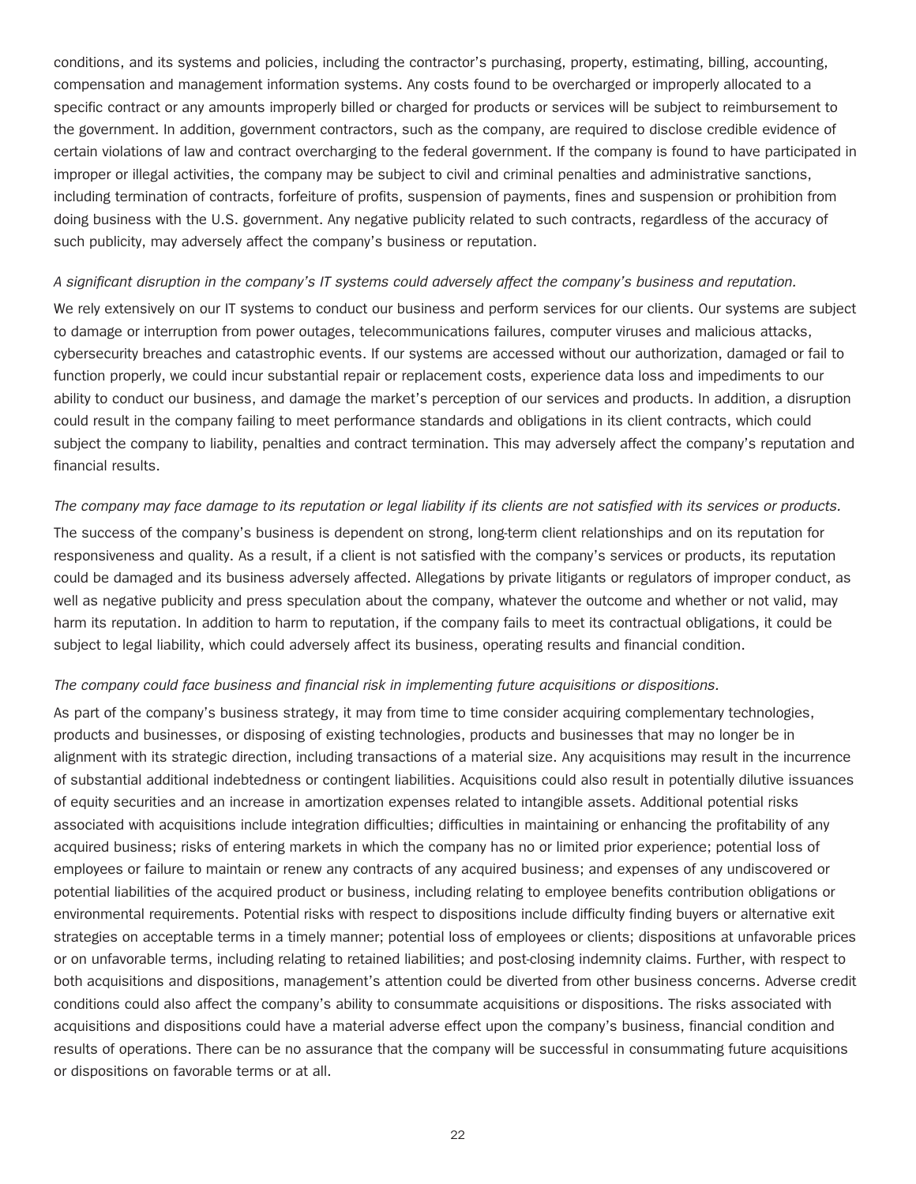conditions, and its systems and policies, including the contractor's purchasing, property, estimating, billing, accounting, compensation and management information systems. Any costs found to be overcharged or improperly allocated to a specific contract or any amounts improperly billed or charged for products or services will be subject to reimbursement to the government. In addition, government contractors, such as the company, are required to disclose credible evidence of certain violations of law and contract overcharging to the federal government. If the company is found to have participated in improper or illegal activities, the company may be subject to civil and criminal penalties and administrative sanctions, including termination of contracts, forfeiture of profits, suspension of payments, fines and suspension or prohibition from doing business with the U.S. government. Any negative publicity related to such contracts, regardless of the accuracy of such publicity, may adversely affect the company's business or reputation.

*A significant disruption in the company's IT systems could adversely affect the company's business and reputation.*

We rely extensively on our IT systems to conduct our business and perform services for our clients. Our systems are subject to damage or interruption from power outages, telecommunications failures, computer viruses and malicious attacks, cybersecurity breaches and catastrophic events. If our systems are accessed without our authorization, damaged or fail to function properly, we could incur substantial repair or replacement costs, experience data loss and impediments to our ability to conduct our business, and damage the market's perception of our services and products. In addition, a disruption could result in the company failing to meet performance standards and obligations in its client contracts, which could subject the company to liability, penalties and contract termination. This may adversely affect the company's reputation and financial results.

*The company may face damage to its reputation or legal liability if its clients are not satisfied with its services or products.*

The success of the company's business is dependent on strong, long-term client relationships and on its reputation for responsiveness and quality. As a result, if a client is not satisfied with the company's services or products, its reputation could be damaged and its business adversely affected. Allegations by private litigants or regulators of improper conduct, as well as negative publicity and press speculation about the company, whatever the outcome and whether or not valid, may harm its reputation. In addition to harm to reputation, if the company fails to meet its contractual obligations, it could be subject to legal liability, which could adversely affect its business, operating results and financial condition.

*The company could face business and financial risk in implementing future acquisitions or dispositions.*

As part of the company's business strategy, it may from time to time consider acquiring complementary technologies, products and businesses, or disposing of existing technologies, products and businesses that may no longer be in alignment with its strategic direction, including transactions of a material size. Any acquisitions may result in the incurrence of substantial additional indebtedness or contingent liabilities. Acquisitions could also result in potentially dilutive issuances of equity securities and an increase in amortization expenses related to intangible assets. Additional potential risks associated with acquisitions include integration difficulties; difficulties in maintaining or enhancing the profitability of any acquired business; risks of entering markets in which the company has no or limited prior experience; potential loss of employees or failure to maintain or renew any contracts of any acquired business; and expenses of any undiscovered or potential liabilities of the acquired product or business, including relating to employee benefits contribution obligations or environmental requirements. Potential risks with respect to dispositions include difficulty finding buyers or alternative exit strategies on acceptable terms in a timely manner; potential loss of employees or clients; dispositions at unfavorable prices or on unfavorable terms, including relating to retained liabilities; and post-closing indemnity claims. Further, with respect to both acquisitions and dispositions, management's attention could be diverted from other business concerns. Adverse credit conditions could also affect the company's ability to consummate acquisitions or dispositions. The risks associated with acquisitions and dispositions could have a material adverse effect upon the company's business, financial condition and results of operations. There can be no assurance that the company will be successful in consummating future acquisitions or dispositions on favorable terms or at all.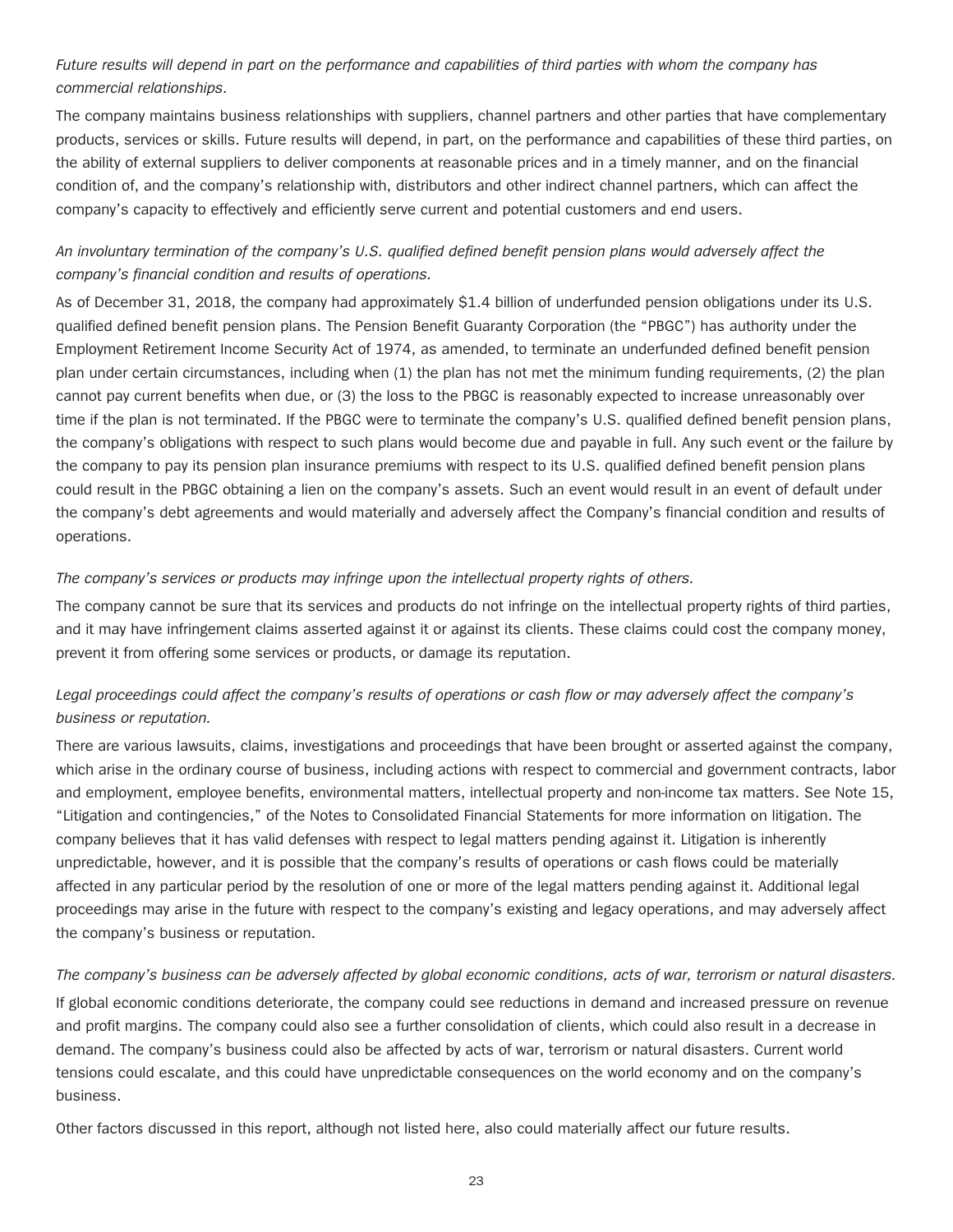*Future results will depend in part on the performance and capabilities of third parties with whom the company has commercial relationships.*

The company maintains business relationships with suppliers, channel partners and other parties that have complementary products, services or skills. Future results will depend, in part, on the performance and capabilities of these third parties, on the ability of external suppliers to deliver components at reasonable prices and in a timely manner, and on the financial condition of, and the company's relationship with, distributors and other indirect channel partners, which can affect the company's capacity to effectively and efficiently serve current and potential customers and end users.

*An involuntary termination of the company's U.S. qualified defined benefit pension plans would adversely affect the company's financial condition and results of operations.*

As of December 31, 2018, the company had approximately $1.4 billion of underfunded pension obligations under its U.S. qualified defined benefit pension plans. The Pension Benefit Guaranty Corporation (the "PBGC") has authority under the Employment Retirement Income Security Act of 1974, as amended, to terminate an underfunded defined benefit pension plan under certain circumstances, including when (1) the plan has not met the minimum funding requirements, (2) the plan cannot pay current benefits when due, or (3) the loss to the PBGC is reasonably expected to increase unreasonably over time if the plan is not terminated. If the PBGC were to terminate the company's U.S. qualified defined benefit pension plans, the company's obligations with respect to such plans would become due and payable in full. Any such event or the failure by the company to pay its pension plan insurance premiums with respect to its U.S. qualified defined benefit pension plans could result in the PBGC obtaining a lien on the company's assets. Such an event would result in an event of default under the company's debt agreements and would materially and adversely affect the Company's financial condition and results of operations.

*The company's services or products may infringe upon the intellectual property rights of others.*

The company cannot be sure that its services and products do not infringe on the intellectual property rights of third parties, and it may have infringement claims asserted against it or against its clients. These claims could cost the company money, prevent it from offering some services or products, or damage its reputation.

*Legal proceedings could affect the company's results of operations or cash flow or may adversely affect the company's business or reputation.*

There are various lawsuits, claims, investigations and proceedings that have been brought or asserted against the company, which arise in the ordinary course of business, including actions with respect to commercial and government contracts, labor and employment, employee benefits, environmental matters, intellectual property and non-income tax matters. See Note 15, "Litigation and contingencies," of the Notes to Consolidated Financial Statements for more information on litigation. The company believes that it has valid defenses with respect to legal matters pending against it. Litigation is inherently unpredictable, however, and it is possible that the company's results of operations or cash flows could be materially affected in any particular period by the resolution of one or more of the legal matters pending against it. Additional legal proceedings may arise in the future with respect to the company's existing and legacy operations, and may adversely affect the company's business or reputation.

*The company's business can be adversely affected by global economic conditions, acts of war, terrorism or natural disasters.*

If global economic conditions deteriorate, the company could see reductions in demand and increased pressure on revenue and profit margins. The company could also see a further consolidation of clients, which could also result in a decrease in demand. The company's business could also be affected by acts of war, terrorism or natural disasters. Current world tensions could escalate, and this could have unpredictable consequences on the world economy and on the company's business.

Other factors discussed in this report, although not listed here, also could materially affect our future results.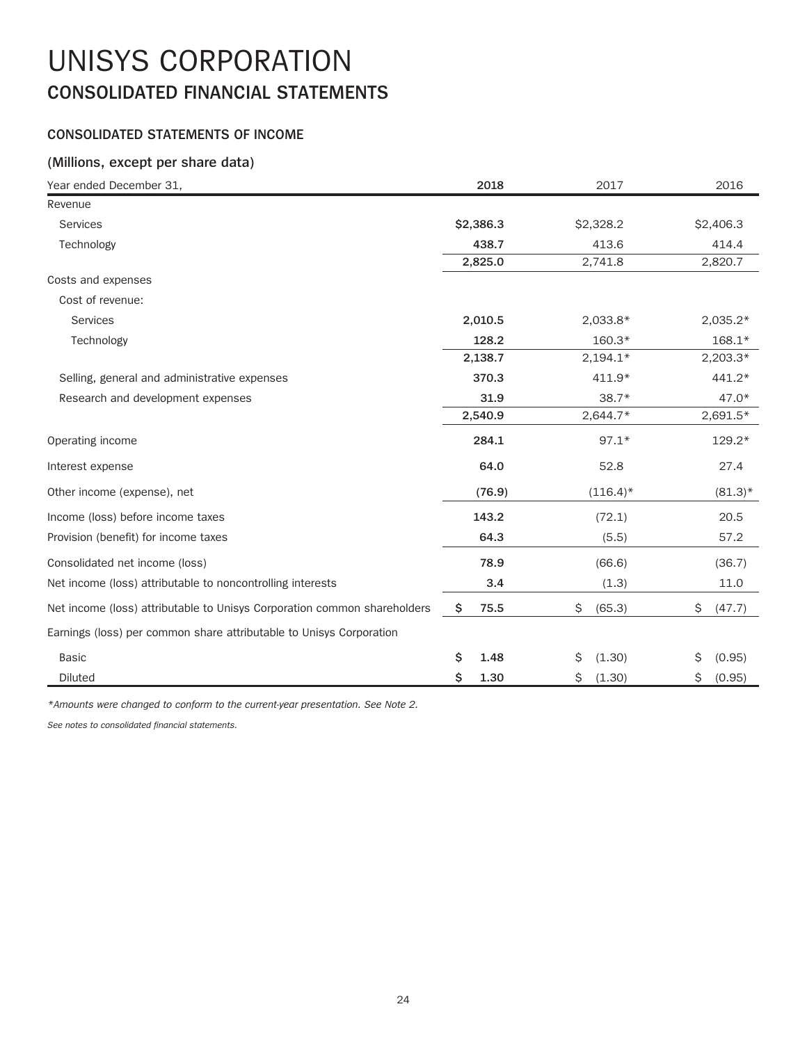# UNISYS CORPORATION

## CONSOLIDATED FINANCIAL STATEMENTS

### CONSOLIDATED STATEMENTS OF INCOME

### (Millions, except per share data)

| Year ended December 31, | 2018 | 2017 | 2016 |
|---|---|---|---|
| Revenue | | | |
| Services | $2,386.3 | $2,328.2 | $2,406.3 |
| Technology | 438.7 | 413.6 | 414.4 |
| | 2,825.0 | 2,741.8 | 2,820.7 |
| Costs and expenses | | | |
| Cost of revenue: | | | |
| Services | 2,010.5 | 2,033.8* | 2,035.2* |
| Technology | 128.2 | 160.3* | 168.1* |
| | 2,138.7 | 2,194.1* | 2,203.3* |
| Selling, general and administrative expenses | 370.3 | 411.9* | 441.2* |
| Research and development expenses | 31.9 | 38.7* | 47.0* |
| | 2,540.9 | 2,644.7* | 2,691.5* |
| Operating income | 284.1 | 97.1* | 129.2* |
| Interest expense | 64.0 | 52.8 | 27.4 |
| Other income (expense), net | (76.9) | (116.4)* | (81.3)* |
| Income (loss) before income taxes | 143.2 | (72.1) | 20.5 |
| Provision (benefit) for income taxes | 64.3 | (5.5) | 57.2 |
| Consolidated net income (loss) | 78.9 | (66.6) | (36.7) |
| Net income (loss) attributable to noncontrolling interests | 3.4 | (1.3) | 11.0 |
| Net income (loss) attributable to Unisys Corporation common shareholders | $ 75.5 | $ (65.3) | $ (47.7) |
| Earnings (loss) per common share attributable to Unisys Corporation | | | |
| Basic | $ 1.48 | $ (1.30) | $ (0.95) |
| Diluted | $ 1.30 | $ (1.30) | $ (0.95) |

*\*Amounts were changed to conform to the current-year presentation. See Note 2.*

*See notes to consolidated financial statements.*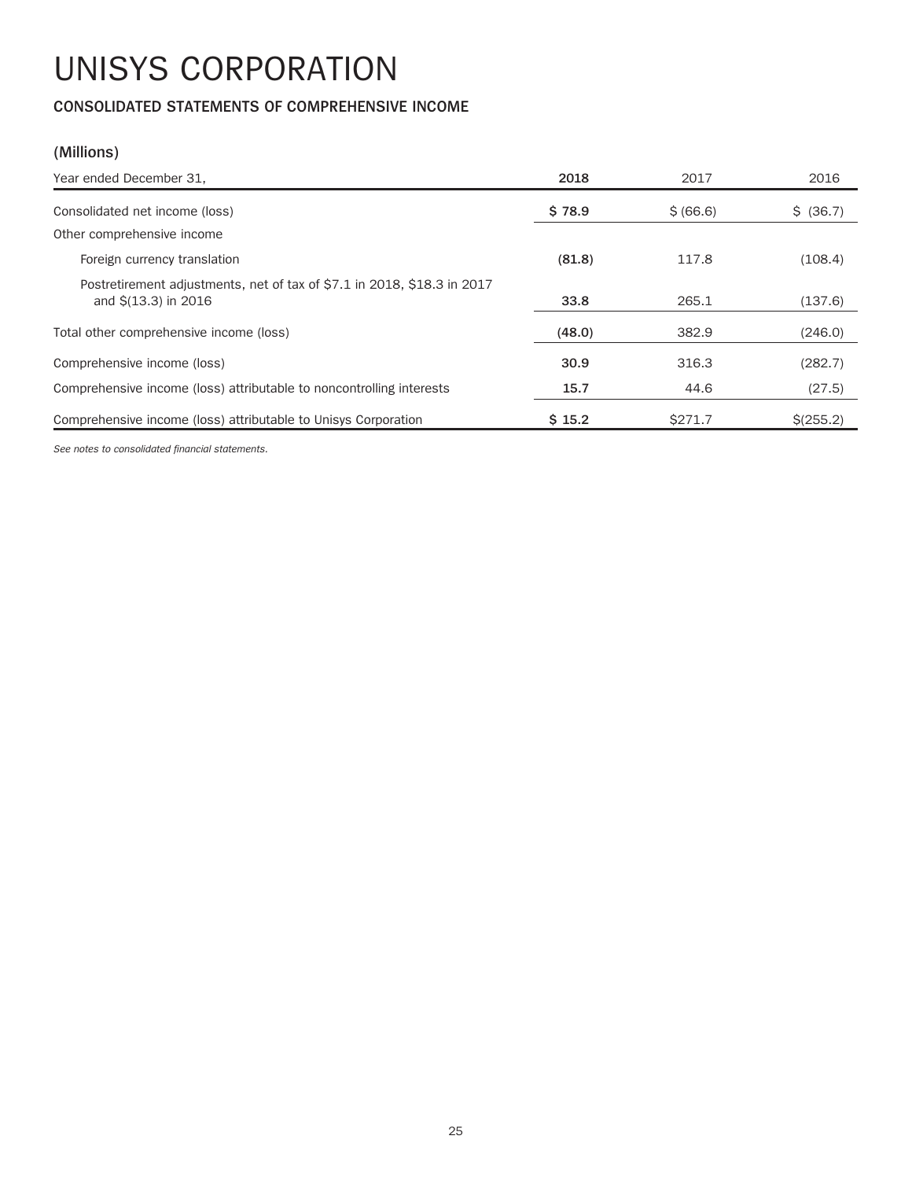# UNISYS CORPORATION

## CONSOLIDATED STATEMENTS OF COMPREHENSIVE INCOME

### (Millions)

| Year ended December 31, | 2018 | 2017 | 2016 |
|---|---|---|---|
| Consolidated net income (loss) | **$ 78.9** | $ (66.6) | $ (36.7) |
| Other comprehensive income | | | |
| Foreign currency translation | **(81.8)** | 117.8 | (108.4) |
| Postretirement adjustments, net of tax of $7.1 in 2018, $18.3 in 2017 and $(13.3) in 2016 | **33.8** | 265.1 | (137.6) |
| Total other comprehensive income (loss) | **(48.0)** | 382.9 | (246.0) |
| Comprehensive income (loss) | **30.9** | 316.3 | (282.7) |
| Comprehensive income (loss) attributable to noncontrolling interests | **15.7** | 44.6 | (27.5) |
| Comprehensive income (loss) attributable to Unisys Corporation | **$ 15.2** | $271.7 | $(255.2) |

*See notes to consolidated financial statements.*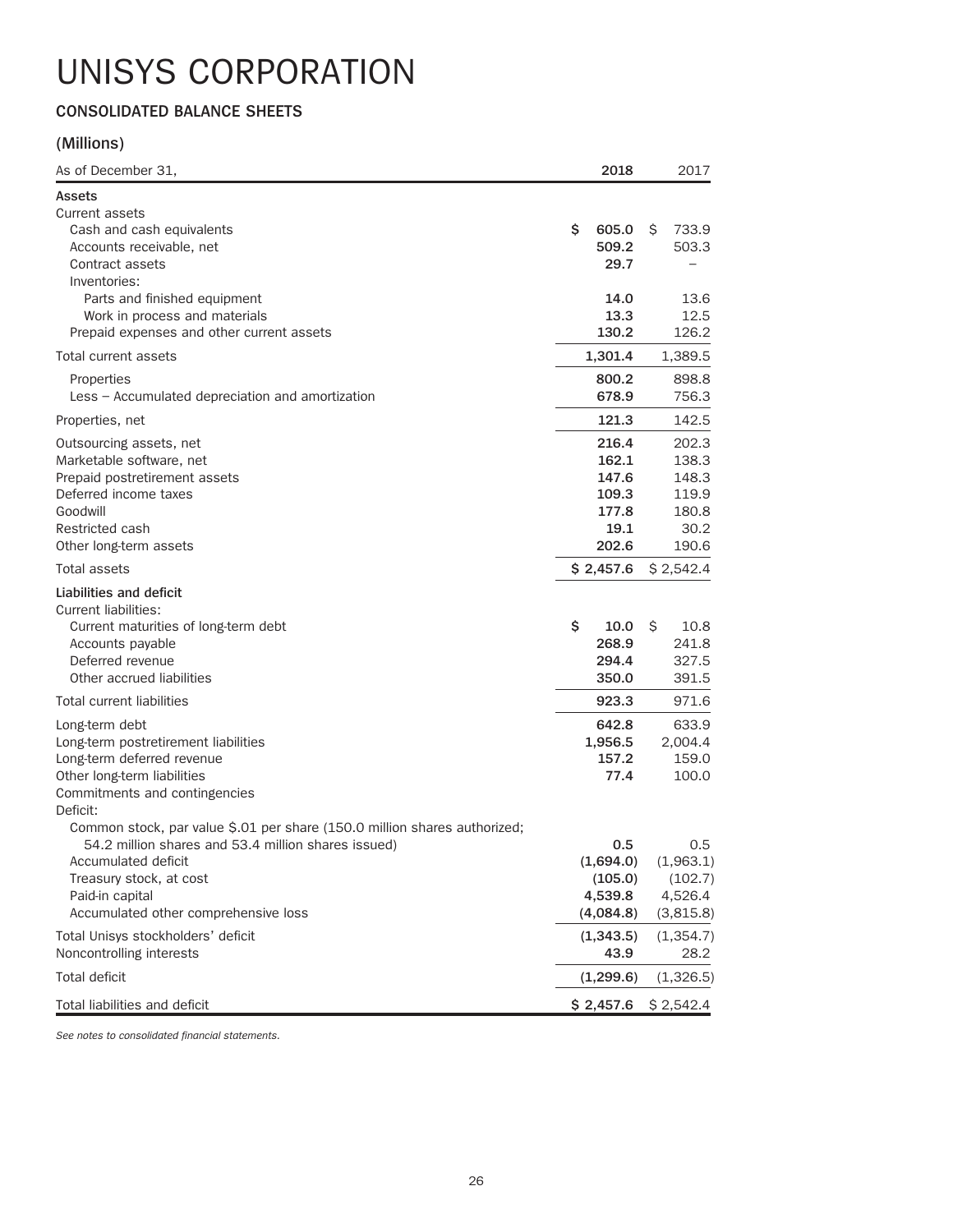# UNISYS CORPORATION

## CONSOLIDATED BALANCE SHEETS

### (Millions)

| As of December 31, | 2018 | 2017 |
|---|---|---|
| **Assets** | | |
| Current assets | | |
| Cash and cash equivalents | $ 605.0 | $ 733.9 |
| Accounts receivable, net | 509.2 | 503.3 |
| Contract assets | 29.7 | – |
| Inventories: | | |
| Parts and finished equipment | 14.0 | 13.6 |
| Work in process and materials | 13.3 | 12.5 |
| Prepaid expenses and other current assets | 130.2 | 126.2 |
| Total current assets | 1,301.4 | 1,389.5 |
| Properties | 800.2 | 898.8 |
| Less – Accumulated depreciation and amortization | 678.9 | 756.3 |
| Properties, net | 121.3 | 142.5 |
| Outsourcing assets, net | 216.4 | 202.3 |
| Marketable software, net | 162.1 | 138.3 |
| Prepaid postretirement assets | 147.6 | 148.3 |
| Deferred income taxes | 109.3 | 119.9 |
| Goodwill | 177.8 | 180.8 |
| Restricted cash | 19.1 | 30.2 |
| Other long-term assets | 202.6 | 190.6 |
| Total assets | $ 2,457.6 | $ 2,542.4 |
| **Liabilities and deficit** | | |
| Current liabilities: | | |
| Current maturities of long-term debt | $ 10.0 | $ 10.8 |
| Accounts payable | 268.9 | 241.8 |
| Deferred revenue | 294.4 | 327.5 |
| Other accrued liabilities | 350.0 | 391.5 |
| Total current liabilities | 923.3 | 971.6 |
| Long-term debt | 642.8 | 633.9 |
| Long-term postretirement liabilities | 1,956.5 | 2,004.4 |
| Long-term deferred revenue | 157.2 | 159.0 |
| Other long-term liabilities | 77.4 | 100.0 |
| Commitments and contingencies | | |
| Deficit: | | |
| Common stock, par value $.01 per share (150.0 million shares authorized; 54.2 million shares and 53.4 million shares issued) | 0.5 | 0.5 |
| Accumulated deficit | (1,694.0) | (1,963.1) |
| Treasury stock, at cost | (105.0) | (102.7) |
| Paid-in capital | 4,539.8 | 4,526.4 |
| Accumulated other comprehensive loss | (4,084.8) | (3,815.8) |
| Total Unisys stockholders' deficit | (1,343.5) | (1,354.7) |
| Noncontrolling interests | 43.9 | 28.2 |
| Total deficit | (1,299.6) | (1,326.5) |
| Total liabilities and deficit | $ 2,457.6 | $ 2,542.4 |

*See notes to consolidated financial statements.*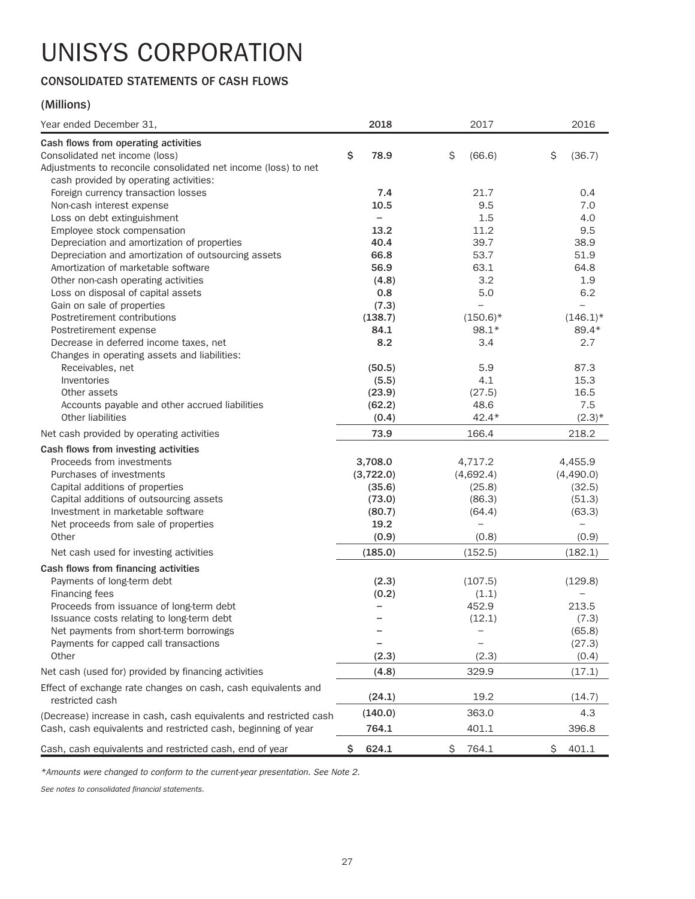# UNISYS CORPORATION

## CONSOLIDATED STATEMENTS OF CASH FLOWS

### (Millions)

| Year ended December 31, | 2018 | 2017 | 2016 |
|---|---|---|---|
| **Cash flows from operating activities** | | | |
| Consolidated net income (loss) | $ 78.9 | $ (66.6) | $ (36.7) |
| Adjustments to reconcile consolidated net income (loss) to net cash provided by operating activities: | | | |
| Foreign currency transaction losses | 7.4 | 21.7 | 0.4 |
| Non-cash interest expense | 10.5 | 9.5 | 7.0 |
| Loss on debt extinguishment | – | 1.5 | 4.0 |
| Employee stock compensation | 13.2 | 11.2 | 9.5 |
| Depreciation and amortization of properties | 40.4 | 39.7 | 38.9 |
| Depreciation and amortization of outsourcing assets | 66.8 | 53.7 | 51.9 |
| Amortization of marketable software | 56.9 | 63.1 | 64.8 |
| Other non-cash operating activities | (4.8) | 3.2 | 1.9 |
| Loss on disposal of capital assets | 0.8 | 5.0 | 6.2 |
| Gain on sale of properties | (7.3) | – | – |
| Postretirement contributions | (138.7) | (150.6)* | (146.1)* |
| Postretirement expense | 84.1 | 98.1* | 89.4* |
| Decrease in deferred income taxes, net | 8.2 | 3.4 | 2.7 |
| Changes in operating assets and liabilities: | | | |
| Receivables, net | (50.5) | 5.9 | 87.3 |
| Inventories | (5.5) | 4.1 | 15.3 |
| Other assets | (23.9) | (27.5) | 16.5 |
| Accounts payable and other accrued liabilities | (62.2) | 48.6 | 7.5 |
| Other liabilities | (0.4) | 42.4* | (2.3)* |
| Net cash provided by operating activities | 73.9 | 166.4 | 218.2 |
| **Cash flows from investing activities** | | | |
| Proceeds from investments | 3,708.0 | 4,717.2 | 4,455.9 |
| Purchases of investments | (3,722.0) | (4,692.4) | (4,490.0) |
| Capital additions of properties | (35.6) | (25.8) | (32.5) |
| Capital additions of outsourcing assets | (73.0) | (86.3) | (51.3) |
| Investment in marketable software | (80.7) | (64.4) | (63.3) |
| Net proceeds from sale of properties | 19.2 | – | – |
| Other | (0.9) | (0.8) | (0.9) |
| Net cash used for investing activities | (185.0) | (152.5) | (182.1) |
| **Cash flows from financing activities** | | | |
| Payments of long-term debt | (2.3) | (107.5) | (129.8) |
| Financing fees | (0.2) | (1.1) | – |
| Proceeds from issuance of long-term debt | – | 452.9 | 213.5 |
| Issuance costs relating to long-term debt | – | (12.1) | (7.3) |
| Net payments from short-term borrowings | – | – | (65.8) |
| Payments for capped call transactions | – | – | (27.3) |
| Other | (2.3) | (2.3) | (0.4) |
| Net cash (used for) provided by financing activities | (4.8) | 329.9 | (17.1) |
| Effect of exchange rate changes on cash, cash equivalents and restricted cash | (24.1) | 19.2 | (14.7) |
| (Decrease) increase in cash, cash equivalents and restricted cash | (140.0) | 363.0 | 4.3 |
| Cash, cash equivalents and restricted cash, beginning of year | 764.1 | 401.1 | 396.8 |
| Cash, cash equivalents and restricted cash, end of year | $ 624.1 | $ 764.1 | $ 401.1 |

*\*Amounts were changed to conform to the current-year presentation. See Note 2.*

*See notes to consolidated financial statements.*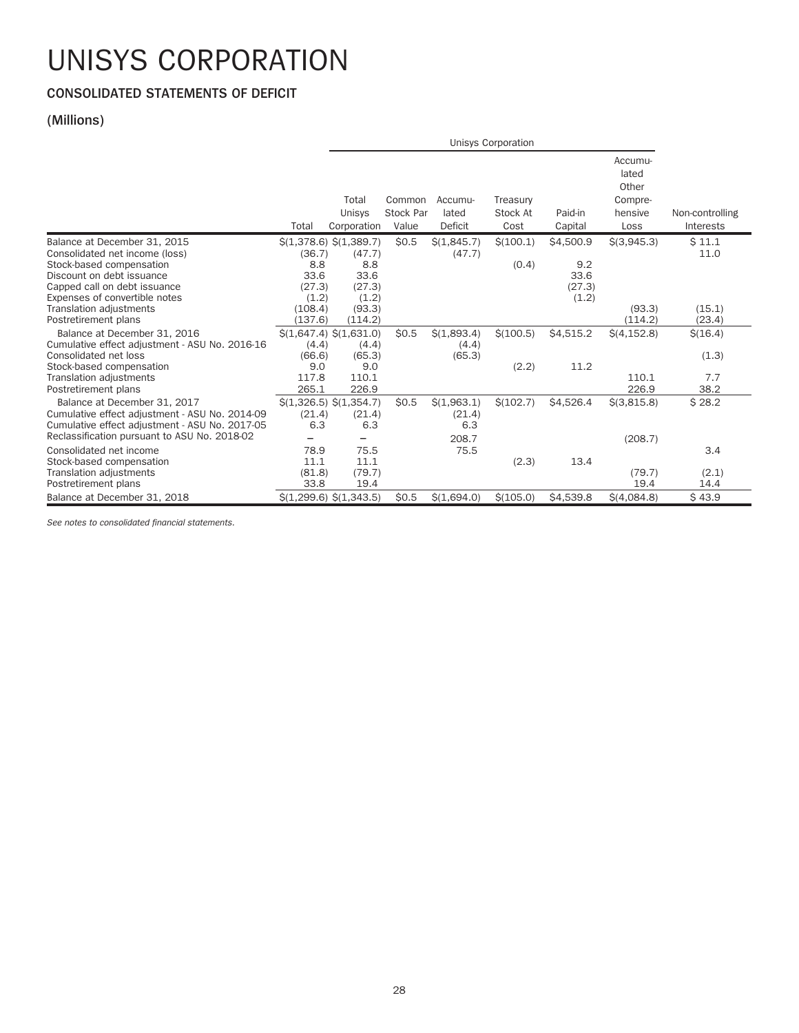# UNISYS CORPORATION

### CONSOLIDATED STATEMENTS OF DEFICIT

### (Millions)

| | | Unisys Corporation | | | | | | |
|---|---|---|---|---|---|---|---|---|
| | Total | Total Unisys Corporation | Common Stock Par Value | Accumulated Deficit | Treasury Stock At Cost | Paid-in Capital | Accumulated Other Comprehensive Loss | Non-controlling Interests |
| Balance at December 31, 2015 | $(1,378.6) | $(1,389.7) | $0.5 | $(1,845.7) | $(100.1) | $4,500.9 | $(3,945.3) | $ 11.1 |
| Consolidated net income (loss) | (36.7) | (47.7) | | (47.7) | | | | 11.0 |
| Stock-based compensation | 8.8 | 8.8 | | | (0.4) | 9.2 | | |
| Discount on debt issuance | 33.6 | 33.6 | | | | 33.6 | | |
| Capped call on debt issuance | (27.3) | (27.3) | | | | (27.3) | | |
| Expenses of convertible notes | (1.2) | (1.2) | | | | (1.2) | | |
| Translation adjustments | (108.4) | (93.3) | | | | | (93.3) | (15.1) |
| Postretirement plans | (137.6) | (114.2) | | | | | (114.2) | (23.4) |
| Balance at December 31, 2016 | $(1,647.4) | $(1,631.0) | $0.5 | $(1,893.4) | $(100.5) | $4,515.2 | $(4,152.8) | $(16.4) |
| Cumulative effect adjustment - ASU No. 2016-16 | (4.4) | (4.4) | | (4.4) | | | | |
| Consolidated net loss | (66.6) | (65.3) | | (65.3) | | | | (1.3) |
| Stock-based compensation | 9.0 | 9.0 | | | (2.2) | 11.2 | | |
| Translation adjustments | 117.8 | 110.1 | | | | | 110.1 | 7.7 |
| Postretirement plans | 265.1 | 226.9 | | | | | 226.9 | 38.2 |
| Balance at December 31, 2017 | $(1,326.5) | $(1,354.7) | $0.5 | $(1,963.1) | $(102.7) | $4,526.4 | $(3,815.8) | $ 28.2 |
| Cumulative effect adjustment - ASU No. 2014-09 | (21.4) | (21.4) | | (21.4) | | | | |
| Cumulative effect adjustment - ASU No. 2017-05 | 6.3 | 6.3 | | 6.3 | | | | |
| Reclassification pursuant to ASU No. 2018-02 | – | – | | 208.7 | | | (208.7) | |
| Consolidated net income | 78.9 | 75.5 | | 75.5 | | | | 3.4 |
| Stock-based compensation | 11.1 | 11.1 | | | (2.3) | 13.4 | | |
| Translation adjustments | (81.8) | (79.7) | | | | | (79.7) | (2.1) |
| Postretirement plans | 33.8 | 19.4 | | | | | 19.4 | 14.4 |
| Balance at December 31, 2018 | $(1,299.6) | $(1,343.5) | $0.5 | $(1,694.0) | $(105.0) | $4,539.8 | $(4,084.8) | $ 43.9 |

*See notes to consolidated financial statements.*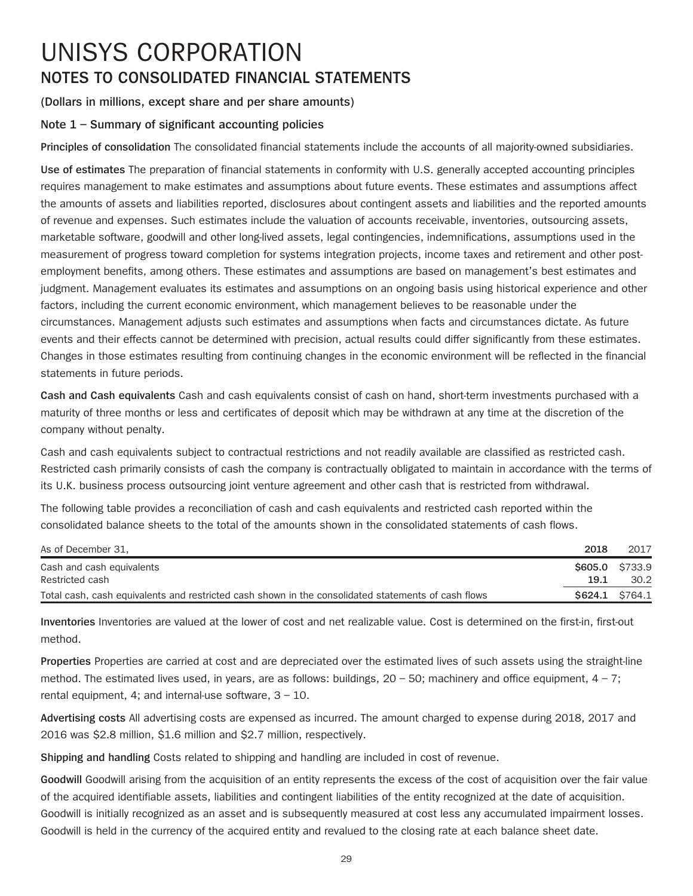# UNISYS CORPORATION

## NOTES TO CONSOLIDATED FINANCIAL STATEMENTS

**(Dollars in millions, except share and per share amounts)**

### Note 1 – Summary of significant accounting policies

**Principles of consolidation** The consolidated financial statements include the accounts of all majority-owned subsidiaries.

**Use of estimates** The preparation of financial statements in conformity with U.S. generally accepted accounting principles requires management to make estimates and assumptions about future events. These estimates and assumptions affect the amounts of assets and liabilities reported, disclosures about contingent assets and liabilities and the reported amounts of revenue and expenses. Such estimates include the valuation of accounts receivable, inventories, outsourcing assets, marketable software, goodwill and other long-lived assets, legal contingencies, indemnifications, assumptions used in the measurement of progress toward completion for systems integration projects, income taxes and retirement and other post-employment benefits, among others. These estimates and assumptions are based on management's best estimates and judgment. Management evaluates its estimates and assumptions on an ongoing basis using historical experience and other factors, including the current economic environment, which management believes to be reasonable under the circumstances. Management adjusts such estimates and assumptions when facts and circumstances dictate. As future events and their effects cannot be determined with precision, actual results could differ significantly from these estimates. Changes in those estimates resulting from continuing changes in the economic environment will be reflected in the financial statements in future periods.

**Cash and Cash equivalents** Cash and cash equivalents consist of cash on hand, short-term investments purchased with a maturity of three months or less and certificates of deposit which may be withdrawn at any time at the discretion of the company without penalty.

Cash and cash equivalents subject to contractual restrictions and not readily available are classified as restricted cash. Restricted cash primarily consists of cash the company is contractually obligated to maintain in accordance with the terms of its U.K. business process outsourcing joint venture agreement and other cash that is restricted from withdrawal.

The following table provides a reconciliation of cash and cash equivalents and restricted cash reported within the consolidated balance sheets to the total of the amounts shown in the consolidated statements of cash flows.

| As of December 31, | 2018 | 2017 |
|---|---|---|
| Cash and cash equivalents | **$605.0** | $733.9 |
| Restricted cash | **19.1** | 30.2 |
| Total cash, cash equivalents and restricted cash shown in the consolidated statements of cash flows | **$624.1** | $764.1 |

**Inventories** Inventories are valued at the lower of cost and net realizable value. Cost is determined on the first-in, first-out method.

**Properties** Properties are carried at cost and are depreciated over the estimated lives of such assets using the straight-line method. The estimated lives used, in years, are as follows: buildings, 20 – 50; machinery and office equipment, 4 – 7; rental equipment, 4; and internal-use software, 3 – 10.

**Advertising costs** All advertising costs are expensed as incurred. The amount charged to expense during 2018, 2017 and 2016 was $2.8 million, $1.6 million and $2.7 million, respectively.

**Shipping and handling** Costs related to shipping and handling are included in cost of revenue.

**Goodwill** Goodwill arising from the acquisition of an entity represents the excess of the cost of acquisition over the fair value of the acquired identifiable assets, liabilities and contingent liabilities of the entity recognized at the date of acquisition. Goodwill is initially recognized as an asset and is subsequently measured at cost less any accumulated impairment losses. Goodwill is held in the currency of the acquired entity and revalued to the closing rate at each balance sheet date.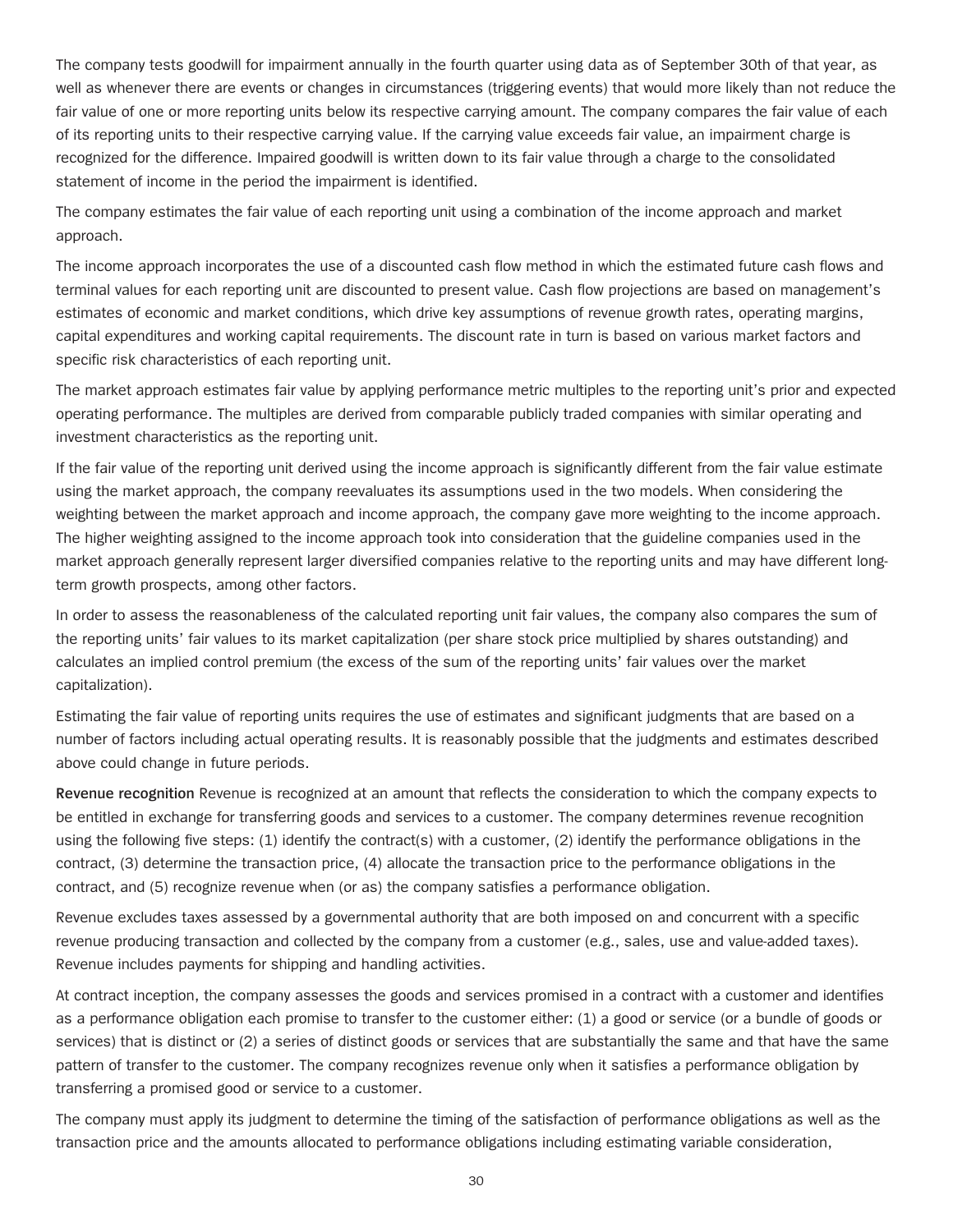The company tests goodwill for impairment annually in the fourth quarter using data as of September 30th of that year, as well as whenever there are events or changes in circumstances (triggering events) that would more likely than not reduce the fair value of one or more reporting units below its respective carrying amount. The company compares the fair value of each of its reporting units to their respective carrying value. If the carrying value exceeds fair value, an impairment charge is recognized for the difference. Impaired goodwill is written down to its fair value through a charge to the consolidated statement of income in the period the impairment is identified.

The company estimates the fair value of each reporting unit using a combination of the income approach and market approach.

The income approach incorporates the use of a discounted cash flow method in which the estimated future cash flows and terminal values for each reporting unit are discounted to present value. Cash flow projections are based on management's estimates of economic and market conditions, which drive key assumptions of revenue growth rates, operating margins, capital expenditures and working capital requirements. The discount rate in turn is based on various market factors and specific risk characteristics of each reporting unit.

The market approach estimates fair value by applying performance metric multiples to the reporting unit's prior and expected operating performance. The multiples are derived from comparable publicly traded companies with similar operating and investment characteristics as the reporting unit.

If the fair value of the reporting unit derived using the income approach is significantly different from the fair value estimate using the market approach, the company reevaluates its assumptions used in the two models. When considering the weighting between the market approach and income approach, the company gave more weighting to the income approach. The higher weighting assigned to the income approach took into consideration that the guideline companies used in the market approach generally represent larger diversified companies relative to the reporting units and may have different long-term growth prospects, among other factors.

In order to assess the reasonableness of the calculated reporting unit fair values, the company also compares the sum of the reporting units' fair values to its market capitalization (per share stock price multiplied by shares outstanding) and calculates an implied control premium (the excess of the sum of the reporting units' fair values over the market capitalization).

Estimating the fair value of reporting units requires the use of estimates and significant judgments that are based on a number of factors including actual operating results. It is reasonably possible that the judgments and estimates described above could change in future periods.

**Revenue recognition** Revenue is recognized at an amount that reflects the consideration to which the company expects to be entitled in exchange for transferring goods and services to a customer. The company determines revenue recognition using the following five steps: (1) identify the contract(s) with a customer, (2) identify the performance obligations in the contract, (3) determine the transaction price, (4) allocate the transaction price to the performance obligations in the contract, and (5) recognize revenue when (or as) the company satisfies a performance obligation.

Revenue excludes taxes assessed by a governmental authority that are both imposed on and concurrent with a specific revenue producing transaction and collected by the company from a customer (e.g., sales, use and value-added taxes). Revenue includes payments for shipping and handling activities.

At contract inception, the company assesses the goods and services promised in a contract with a customer and identifies as a performance obligation each promise to transfer to the customer either: (1) a good or service (or a bundle of goods or services) that is distinct or (2) a series of distinct goods or services that are substantially the same and that have the same pattern of transfer to the customer. The company recognizes revenue only when it satisfies a performance obligation by transferring a promised good or service to a customer.

The company must apply its judgment to determine the timing of the satisfaction of performance obligations as well as the transaction price and the amounts allocated to performance obligations including estimating variable consideration,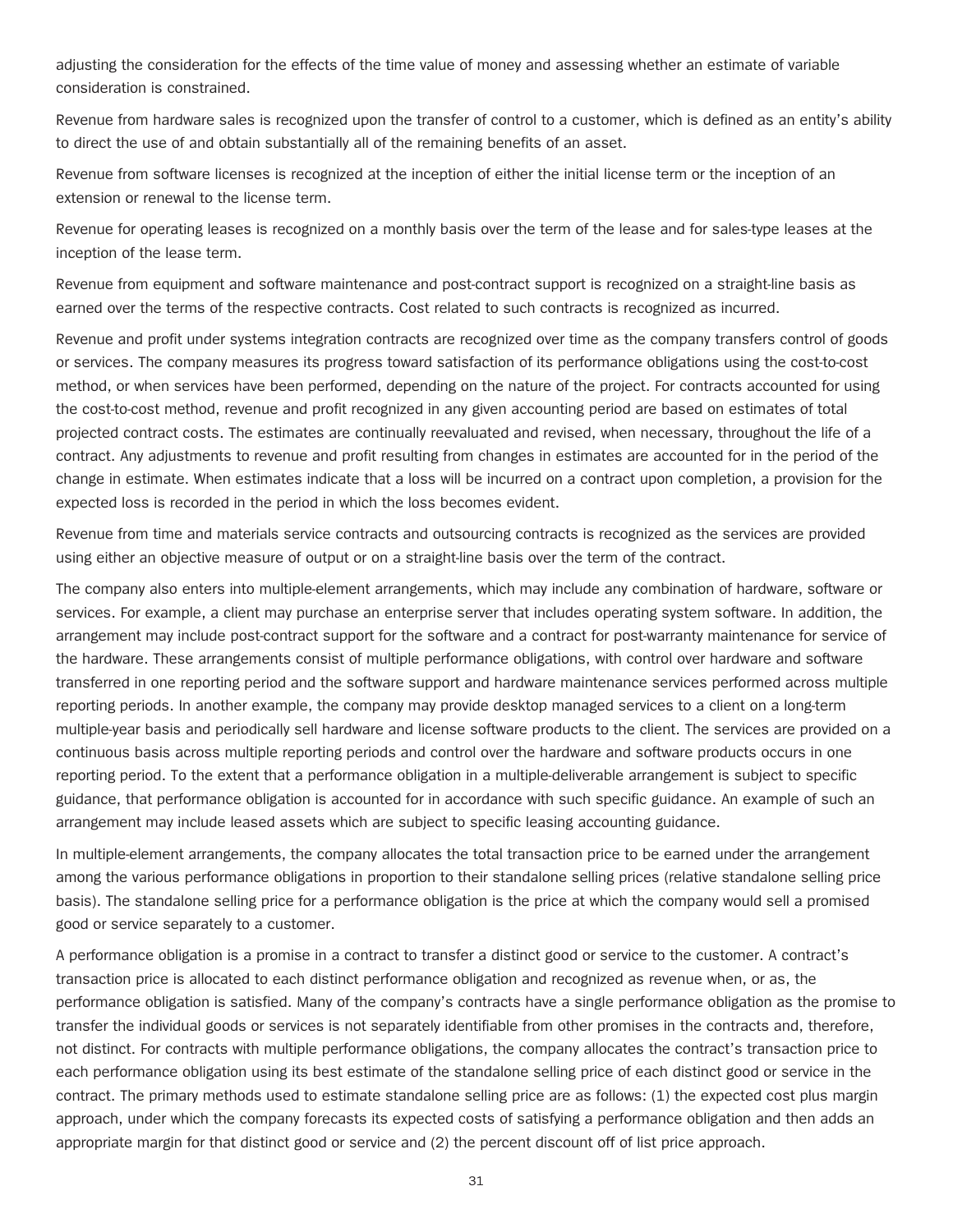adjusting the consideration for the effects of the time value of money and assessing whether an estimate of variable consideration is constrained.

Revenue from hardware sales is recognized upon the transfer of control to a customer, which is defined as an entity's ability to direct the use of and obtain substantially all of the remaining benefits of an asset.

Revenue from software licenses is recognized at the inception of either the initial license term or the inception of an extension or renewal to the license term.

Revenue for operating leases is recognized on a monthly basis over the term of the lease and for sales-type leases at the inception of the lease term.

Revenue from equipment and software maintenance and post-contract support is recognized on a straight-line basis as earned over the terms of the respective contracts. Cost related to such contracts is recognized as incurred.

Revenue and profit under systems integration contracts are recognized over time as the company transfers control of goods or services. The company measures its progress toward satisfaction of its performance obligations using the cost-to-cost method, or when services have been performed, depending on the nature of the project. For contracts accounted for using the cost-to-cost method, revenue and profit recognized in any given accounting period are based on estimates of total projected contract costs. The estimates are continually reevaluated and revised, when necessary, throughout the life of a contract. Any adjustments to revenue and profit resulting from changes in estimates are accounted for in the period of the change in estimate. When estimates indicate that a loss will be incurred on a contract upon completion, a provision for the expected loss is recorded in the period in which the loss becomes evident.

Revenue from time and materials service contracts and outsourcing contracts is recognized as the services are provided using either an objective measure of output or on a straight-line basis over the term of the contract.

The company also enters into multiple-element arrangements, which may include any combination of hardware, software or services. For example, a client may purchase an enterprise server that includes operating system software. In addition, the arrangement may include post-contract support for the software and a contract for post-warranty maintenance for service of the hardware. These arrangements consist of multiple performance obligations, with control over hardware and software transferred in one reporting period and the software support and hardware maintenance services performed across multiple reporting periods. In another example, the company may provide desktop managed services to a client on a long-term multiple-year basis and periodically sell hardware and license software products to the client. The services are provided on a continuous basis across multiple reporting periods and control over the hardware and software products occurs in one reporting period. To the extent that a performance obligation in a multiple-deliverable arrangement is subject to specific guidance, that performance obligation is accounted for in accordance with such specific guidance. An example of such an arrangement may include leased assets which are subject to specific leasing accounting guidance.

In multiple-element arrangements, the company allocates the total transaction price to be earned under the arrangement among the various performance obligations in proportion to their standalone selling prices (relative standalone selling price basis). The standalone selling price for a performance obligation is the price at which the company would sell a promised good or service separately to a customer.

A performance obligation is a promise in a contract to transfer a distinct good or service to the customer. A contract's transaction price is allocated to each distinct performance obligation and recognized as revenue when, or as, the performance obligation is satisfied. Many of the company's contracts have a single performance obligation as the promise to transfer the individual goods or services is not separately identifiable from other promises in the contracts and, therefore, not distinct. For contracts with multiple performance obligations, the company allocates the contract's transaction price to each performance obligation using its best estimate of the standalone selling price of each distinct good or service in the contract. The primary methods used to estimate standalone selling price are as follows: (1) the expected cost plus margin approach, under which the company forecasts its expected costs of satisfying a performance obligation and then adds an appropriate margin for that distinct good or service and (2) the percent discount off of list price approach.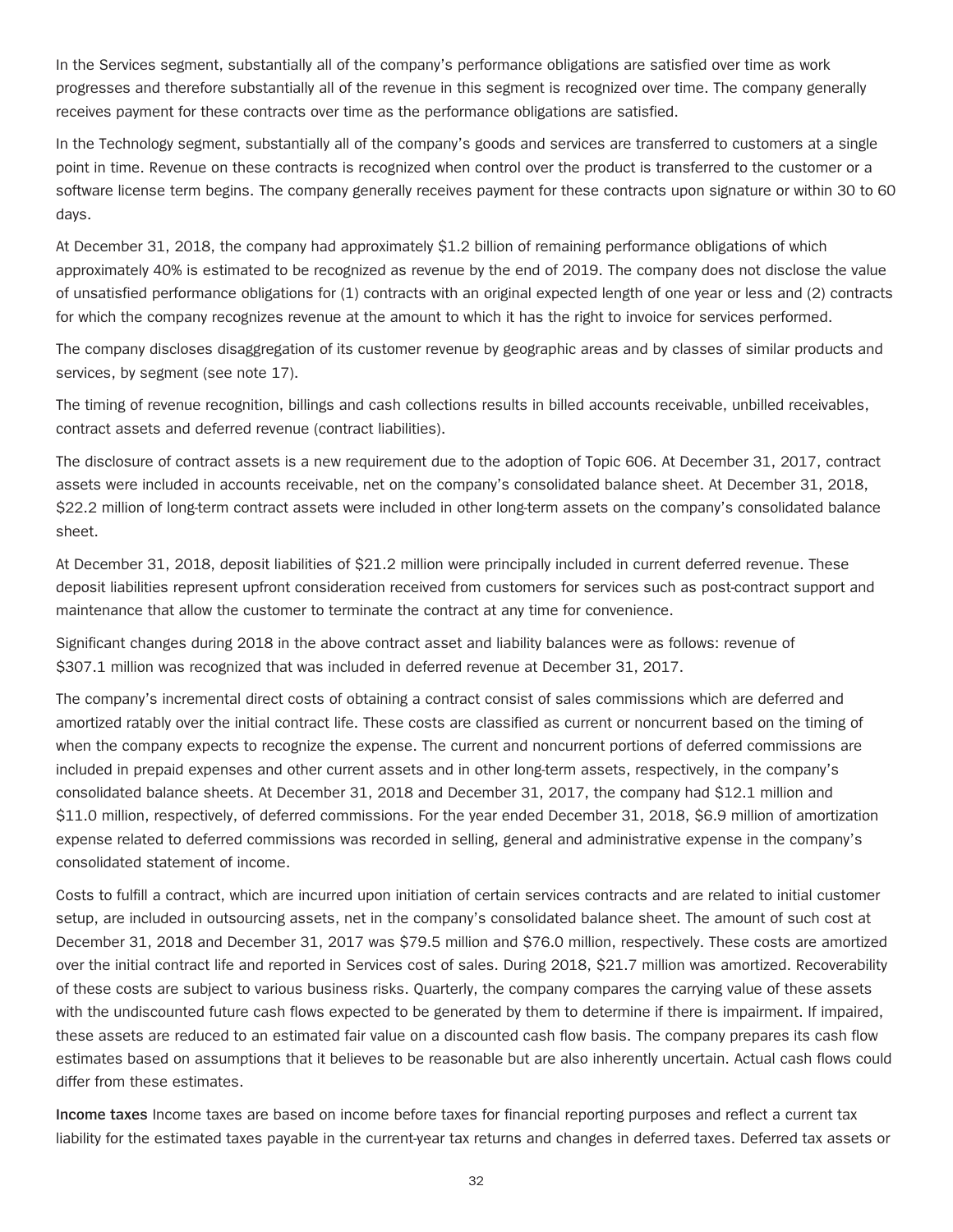In the Services segment, substantially all of the company's performance obligations are satisfied over time as work progresses and therefore substantially all of the revenue in this segment is recognized over time. The company generally receives payment for these contracts over time as the performance obligations are satisfied.

In the Technology segment, substantially all of the company's goods and services are transferred to customers at a single point in time. Revenue on these contracts is recognized when control over the product is transferred to the customer or a software license term begins. The company generally receives payment for these contracts upon signature or within 30 to 60 days.

At December 31, 2018, the company had approximately $1.2 billion of remaining performance obligations of which approximately 40% is estimated to be recognized as revenue by the end of 2019. The company does not disclose the value of unsatisfied performance obligations for (1) contracts with an original expected length of one year or less and (2) contracts for which the company recognizes revenue at the amount to which it has the right to invoice for services performed.

The company discloses disaggregation of its customer revenue by geographic areas and by classes of similar products and services, by segment (see note 17).

The timing of revenue recognition, billings and cash collections results in billed accounts receivable, unbilled receivables, contract assets and deferred revenue (contract liabilities).

The disclosure of contract assets is a new requirement due to the adoption of Topic 606. At December 31, 2017, contract assets were included in accounts receivable, net on the company's consolidated balance sheet. At December 31, 2018, $22.2 million of long-term contract assets were included in other long-term assets on the company's consolidated balance sheet.

At December 31, 2018, deposit liabilities of $21.2 million were principally included in current deferred revenue. These deposit liabilities represent upfront consideration received from customers for services such as post-contract support and maintenance that allow the customer to terminate the contract at any time for convenience.

Significant changes during 2018 in the above contract asset and liability balances were as follows: revenue of $307.1 million was recognized that was included in deferred revenue at December 31, 2017.

The company's incremental direct costs of obtaining a contract consist of sales commissions which are deferred and amortized ratably over the initial contract life. These costs are classified as current or noncurrent based on the timing of when the company expects to recognize the expense. The current and noncurrent portions of deferred commissions are included in prepaid expenses and other current assets and in other long-term assets, respectively, in the company's consolidated balance sheets. At December 31, 2018 and December 31, 2017, the company had $12.1 million and $11.0 million, respectively, of deferred commissions. For the year ended December 31, 2018, $6.9 million of amortization expense related to deferred commissions was recorded in selling, general and administrative expense in the company's consolidated statement of income.

Costs to fulfill a contract, which are incurred upon initiation of certain services contracts and are related to initial customer setup, are included in outsourcing assets, net in the company's consolidated balance sheet. The amount of such cost at December 31, 2018 and December 31, 2017 was $79.5 million and $76.0 million, respectively. These costs are amortized over the initial contract life and reported in Services cost of sales. During 2018, $21.7 million was amortized. Recoverability of these costs are subject to various business risks. Quarterly, the company compares the carrying value of these assets with the undiscounted future cash flows expected to be generated by them to determine if there is impairment. If impaired, these assets are reduced to an estimated fair value on a discounted cash flow basis. The company prepares its cash flow estimates based on assumptions that it believes to be reasonable but are also inherently uncertain. Actual cash flows could differ from these estimates.

**Income taxes** Income taxes are based on income before taxes for financial reporting purposes and reflect a current tax liability for the estimated taxes payable in the current-year tax returns and changes in deferred taxes. Deferred tax assets or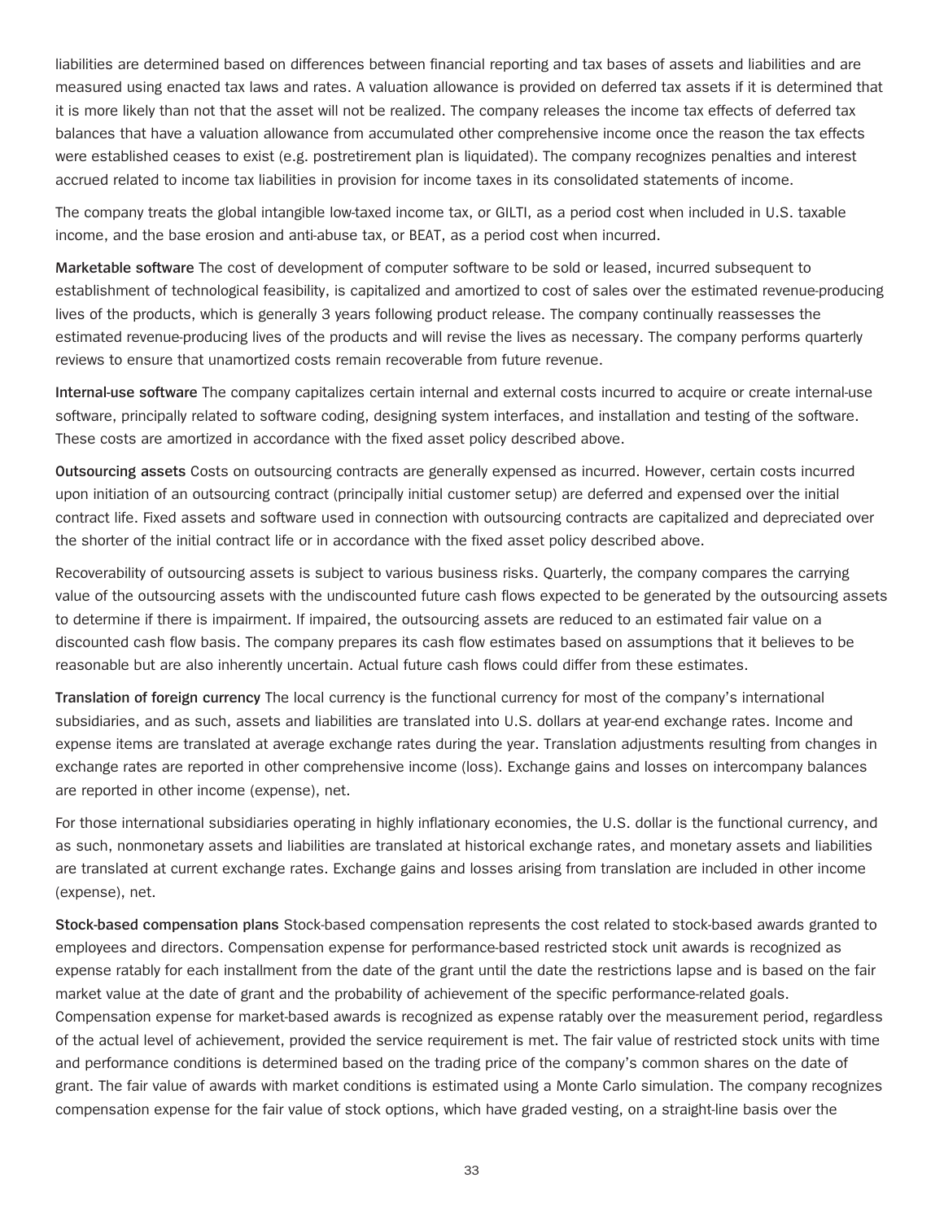liabilities are determined based on differences between financial reporting and tax bases of assets and liabilities and are measured using enacted tax laws and rates. A valuation allowance is provided on deferred tax assets if it is determined that it is more likely than not that the asset will not be realized. The company releases the income tax effects of deferred tax balances that have a valuation allowance from accumulated other comprehensive income once the reason the tax effects were established ceases to exist (e.g. postretirement plan is liquidated). The company recognizes penalties and interest accrued related to income tax liabilities in provision for income taxes in its consolidated statements of income.

The company treats the global intangible low-taxed income tax, or GILTI, as a period cost when included in U.S. taxable income, and the base erosion and anti-abuse tax, or BEAT, as a period cost when incurred.

**Marketable software** The cost of development of computer software to be sold or leased, incurred subsequent to establishment of technological feasibility, is capitalized and amortized to cost of sales over the estimated revenue-producing lives of the products, which is generally 3 years following product release. The company continually reassesses the estimated revenue-producing lives of the products and will revise the lives as necessary. The company performs quarterly reviews to ensure that unamortized costs remain recoverable from future revenue.

**Internal-use software** The company capitalizes certain internal and external costs incurred to acquire or create internal-use software, principally related to software coding, designing system interfaces, and installation and testing of the software. These costs are amortized in accordance with the fixed asset policy described above.

**Outsourcing assets** Costs on outsourcing contracts are generally expensed as incurred. However, certain costs incurred upon initiation of an outsourcing contract (principally initial customer setup) are deferred and expensed over the initial contract life. Fixed assets and software used in connection with outsourcing contracts are capitalized and depreciated over the shorter of the initial contract life or in accordance with the fixed asset policy described above.

Recoverability of outsourcing assets is subject to various business risks. Quarterly, the company compares the carrying value of the outsourcing assets with the undiscounted future cash flows expected to be generated by the outsourcing assets to determine if there is impairment. If impaired, the outsourcing assets are reduced to an estimated fair value on a discounted cash flow basis. The company prepares its cash flow estimates based on assumptions that it believes to be reasonable but are also inherently uncertain. Actual future cash flows could differ from these estimates.

**Translation of foreign currency** The local currency is the functional currency for most of the company's international subsidiaries, and as such, assets and liabilities are translated into U.S. dollars at year-end exchange rates. Income and expense items are translated at average exchange rates during the year. Translation adjustments resulting from changes in exchange rates are reported in other comprehensive income (loss). Exchange gains and losses on intercompany balances are reported in other income (expense), net.

For those international subsidiaries operating in highly inflationary economies, the U.S. dollar is the functional currency, and as such, nonmonetary assets and liabilities are translated at historical exchange rates, and monetary assets and liabilities are translated at current exchange rates. Exchange gains and losses arising from translation are included in other income (expense), net.

**Stock-based compensation plans** Stock-based compensation represents the cost related to stock-based awards granted to employees and directors. Compensation expense for performance-based restricted stock unit awards is recognized as expense ratably for each installment from the date of the grant until the date the restrictions lapse and is based on the fair market value at the date of grant and the probability of achievement of the specific performance-related goals. Compensation expense for market-based awards is recognized as expense ratably over the measurement period, regardless of the actual level of achievement, provided the service requirement is met. The fair value of restricted stock units with time and performance conditions is determined based on the trading price of the company's common shares on the date of grant. The fair value of awards with market conditions is estimated using a Monte Carlo simulation. The company recognizes compensation expense for the fair value of stock options, which have graded vesting, on a straight-line basis over the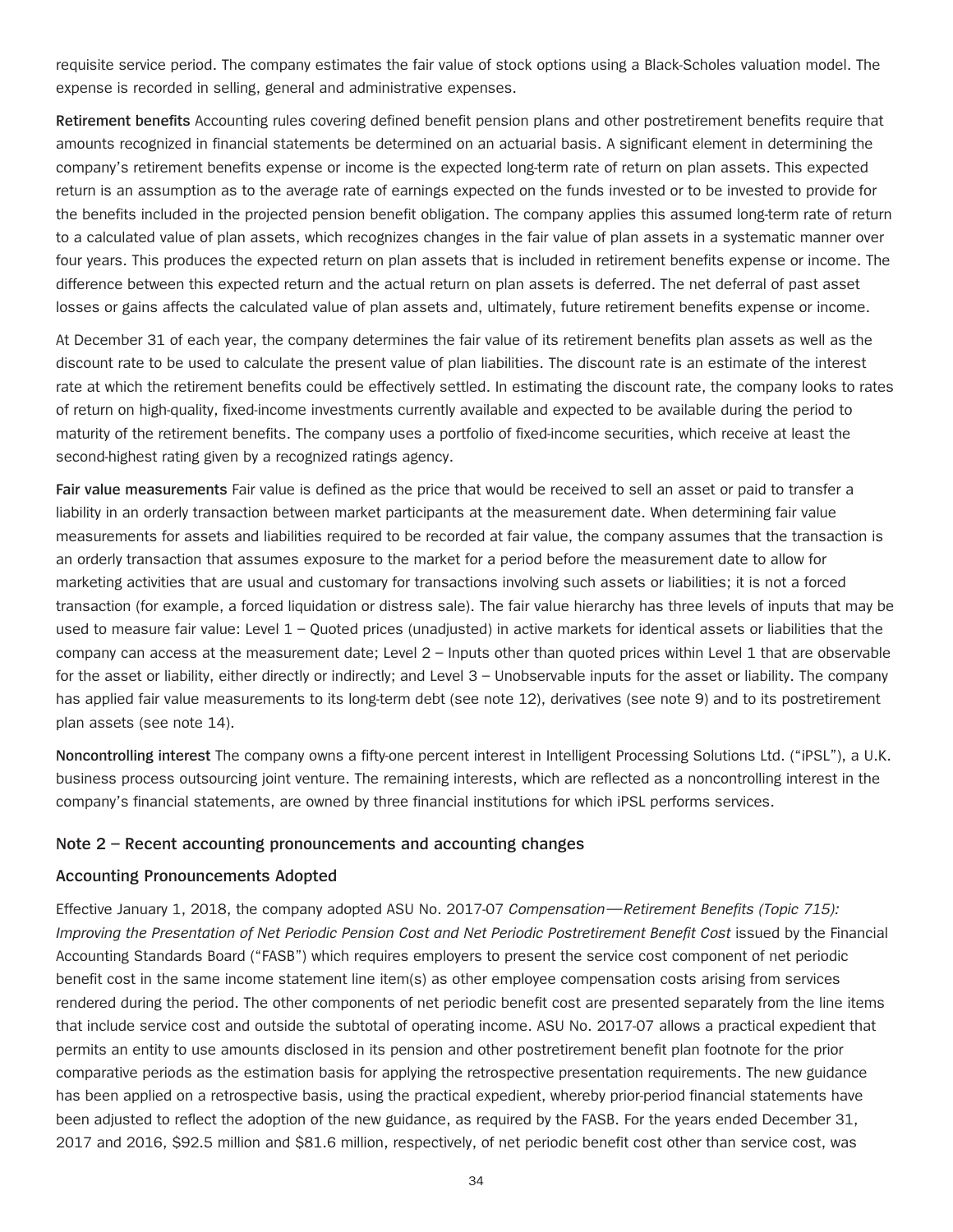requisite service period. The company estimates the fair value of stock options using a Black-Scholes valuation model. The expense is recorded in selling, general and administrative expenses.

**Retirement benefits** Accounting rules covering defined benefit pension plans and other postretirement benefits require that amounts recognized in financial statements be determined on an actuarial basis. A significant element in determining the company's retirement benefits expense or income is the expected long-term rate of return on plan assets. This expected return is an assumption as to the average rate of earnings expected on the funds invested or to be invested to provide for the benefits included in the projected pension benefit obligation. The company applies this assumed long-term rate of return to a calculated value of plan assets, which recognizes changes in the fair value of plan assets in a systematic manner over four years. This produces the expected return on plan assets that is included in retirement benefits expense or income. The difference between this expected return and the actual return on plan assets is deferred. The net deferral of past asset losses or gains affects the calculated value of plan assets and, ultimately, future retirement benefits expense or income.

At December 31 of each year, the company determines the fair value of its retirement benefits plan assets as well as the discount rate to be used to calculate the present value of plan liabilities. The discount rate is an estimate of the interest rate at which the retirement benefits could be effectively settled. In estimating the discount rate, the company looks to rates of return on high-quality, fixed-income investments currently available and expected to be available during the period to maturity of the retirement benefits. The company uses a portfolio of fixed-income securities, which receive at least the second-highest rating given by a recognized ratings agency.

**Fair value measurements** Fair value is defined as the price that would be received to sell an asset or paid to transfer a liability in an orderly transaction between market participants at the measurement date. When determining fair value measurements for assets and liabilities required to be recorded at fair value, the company assumes that the transaction is an orderly transaction that assumes exposure to the market for a period before the measurement date to allow for marketing activities that are usual and customary for transactions involving such assets or liabilities; it is not a forced transaction (for example, a forced liquidation or distress sale). The fair value hierarchy has three levels of inputs that may be used to measure fair value: Level 1 – Quoted prices (unadjusted) in active markets for identical assets or liabilities that the company can access at the measurement date; Level 2 – Inputs other than quoted prices within Level 1 that are observable for the asset or liability, either directly or indirectly; and Level 3 – Unobservable inputs for the asset or liability. The company has applied fair value measurements to its long-term debt (see note 12), derivatives (see note 9) and to its postretirement plan assets (see note 14).

**Noncontrolling interest** The company owns a fifty-one percent interest in Intelligent Processing Solutions Ltd. ("iPSL"), a U.K. business process outsourcing joint venture. The remaining interests, which are reflected as a noncontrolling interest in the company's financial statements, are owned by three financial institutions for which iPSL performs services.

## Note 2 – Recent accounting pronouncements and accounting changes

### Accounting Pronouncements Adopted

Effective January 1, 2018, the company adopted ASU No. 2017-07 *Compensation—Retirement Benefits (Topic 715): Improving the Presentation of Net Periodic Pension Cost and Net Periodic Postretirement Benefit Cost* issued by the Financial Accounting Standards Board ("FASB") which requires employers to present the service cost component of net periodic benefit cost in the same income statement line item(s) as other employee compensation costs arising from services rendered during the period. The other components of net periodic benefit cost are presented separately from the line items that include service cost and outside the subtotal of operating income. ASU No. 2017-07 allows a practical expedient that permits an entity to use amounts disclosed in its pension and other postretirement benefit plan footnote for the prior comparative periods as the estimation basis for applying the retrospective presentation requirements. The new guidance has been applied on a retrospective basis, using the practical expedient, whereby prior-period financial statements have been adjusted to reflect the adoption of the new guidance, as required by the FASB. For the years ended December 31, 2017 and 2016, $92.5 million and $81.6 million, respectively, of net periodic benefit cost other than service cost, was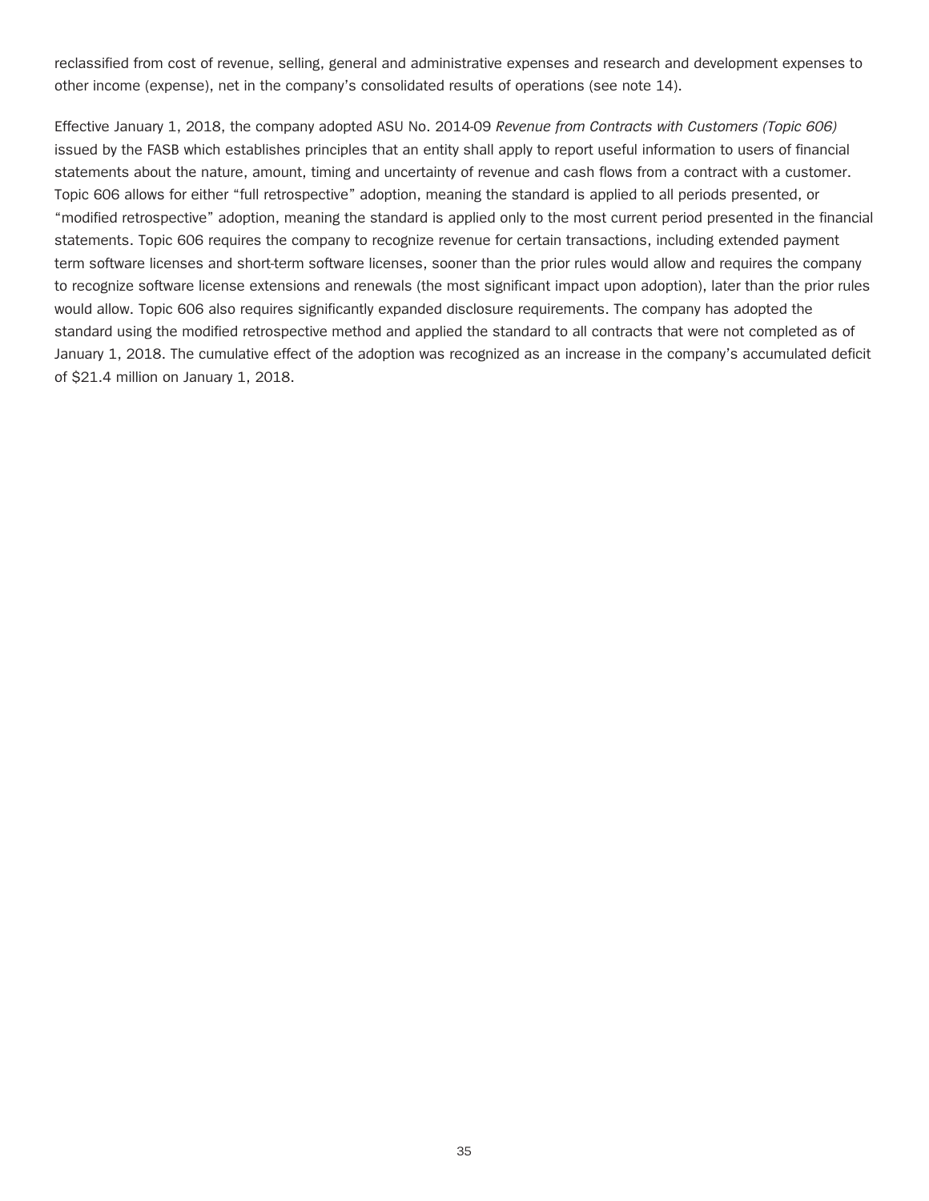reclassified from cost of revenue, selling, general and administrative expenses and research and development expenses to other income (expense), net in the company's consolidated results of operations (see note 14).

Effective January 1, 2018, the company adopted ASU No. 2014-09 *Revenue from Contracts with Customers (Topic 606)* issued by the FASB which establishes principles that an entity shall apply to report useful information to users of financial statements about the nature, amount, timing and uncertainty of revenue and cash flows from a contract with a customer. Topic 606 allows for either "full retrospective" adoption, meaning the standard is applied to all periods presented, or "modified retrospective" adoption, meaning the standard is applied only to the most current period presented in the financial statements. Topic 606 requires the company to recognize revenue for certain transactions, including extended payment term software licenses and short-term software licenses, sooner than the prior rules would allow and requires the company to recognize software license extensions and renewals (the most significant impact upon adoption), later than the prior rules would allow. Topic 606 also requires significantly expanded disclosure requirements. The company has adopted the standard using the modified retrospective method and applied the standard to all contracts that were not completed as of January 1, 2018. The cumulative effect of the adoption was recognized as an increase in the company's accumulated deficit of $21.4 million on January 1, 2018.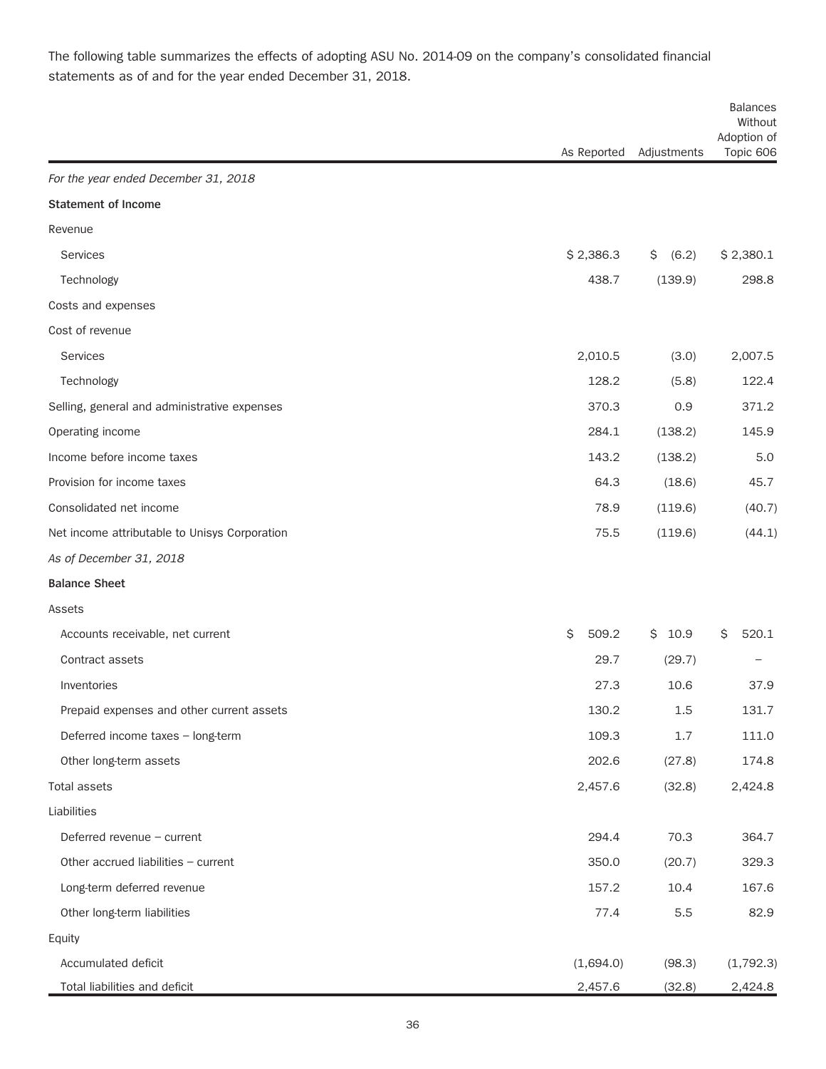The following table summarizes the effects of adopting ASU No. 2014-09 on the company's consolidated financial statements as of and for the year ended December 31, 2018.

| | As Reported | Adjustments | Balances Without Adoption of Topic 606 |
|---|---|---|---|
| *For the year ended December 31, 2018* | | | |
| **Statement of Income** | | | |
| Revenue | | | |
| Services | $ 2,386.3 | $ (6.2) | $ 2,380.1 |
| Technology | 438.7 | (139.9) | 298.8 |
| Costs and expenses | | | |
| Cost of revenue | | | |
| Services | 2,010.5 | (3.0) | 2,007.5 |
| Technology | 128.2 | (5.8) | 122.4 |
| Selling, general and administrative expenses | 370.3 | 0.9 | 371.2 |
| Operating income | 284.1 | (138.2) | 145.9 |
| Income before income taxes | 143.2 | (138.2) | 5.0 |
| Provision for income taxes | 64.3 | (18.6) | 45.7 |
| Consolidated net income | 78.9 | (119.6) | (40.7) |
| Net income attributable to Unisys Corporation | 75.5 | (119.6) | (44.1) |
| *As of December 31, 2018* | | | |
| **Balance Sheet** | | | |
| Assets | | | |
| Accounts receivable, net current | $ 509.2 | $ 10.9 | $ 520.1 |
| Contract assets | 29.7 | (29.7) | – |
| Inventories | 27.3 | 10.6 | 37.9 |
| Prepaid expenses and other current assets | 130.2 | 1.5 | 131.7 |
| Deferred income taxes – long-term | 109.3 | 1.7 | 111.0 |
| Other long-term assets | 202.6 | (27.8) | 174.8 |
| Total assets | 2,457.6 | (32.8) | 2,424.8 |
| Liabilities | | | |
| Deferred revenue – current | 294.4 | 70.3 | 364.7 |
| Other accrued liabilities – current | 350.0 | (20.7) | 329.3 |
| Long-term deferred revenue | 157.2 | 10.4 | 167.6 |
| Other long-term liabilities | 77.4 | 5.5 | 82.9 |
| Equity | | | |
| Accumulated deficit | (1,694.0) | (98.3) | (1,792.3) |
| Total liabilities and deficit | 2,457.6 | (32.8) | 2,424.8 |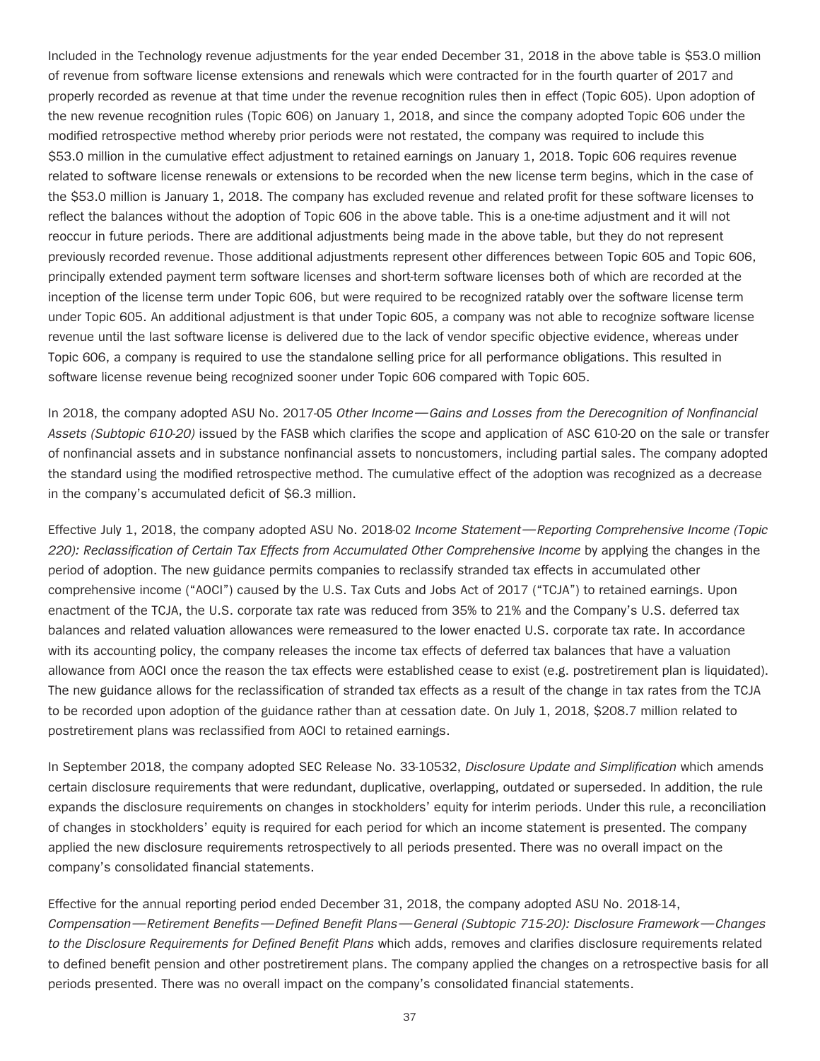Included in the Technology revenue adjustments for the year ended December 31, 2018 in the above table is $53.0 million of revenue from software license extensions and renewals which were contracted for in the fourth quarter of 2017 and properly recorded as revenue at that time under the revenue recognition rules then in effect (Topic 605). Upon adoption of the new revenue recognition rules (Topic 606) on January 1, 2018, and since the company adopted Topic 606 under the modified retrospective method whereby prior periods were not restated, the company was required to include this $53.0 million in the cumulative effect adjustment to retained earnings on January 1, 2018. Topic 606 requires revenue related to software license renewals or extensions to be recorded when the new license term begins, which in the case of the $53.0 million is January 1, 2018. The company has excluded revenue and related profit for these software licenses to reflect the balances without the adoption of Topic 606 in the above table. This is a one-time adjustment and it will not reoccur in future periods. There are additional adjustments being made in the above table, but they do not represent previously recorded revenue. Those additional adjustments represent other differences between Topic 605 and Topic 606, principally extended payment term software licenses and short-term software licenses both of which are recorded at the inception of the license term under Topic 606, but were required to be recognized ratably over the software license term under Topic 605. An additional adjustment is that under Topic 605, a company was not able to recognize software license revenue until the last software license is delivered due to the lack of vendor specific objective evidence, whereas under Topic 606, a company is required to use the standalone selling price for all performance obligations. This resulted in software license revenue being recognized sooner under Topic 606 compared with Topic 605.

In 2018, the company adopted ASU No. 2017-05 *Other Income—Gains and Losses from the Derecognition of Nonfinancial Assets (Subtopic 610-20)* issued by the FASB which clarifies the scope and application of ASC 610-20 on the sale or transfer of nonfinancial assets and in substance nonfinancial assets to noncustomers, including partial sales. The company adopted the standard using the modified retrospective method. The cumulative effect of the adoption was recognized as a decrease in the company's accumulated deficit of $6.3 million.

Effective July 1, 2018, the company adopted ASU No. 2018-02 *Income Statement—Reporting Comprehensive Income (Topic 220): Reclassification of Certain Tax Effects from Accumulated Other Comprehensive Income* by applying the changes in the period of adoption. The new guidance permits companies to reclassify stranded tax effects in accumulated other comprehensive income ("AOCI") caused by the U.S. Tax Cuts and Jobs Act of 2017 ("TCJA") to retained earnings. Upon enactment of the TCJA, the U.S. corporate tax rate was reduced from 35% to 21% and the Company's U.S. deferred tax balances and related valuation allowances were remeasured to the lower enacted U.S. corporate tax rate. In accordance with its accounting policy, the company releases the income tax effects of deferred tax balances that have a valuation allowance from AOCI once the reason the tax effects were established cease to exist (e.g. postretirement plan is liquidated). The new guidance allows for the reclassification of stranded tax effects as a result of the change in tax rates from the TCJA to be recorded upon adoption of the guidance rather than at cessation date. On July 1, 2018, $208.7 million related to postretirement plans was reclassified from AOCI to retained earnings.

In September 2018, the company adopted SEC Release No. 33-10532, *Disclosure Update and Simplification* which amends certain disclosure requirements that were redundant, duplicative, overlapping, outdated or superseded. In addition, the rule expands the disclosure requirements on changes in stockholders' equity for interim periods. Under this rule, a reconciliation of changes in stockholders' equity is required for each period for which an income statement is presented. The company applied the new disclosure requirements retrospectively to all periods presented. There was no overall impact on the company's consolidated financial statements.

Effective for the annual reporting period ended December 31, 2018, the company adopted ASU No. 2018-14, *Compensation—Retirement Benefits—Defined Benefit Plans—General (Subtopic 715-20): Disclosure Framework—Changes to the Disclosure Requirements for Defined Benefit Plans* which adds, removes and clarifies disclosure requirements related to defined benefit pension and other postretirement plans. The company applied the changes on a retrospective basis for all periods presented. There was no overall impact on the company's consolidated financial statements.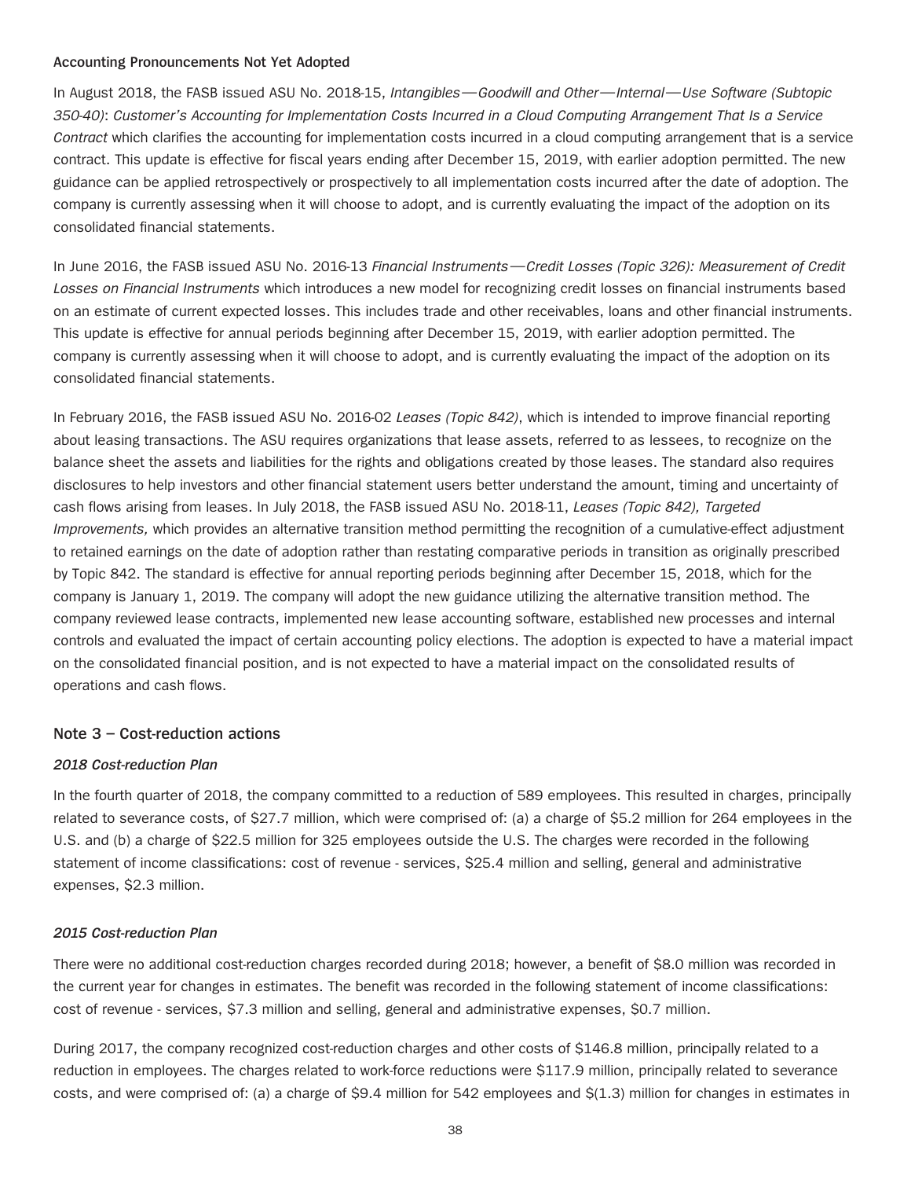**Accounting Pronouncements Not Yet Adopted**

In August 2018, the FASB issued ASU No. 2018-15, *Intangibles—Goodwill and Other—Internal—Use Software (Subtopic 350-40)*: *Customer's Accounting for Implementation Costs Incurred in a Cloud Computing Arrangement That Is a Service Contract* which clarifies the accounting for implementation costs incurred in a cloud computing arrangement that is a service contract. This update is effective for fiscal years ending after December 15, 2019, with earlier adoption permitted. The new guidance can be applied retrospectively or prospectively to all implementation costs incurred after the date of adoption. The company is currently assessing when it will choose to adopt, and is currently evaluating the impact of the adoption on its consolidated financial statements.

In June 2016, the FASB issued ASU No. 2016-13 *Financial Instruments—Credit Losses (Topic 326): Measurement of Credit Losses on Financial Instruments* which introduces a new model for recognizing credit losses on financial instruments based on an estimate of current expected losses. This includes trade and other receivables, loans and other financial instruments. This update is effective for annual periods beginning after December 15, 2019, with earlier adoption permitted. The company is currently assessing when it will choose to adopt, and is currently evaluating the impact of the adoption on its consolidated financial statements.

In February 2016, the FASB issued ASU No. 2016-02 *Leases (Topic 842)*, which is intended to improve financial reporting about leasing transactions. The ASU requires organizations that lease assets, referred to as lessees, to recognize on the balance sheet the assets and liabilities for the rights and obligations created by those leases. The standard also requires disclosures to help investors and other financial statement users better understand the amount, timing and uncertainty of cash flows arising from leases. In July 2018, the FASB issued ASU No. 2018-11, *Leases (Topic 842), Targeted Improvements,* which provides an alternative transition method permitting the recognition of a cumulative-effect adjustment to retained earnings on the date of adoption rather than restating comparative periods in transition as originally prescribed by Topic 842. The standard is effective for annual reporting periods beginning after December 15, 2018, which for the company is January 1, 2019. The company will adopt the new guidance utilizing the alternative transition method. The company reviewed lease contracts, implemented new lease accounting software, established new processes and internal controls and evaluated the impact of certain accounting policy elections. The adoption is expected to have a material impact on the consolidated financial position, and is not expected to have a material impact on the consolidated results of operations and cash flows.

## Note 3 – Cost-reduction actions

***2018 Cost-reduction Plan***

In the fourth quarter of 2018, the company committed to a reduction of 589 employees. This resulted in charges, principally related to severance costs, of $27.7 million, which were comprised of: (a) a charge of $5.2 million for 264 employees in the U.S. and (b) a charge of $22.5 million for 325 employees outside the U.S. The charges were recorded in the following statement of income classifications: cost of revenue - services, $25.4 million and selling, general and administrative expenses, $2.3 million.

***2015 Cost-reduction Plan***

There were no additional cost-reduction charges recorded during 2018; however, a benefit of $8.0 million was recorded in the current year for changes in estimates. The benefit was recorded in the following statement of income classifications: cost of revenue - services, $7.3 million and selling, general and administrative expenses, $0.7 million.

During 2017, the company recognized cost-reduction charges and other costs of $146.8 million, principally related to a reduction in employees. The charges related to work-force reductions were $117.9 million, principally related to severance costs, and were comprised of: (a) a charge of $9.4 million for 542 employees and $(1.3) million for changes in estimates in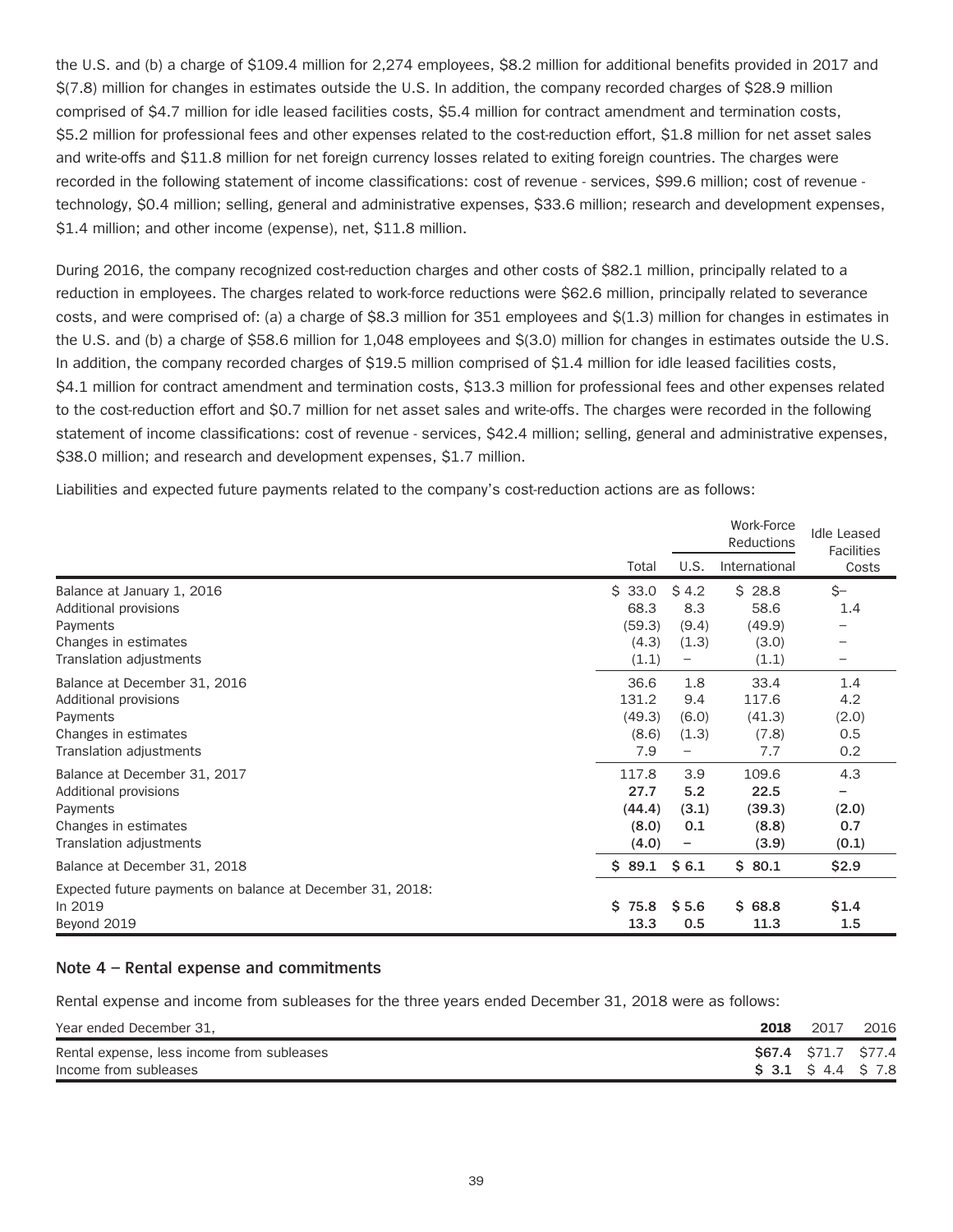the U.S. and (b) a charge of $109.4 million for 2,274 employees, $8.2 million for additional benefits provided in 2017 and $(7.8) million for changes in estimates outside the U.S. In addition, the company recorded charges of $28.9 million comprised of $4.7 million for idle leased facilities costs, $5.4 million for contract amendment and termination costs, $5.2 million for professional fees and other expenses related to the cost-reduction effort, $1.8 million for net asset sales and write-offs and $11.8 million for net foreign currency losses related to exiting foreign countries. The charges were recorded in the following statement of income classifications: cost of revenue - services, $99.6 million; cost of revenue - technology, $0.4 million; selling, general and administrative expenses, $33.6 million; research and development expenses, $1.4 million; and other income (expense), net, $11.8 million.

During 2016, the company recognized cost-reduction charges and other costs of $82.1 million, principally related to a reduction in employees. The charges related to work-force reductions were $62.6 million, principally related to severance costs, and were comprised of: (a) a charge of $8.3 million for 351 employees and $(1.3) million for changes in estimates in the U.S. and (b) a charge of $58.6 million for 1,048 employees and $(3.0) million for changes in estimates outside the U.S. In addition, the company recorded charges of $19.5 million comprised of $1.4 million for idle leased facilities costs, $4.1 million for contract amendment and termination costs, $13.3 million for professional fees and other expenses related to the cost-reduction effort and $0.7 million for net asset sales and write-offs. The charges were recorded in the following statement of income classifications: cost of revenue - services, $42.4 million; selling, general and administrative expenses, $38.0 million; and research and development expenses, $1.7 million.

Liabilities and expected future payments related to the company's cost-reduction actions are as follows:

| | | Work-Force Reductions | | Idle Leased Facilities |
|---|---|---|---|---|
| | Total | U.S. | International | Costs |
| Balance at January 1, 2016 | $ 33.0 | $ 4.2 | $ 28.8 | $– |
| Additional provisions | 68.3 | 8.3 | 58.6 | 1.4 |
| Payments | (59.3) | (9.4) | (49.9) | – |
| Changes in estimates | (4.3) | (1.3) | (3.0) | – |
| Translation adjustments | (1.1) | – | (1.1) | – |
| Balance at December 31, 2016 | 36.6 | 1.8 | 33.4 | 1.4 |
| Additional provisions | 131.2 | 9.4 | 117.6 | 4.2 |
| Payments | (49.3) | (6.0) | (41.3) | (2.0) |
| Changes in estimates | (8.6) | (1.3) | (7.8) | 0.5 |
| Translation adjustments | 7.9 | – | 7.7 | 0.2 |
| Balance at December 31, 2017 | 117.8 | 3.9 | 109.6 | 4.3 |
| Additional provisions | **27.7** | **5.2** | **22.5** | **–** |
| Payments | **(44.4)** | **(3.1)** | **(39.3)** | **(2.0)** |
| Changes in estimates | **(8.0)** | **0.1** | **(8.8)** | **0.7** |
| Translation adjustments | **(4.0)** | **–** | **(3.9)** | **(0.1)** |
| Balance at December 31, 2018 | **$ 89.1** | **$ 6.1** | **$ 80.1** | **$2.9** |
| Expected future payments on balance at December 31, 2018: | | | | |
| In 2019 | **$ 75.8** | **$ 5.6** | **$ 68.8** | **$1.4** |
| Beyond 2019 | **13.3** | **0.5** | **11.3** | **1.5** |

## Note 4 – Rental expense and commitments

Rental expense and income from subleases for the three years ended December 31, 2018 were as follows:

| Year ended December 31, | **2018** | 2017 | 2016 |
|---|---|---|---|
| Rental expense, less income from subleases | **$67.4** | $71.7 | $77.4 |
| Income from subleases | **$ 3.1** | $ 4.4 | $ 7.8 |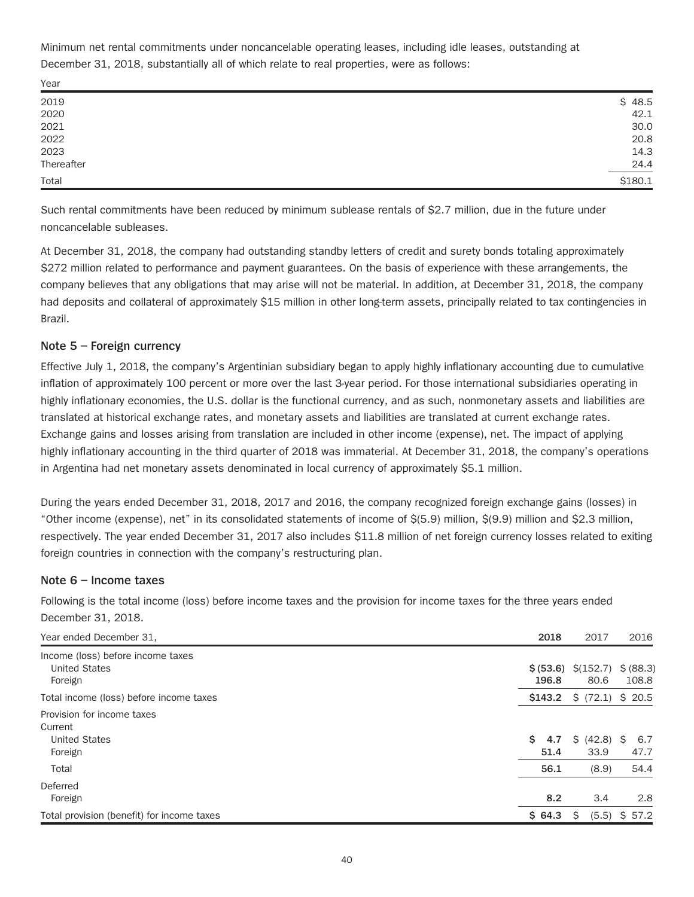Minimum net rental commitments under noncancelable operating leases, including idle leases, outstanding at December 31, 2018, substantially all of which relate to real properties, were as follows:

| Year | |
|---|---|
| 2019 | $ 48.5 |
| 2020 | 42.1 |
| 2021 | 30.0 |
| 2022 | 20.8 |
| 2023 | 14.3 |
| Thereafter | 24.4 |
| Total | $180.1 |

Such rental commitments have been reduced by minimum sublease rentals of $2.7 million, due in the future under noncancelable subleases.

At December 31, 2018, the company had outstanding standby letters of credit and surety bonds totaling approximately $272 million related to performance and payment guarantees. On the basis of experience with these arrangements, the company believes that any obligations that may arise will not be material. In addition, at December 31, 2018, the company had deposits and collateral of approximately $15 million in other long-term assets, principally related to tax contingencies in Brazil.

## Note 5 – Foreign currency

Effective July 1, 2018, the company's Argentinian subsidiary began to apply highly inflationary accounting due to cumulative inflation of approximately 100 percent or more over the last 3-year period. For those international subsidiaries operating in highly inflationary economies, the U.S. dollar is the functional currency, and as such, nonmonetary assets and liabilities are translated at historical exchange rates, and monetary assets and liabilities are translated at current exchange rates. Exchange gains and losses arising from translation are included in other income (expense), net. The impact of applying highly inflationary accounting in the third quarter of 2018 was immaterial. At December 31, 2018, the company's operations in Argentina had net monetary assets denominated in local currency of approximately $5.1 million.

During the years ended December 31, 2018, 2017 and 2016, the company recognized foreign exchange gains (losses) in "Other income (expense), net" in its consolidated statements of income of $(5.9) million, $(9.9) million and $2.3 million, respectively. The year ended December 31, 2017 also includes $11.8 million of net foreign currency losses related to exiting foreign countries in connection with the company's restructuring plan.

## Note 6 – Income taxes

Following is the total income (loss) before income taxes and the provision for income taxes for the three years ended December 31, 2018.

| Year ended December 31, | **2018** | 2017 | 2016 |
|---|---|---|---|
| Income (loss) before income taxes | | | |
| United States | **$ (53.6)** | $(152.7) | $ (88.3) |
| Foreign | **196.8** | 80.6 | 108.8 |
| Total income (loss) before income taxes | **$143.2** | $ (72.1) | $ 20.5 |
| Provision for income taxes | | | |
| Current | | | |
| United States | **$ 4.7** | $ (42.8) | $ 6.7 |
| Foreign | **51.4** | 33.9 | 47.7 |
| Total | **56.1** | (8.9) | 54.4 |
| Deferred | | | |
| Foreign | **8.2** | 3.4 | 2.8 |
| Total provision (benefit) for income taxes | **$ 64.3** | $ (5.5) | $ 57.2 |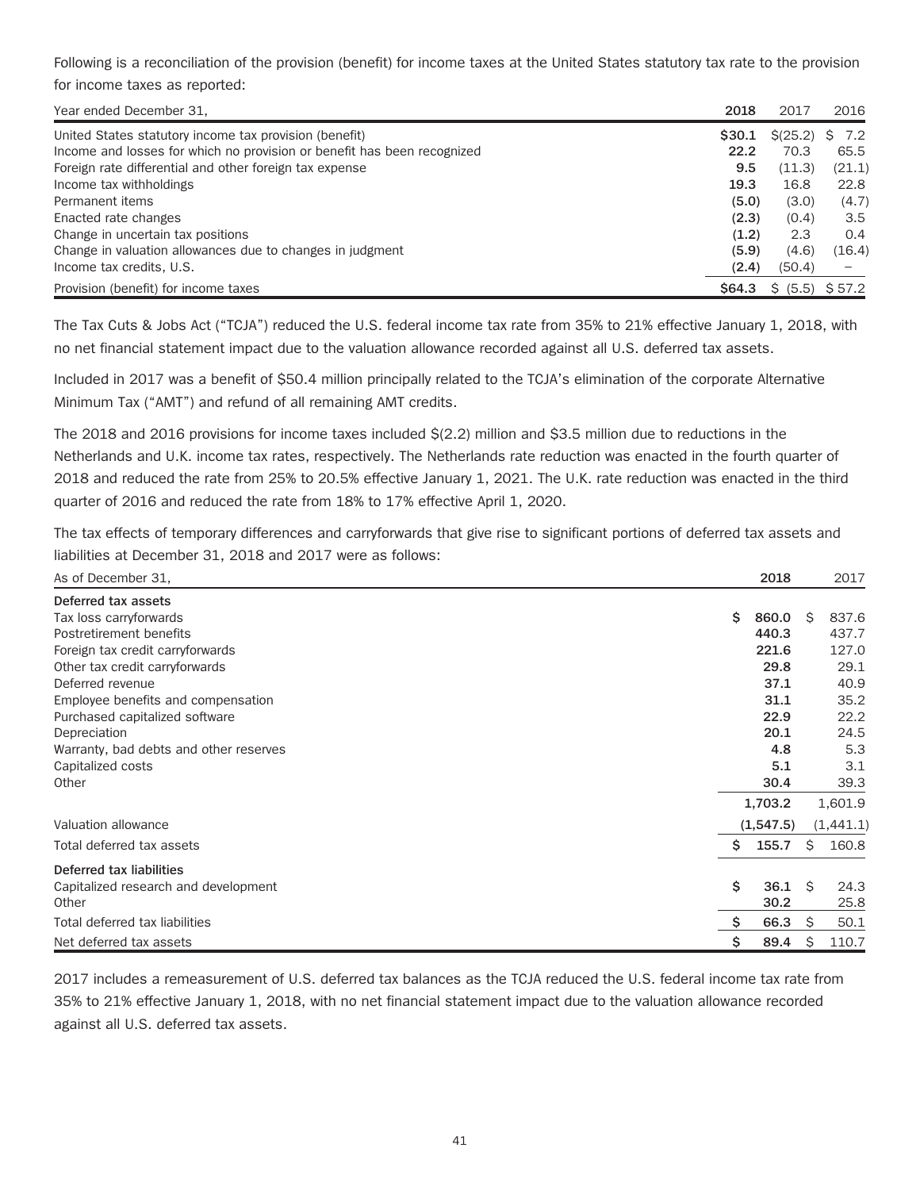Following is a reconciliation of the provision (benefit) for income taxes at the United States statutory tax rate to the provision for income taxes as reported:

| Year ended December 31, | 2018 | 2017 | 2016 |
|---|---|---|---|
| United States statutory income tax provision (benefit) | $30.1 | $(25.2) | $ 7.2 |
| Income and losses for which no provision or benefit has been recognized | 22.2 | 70.3 | 65.5 |
| Foreign rate differential and other foreign tax expense | 9.5 | (11.3) | (21.1) |
| Income tax withholdings | 19.3 | 16.8 | 22.8 |
| Permanent items | (5.0) | (3.0) | (4.7) |
| Enacted rate changes | (2.3) | (0.4) | 3.5 |
| Change in uncertain tax positions | (1.2) | 2.3 | 0.4 |
| Change in valuation allowances due to changes in judgment | (5.9) | (4.6) | (16.4) |
| Income tax credits, U.S. | (2.4) | (50.4) | – |
| Provision (benefit) for income taxes | $64.3 | $ (5.5) | $ 57.2 |

The Tax Cuts & Jobs Act ("TCJA") reduced the U.S. federal income tax rate from 35% to 21% effective January 1, 2018, with no net financial statement impact due to the valuation allowance recorded against all U.S. deferred tax assets.

Included in 2017 was a benefit of $50.4 million principally related to the TCJA's elimination of the corporate Alternative Minimum Tax ("AMT") and refund of all remaining AMT credits.

The 2018 and 2016 provisions for income taxes included $(2.2) million and $3.5 million due to reductions in the Netherlands and U.K. income tax rates, respectively. The Netherlands rate reduction was enacted in the fourth quarter of 2018 and reduced the rate from 25% to 20.5% effective January 1, 2021. The U.K. rate reduction was enacted in the third quarter of 2016 and reduced the rate from 18% to 17% effective April 1, 2020.

The tax effects of temporary differences and carryforwards that give rise to significant portions of deferred tax assets and liabilities at December 31, 2018 and 2017 were as follows:

| As of December 31, | 2018 | 2017 |
|---|---|---|
| **Deferred tax assets** | | |
| Tax loss carryforwards | $ 860.0 | $ 837.6 |
| Postretirement benefits | 440.3 | 437.7 |
| Foreign tax credit carryforwards | 221.6 | 127.0 |
| Other tax credit carryforwards | 29.8 | 29.1 |
| Deferred revenue | 37.1 | 40.9 |
| Employee benefits and compensation | 31.1 | 35.2 |
| Purchased capitalized software | 22.9 | 22.2 |
| Depreciation | 20.1 | 24.5 |
| Warranty, bad debts and other reserves | 4.8 | 5.3 |
| Capitalized costs | 5.1 | 3.1 |
| Other | 30.4 | 39.3 |
| | 1,703.2 | 1,601.9 |
| Valuation allowance | (1,547.5) | (1,441.1) |
| Total deferred tax assets | $ 155.7 | $ 160.8 |
| **Deferred tax liabilities** | | |
| Capitalized research and development | $ 36.1 | $ 24.3 |
| Other | 30.2 | 25.8 |
| Total deferred tax liabilities | $ 66.3 | $ 50.1 |
| Net deferred tax assets | $ 89.4 | $ 110.7 |

2017 includes a remeasurement of U.S. deferred tax balances as the TCJA reduced the U.S. federal income tax rate from 35% to 21% effective January 1, 2018, with no net financial statement impact due to the valuation allowance recorded against all U.S. deferred tax assets.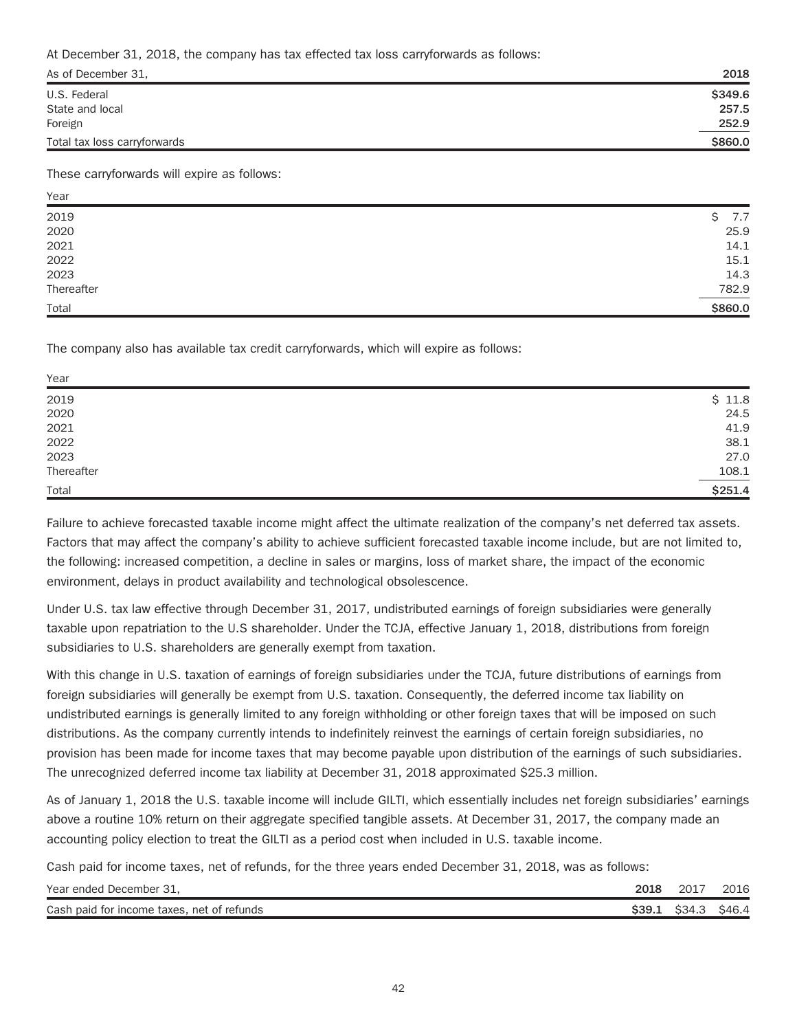At December 31, 2018, the company has tax effected tax loss carryforwards as follows:

| As of December 31, | 2018 |
|---|---|
| U.S. Federal | $349.6 |
| State and local | 257.5 |
| Foreign | 252.9 |
| Total tax loss carryforwards | $860.0 |

These carryforwards will expire as follows:

| Year | |
|---|---|
| 2019 | $ 7.7 |
| 2020 | 25.9 |
| 2021 | 14.1 |
| 2022 | 15.1 |
| 2023 | 14.3 |
| Thereafter | 782.9 |
| Total | $860.0 |

The company also has available tax credit carryforwards, which will expire as follows:

| Year | |
|---|---|
| 2019 | $ 11.8 |
| 2020 | 24.5 |
| 2021 | 41.9 |
| 2022 | 38.1 |
| 2023 | 27.0 |
| Thereafter | 108.1 |
| Total | $251.4 |

Failure to achieve forecasted taxable income might affect the ultimate realization of the company's net deferred tax assets. Factors that may affect the company's ability to achieve sufficient forecasted taxable income include, but are not limited to, the following: increased competition, a decline in sales or margins, loss of market share, the impact of the economic environment, delays in product availability and technological obsolescence.

Under U.S. tax law effective through December 31, 2017, undistributed earnings of foreign subsidiaries were generally taxable upon repatriation to the U.S shareholder. Under the TCJA, effective January 1, 2018, distributions from foreign subsidiaries to U.S. shareholders are generally exempt from taxation.

With this change in U.S. taxation of earnings of foreign subsidiaries under the TCJA, future distributions of earnings from foreign subsidiaries will generally be exempt from U.S. taxation. Consequently, the deferred income tax liability on undistributed earnings is generally limited to any foreign withholding or other foreign taxes that will be imposed on such distributions. As the company currently intends to indefinitely reinvest the earnings of certain foreign subsidiaries, no provision has been made for income taxes that may become payable upon distribution of the earnings of such subsidiaries. The unrecognized deferred income tax liability at December 31, 2018 approximated $25.3 million.

As of January 1, 2018 the U.S. taxable income will include GILTI, which essentially includes net foreign subsidiaries' earnings above a routine 10% return on their aggregate specified tangible assets. At December 31, 2017, the company made an accounting policy election to treat the GILTI as a period cost when included in U.S. taxable income.

Cash paid for income taxes, net of refunds, for the three years ended December 31, 2018, was as follows:

| Year ended December 31, | 2018 | 2017 | 2016 |
|---|---|---|---|
| Cash paid for income taxes, net of refunds | $39.1 | $34.3 | $46.4 |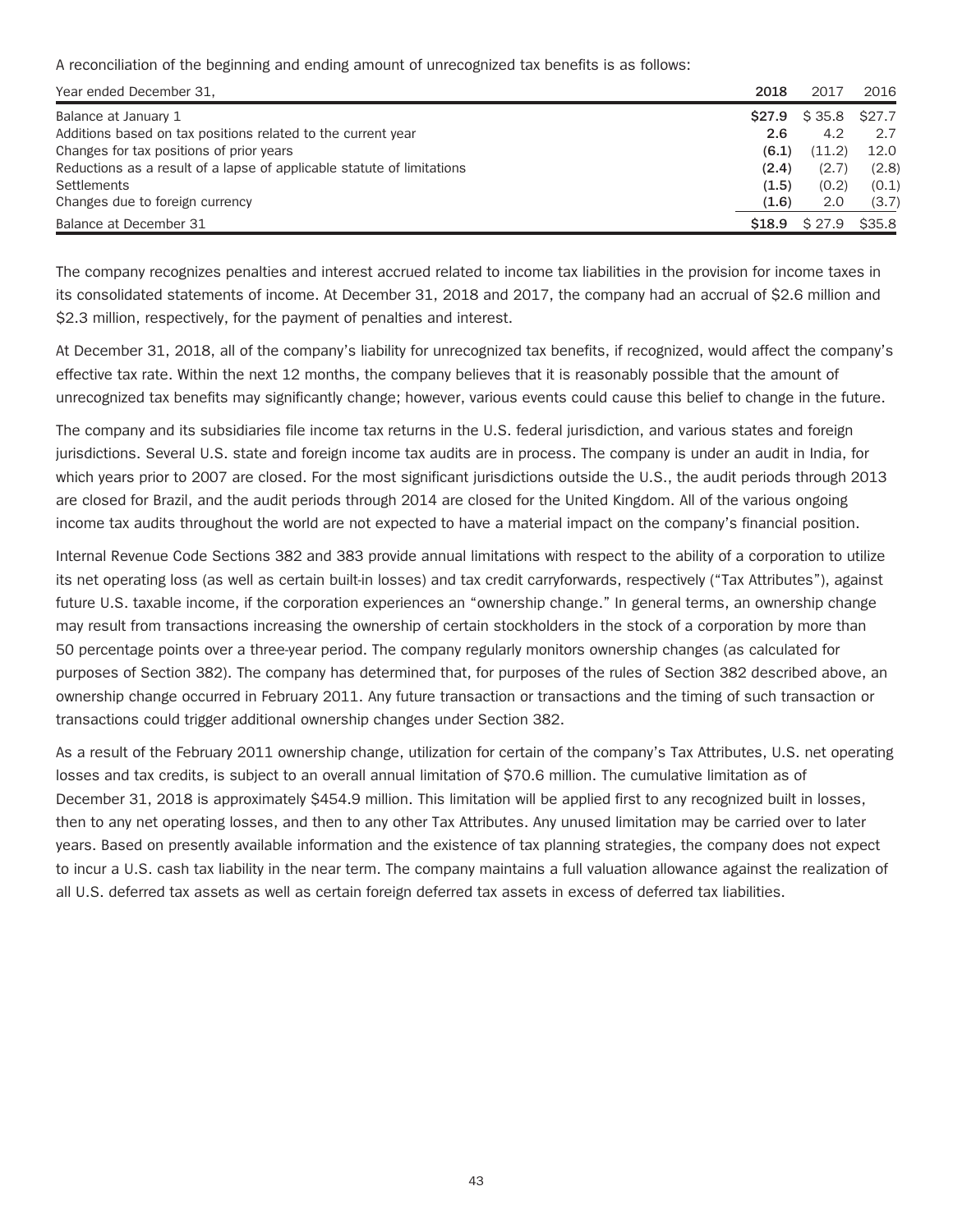A reconciliation of the beginning and ending amount of unrecognized tax benefits is as follows:

| Year ended December 31, | 2018 | 2017 | 2016 |
|---|---|---|---|
| Balance at January 1 | **$27.9** | $ 35.8 | $27.7 |
| Additions based on tax positions related to the current year | **2.6** | 4.2 | 2.7 |
| Changes for tax positions of prior years | **(6.1)** | (11.2) | 12.0 |
| Reductions as a result of a lapse of applicable statute of limitations | **(2.4)** | (2.7) | (2.8) |
| Settlements | **(1.5)** | (0.2) | (0.1) |
| Changes due to foreign currency | **(1.6)** | 2.0 | (3.7) |
| Balance at December 31 | **$18.9** | $ 27.9 | $35.8 |

The company recognizes penalties and interest accrued related to income tax liabilities in the provision for income taxes in its consolidated statements of income. At December 31, 2018 and 2017, the company had an accrual of $2.6 million and $2.3 million, respectively, for the payment of penalties and interest.

At December 31, 2018, all of the company's liability for unrecognized tax benefits, if recognized, would affect the company's effective tax rate. Within the next 12 months, the company believes that it is reasonably possible that the amount of unrecognized tax benefits may significantly change; however, various events could cause this belief to change in the future.

The company and its subsidiaries file income tax returns in the U.S. federal jurisdiction, and various states and foreign jurisdictions. Several U.S. state and foreign income tax audits are in process. The company is under an audit in India, for which years prior to 2007 are closed. For the most significant jurisdictions outside the U.S., the audit periods through 2013 are closed for Brazil, and the audit periods through 2014 are closed for the United Kingdom. All of the various ongoing income tax audits throughout the world are not expected to have a material impact on the company's financial position.

Internal Revenue Code Sections 382 and 383 provide annual limitations with respect to the ability of a corporation to utilize its net operating loss (as well as certain built-in losses) and tax credit carryforwards, respectively ("Tax Attributes"), against future U.S. taxable income, if the corporation experiences an "ownership change." In general terms, an ownership change may result from transactions increasing the ownership of certain stockholders in the stock of a corporation by more than 50 percentage points over a three-year period. The company regularly monitors ownership changes (as calculated for purposes of Section 382). The company has determined that, for purposes of the rules of Section 382 described above, an ownership change occurred in February 2011. Any future transaction or transactions and the timing of such transaction or transactions could trigger additional ownership changes under Section 382.

As a result of the February 2011 ownership change, utilization for certain of the company's Tax Attributes, U.S. net operating losses and tax credits, is subject to an overall annual limitation of $70.6 million. The cumulative limitation as of December 31, 2018 is approximately $454.9 million. This limitation will be applied first to any recognized built in losses, then to any net operating losses, and then to any other Tax Attributes. Any unused limitation may be carried over to later years. Based on presently available information and the existence of tax planning strategies, the company does not expect to incur a U.S. cash tax liability in the near term. The company maintains a full valuation allowance against the realization of all U.S. deferred tax assets as well as certain foreign deferred tax assets in excess of deferred tax liabilities.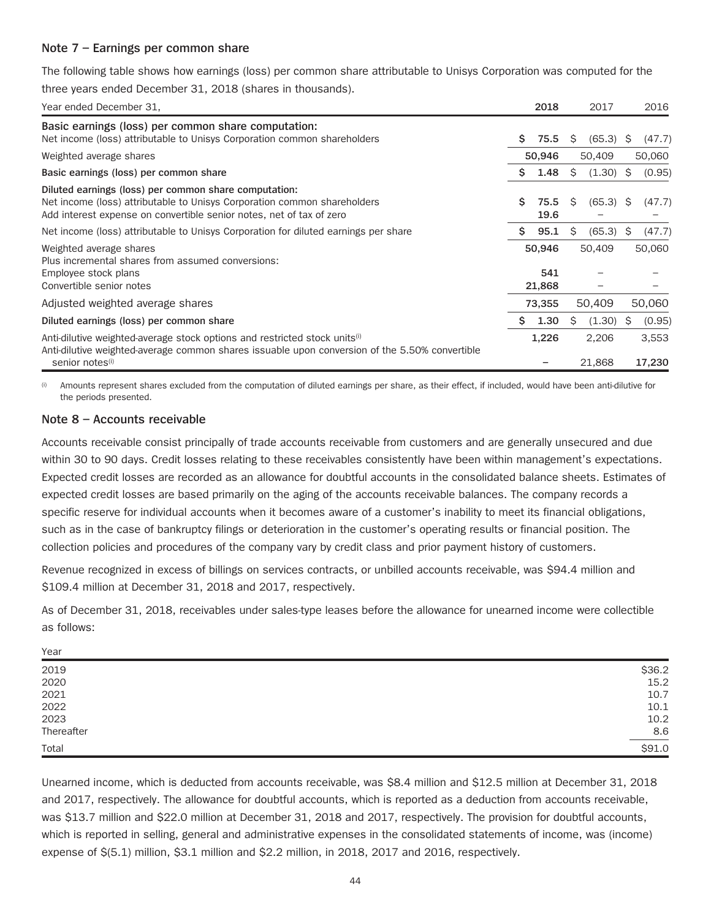### Note 7 – Earnings per common share

The following table shows how earnings (loss) per common share attributable to Unisys Corporation was computed for the three years ended December 31, 2018 (shares in thousands).

| Year ended December 31, | 2018 | 2017 | 2016 |
|---|---|---|---|
| **Basic earnings (loss) per common share computation:** | | | |
| Net income (loss) attributable to Unisys Corporation common shareholders | **$ 75.5** | $ (65.3) | $ (47.7) |
| Weighted average shares | **50,946** | 50,409 | 50,060 |
| **Basic earnings (loss) per common share** | **$ 1.48** | $ (1.30) | $ (0.95) |
| **Diluted earnings (loss) per common share computation:** | | | |
| Net income (loss) attributable to Unisys Corporation common shareholders | **$ 75.5** | $ (65.3) | $ (47.7) |
| Add interest expense on convertible senior notes, net of tax of zero | **19.6** | – | – |
| Net income (loss) attributable to Unisys Corporation for diluted earnings per share | **$ 95.1** | $ (65.3) | $ (47.7) |
| Weighted average shares | **50,946** | 50,409 | 50,060 |
| Plus incremental shares from assumed conversions: | | | |
| Employee stock plans | **541** | – | – |
| Convertible senior notes | **21,868** | – | – |
| Adjusted weighted average shares | **73,355** | 50,409 | 50,060 |
| **Diluted earnings (loss) per common share** | **$ 1.30** | $ (1.30) | $ (0.95) |
| Anti-dilutive weighted-average stock options and restricted stock units[(i)] | **1,226** | 2,206 | 3,553 |
| Anti-dilutive weighted-average common shares issuable upon conversion of the 5.50% convertible senior notes[(i)] | **–** | 21,868 | **17,230** |

[(i)] Amounts represent shares excluded from the computation of diluted earnings per share, as their effect, if included, would have been anti-dilutive for the periods presented.

### Note 8 – Accounts receivable

Accounts receivable consist principally of trade accounts receivable from customers and are generally unsecured and due within 30 to 90 days. Credit losses relating to these receivables consistently have been within management's expectations. Expected credit losses are recorded as an allowance for doubtful accounts in the consolidated balance sheets. Estimates of expected credit losses are based primarily on the aging of the accounts receivable balances. The company records a specific reserve for individual accounts when it becomes aware of a customer's inability to meet its financial obligations, such as in the case of bankruptcy filings or deterioration in the customer's operating results or financial position. The collection policies and procedures of the company vary by credit class and prior payment history of customers.

Revenue recognized in excess of billings on services contracts, or unbilled accounts receivable, was $94.4 million and $109.4 million at December 31, 2018 and 2017, respectively.

As of December 31, 2018, receivables under sales-type leases before the allowance for unearned income were collectible as follows:

| Year | |
|---|---|
| 2019 | $36.2 |
| 2020 | 15.2 |
| 2021 | 10.7 |
| 2022 | 10.1 |
| 2023 | 10.2 |
| Thereafter | 8.6 |
| Total | $91.0 |

Unearned income, which is deducted from accounts receivable, was $8.4 million and $12.5 million at December 31, 2018 and 2017, respectively. The allowance for doubtful accounts, which is reported as a deduction from accounts receivable, was $13.7 million and $22.0 million at December 31, 2018 and 2017, respectively. The provision for doubtful accounts, which is reported in selling, general and administrative expenses in the consolidated statements of income, was (income) expense of $(5.1) million, $3.1 million and $2.2 million, in 2018, 2017 and 2016, respectively.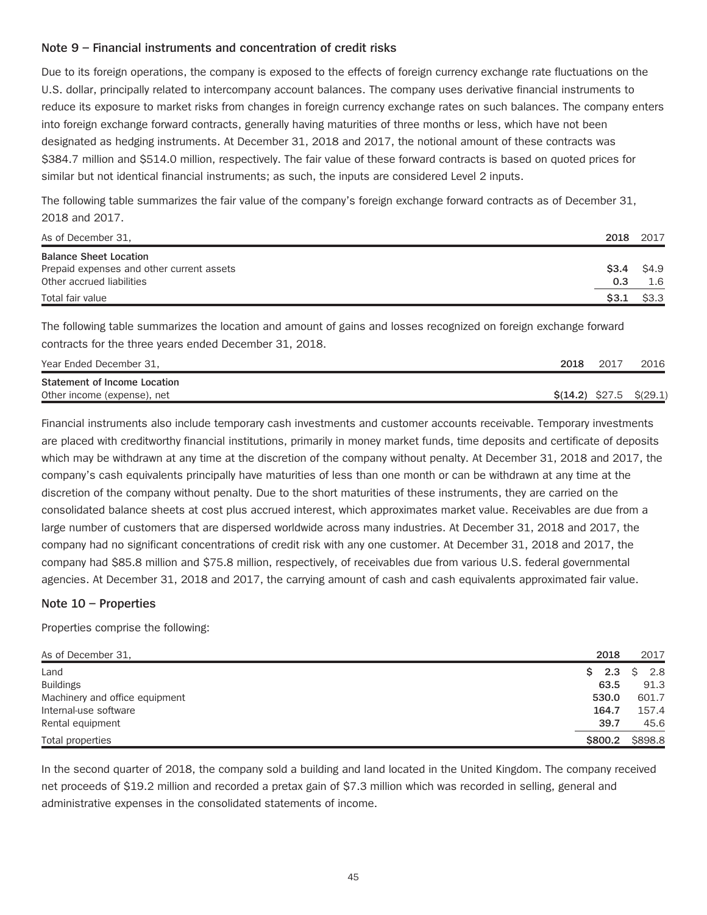## Note 9 – Financial instruments and concentration of credit risks

Due to its foreign operations, the company is exposed to the effects of foreign currency exchange rate fluctuations on the U.S. dollar, principally related to intercompany account balances. The company uses derivative financial instruments to reduce its exposure to market risks from changes in foreign currency exchange rates on such balances. The company enters into foreign exchange forward contracts, generally having maturities of three months or less, which have not been designated as hedging instruments. At December 31, 2018 and 2017, the notional amount of these contracts was $384.7 million and $514.0 million, respectively. The fair value of these forward contracts is based on quoted prices for similar but not identical financial instruments; as such, the inputs are considered Level 2 inputs.

The following table summarizes the fair value of the company's foreign exchange forward contracts as of December 31, 2018 and 2017.

| As of December 31, | **2018** | 2017 |
|---|---|---|
| **Balance Sheet Location** | | |
| Prepaid expenses and other current assets | **$3.4** | $4.9 |
| Other accrued liabilities | **0.3** | 1.6 |
| Total fair value | **$3.1** | $3.3 |

The following table summarizes the location and amount of gains and losses recognized on foreign exchange forward contracts for the three years ended December 31, 2018.

| Year Ended December 31, | **2018** | 2017 | 2016 |
|---|---|---|---|
| **Statement of Income Location** | | | |
| Other income (expense), net | **$(14.2)** | $27.5 | $(29.1) |

Financial instruments also include temporary cash investments and customer accounts receivable. Temporary investments are placed with creditworthy financial institutions, primarily in money market funds, time deposits and certificate of deposits which may be withdrawn at any time at the discretion of the company without penalty. At December 31, 2018 and 2017, the company's cash equivalents principally have maturities of less than one month or can be withdrawn at any time at the discretion of the company without penalty. Due to the short maturities of these instruments, they are carried on the consolidated balance sheets at cost plus accrued interest, which approximates market value. Receivables are due from a large number of customers that are dispersed worldwide across many industries. At December 31, 2018 and 2017, the company had no significant concentrations of credit risk with any one customer. At December 31, 2018 and 2017, the company had $85.8 million and $75.8 million, respectively, of receivables due from various U.S. federal governmental agencies. At December 31, 2018 and 2017, the carrying amount of cash and cash equivalents approximated fair value.

## Note 10 – Properties

Properties comprise the following:

| As of December 31, | **2018** | 2017 |
|---|---|---|
| Land | **$ 2.3** | $ 2.8 |
| Buildings | **63.5** | 91.3 |
| Machinery and office equipment | **530.0** | 601.7 |
| Internal-use software | **164.7** | 157.4 |
| Rental equipment | **39.7** | 45.6 |
| Total properties | **$800.2** | $898.8 |

In the second quarter of 2018, the company sold a building and land located in the United Kingdom. The company received net proceeds of $19.2 million and recorded a pretax gain of $7.3 million which was recorded in selling, general and administrative expenses in the consolidated statements of income.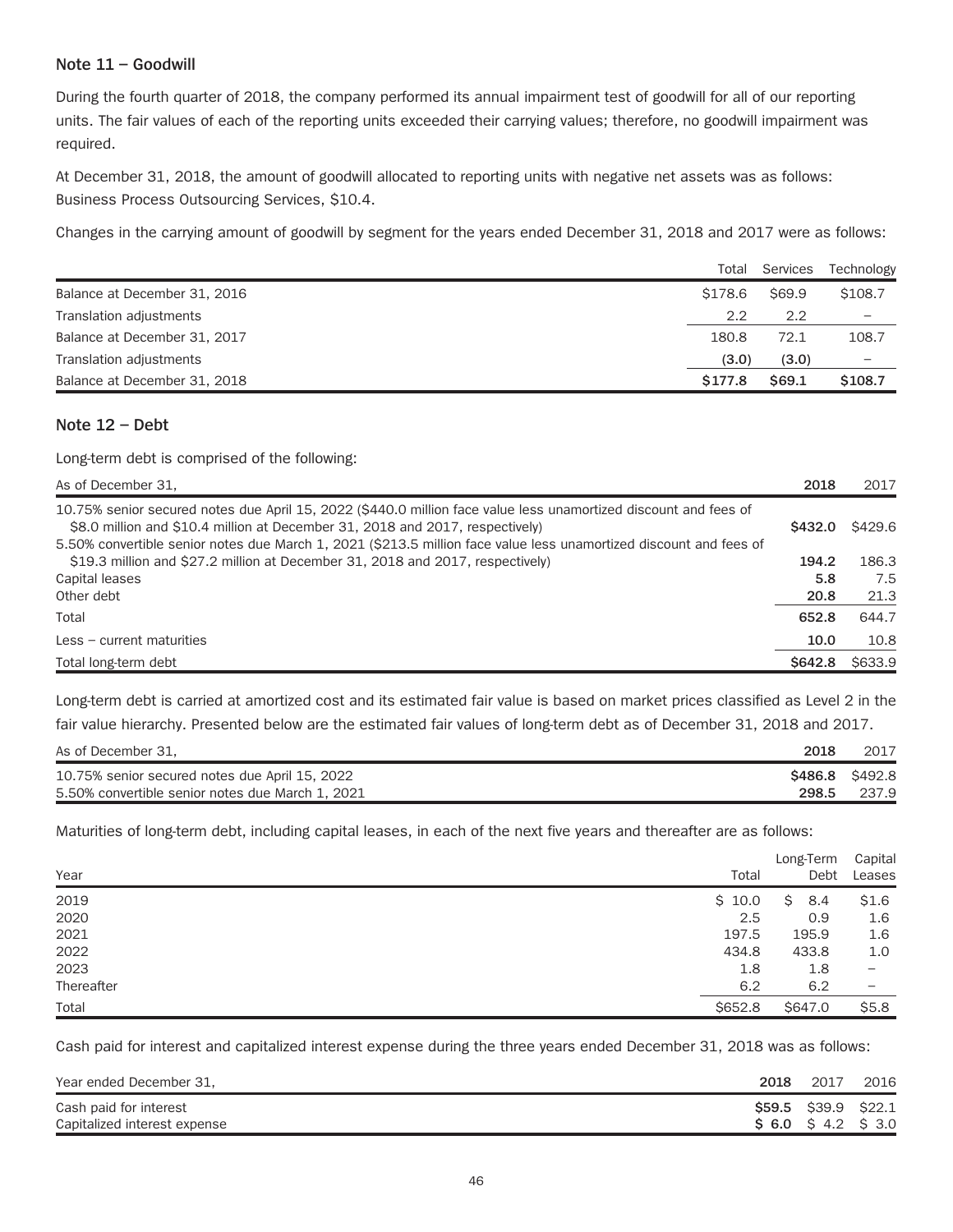### Note 11 – Goodwill

During the fourth quarter of 2018, the company performed its annual impairment test of goodwill for all of our reporting units. The fair values of each of the reporting units exceeded their carrying values; therefore, no goodwill impairment was required.

At December 31, 2018, the amount of goodwill allocated to reporting units with negative net assets was as follows: Business Process Outsourcing Services, $10.4.

Changes in the carrying amount of goodwill by segment for the years ended December 31, 2018 and 2017 were as follows:

| | Total | Services | Technology |
|---|---|---|---|
| Balance at December 31, 2016 | $178.6 | $69.9 | $108.7 |
| Translation adjustments | 2.2 | 2.2 | – |
| Balance at December 31, 2017 | 180.8 | 72.1 | 108.7 |
| Translation adjustments | (3.0) | (3.0) | – |
| Balance at December 31, 2018 | **$177.8** | **$69.1** | **$108.7** |

### Note 12 – Debt

Long-term debt is comprised of the following:

| As of December 31, | 2018 | 2017 |
|---|---|---|
| 10.75% senior secured notes due April 15, 2022 ($440.0 million face value less unamortized discount and fees of $8.0 million and $10.4 million at December 31, 2018 and 2017, respectively) | **$432.0** | $429.6 |
| 5.50% convertible senior notes due March 1, 2021 ($213.5 million face value less unamortized discount and fees of $19.3 million and $27.2 million at December 31, 2018 and 2017, respectively) | **194.2** | 186.3 |
| Capital leases | **5.8** | 7.5 |
| Other debt | **20.8** | 21.3 |
| Total | **652.8** | 644.7 |
| Less – current maturities | **10.0** | 10.8 |
| Total long-term debt | **$642.8** | $633.9 |

Long-term debt is carried at amortized cost and its estimated fair value is based on market prices classified as Level 2 in the fair value hierarchy. Presented below are the estimated fair values of long-term debt as of December 31, 2018 and 2017.

| As of December 31, | 2018 | 2017 |
|---|---|---|
| 10.75% senior secured notes due April 15, 2022 | **$486.8** | $492.8 |
| 5.50% convertible senior notes due March 1, 2021 | **298.5** | 237.9 |

Maturities of long-term debt, including capital leases, in each of the next five years and thereafter are as follows:

| Year | Total | Long-Term Debt | Capital Leases |
|---|---|---|---|
| 2019 | $ 10.0 | $ 8.4 | $1.6 |
| 2020 | 2.5 | 0.9 | 1.6 |
| 2021 | 197.5 | 195.9 | 1.6 |
| 2022 | 434.8 | 433.8 | 1.0 |
| 2023 | 1.8 | 1.8 | – |
| Thereafter | 6.2 | 6.2 | – |
| Total | $652.8 | $647.0 | $5.8 |

Cash paid for interest and capitalized interest expense during the three years ended December 31, 2018 was as follows:

| Year ended December 31, | 2018 | 2017 | 2016 |
|---|---|---|---|
| Cash paid for interest | **$59.5** | $39.9 | $22.1 |
| Capitalized interest expense | **$ 6.0** | $ 4.2 | $ 3.0 |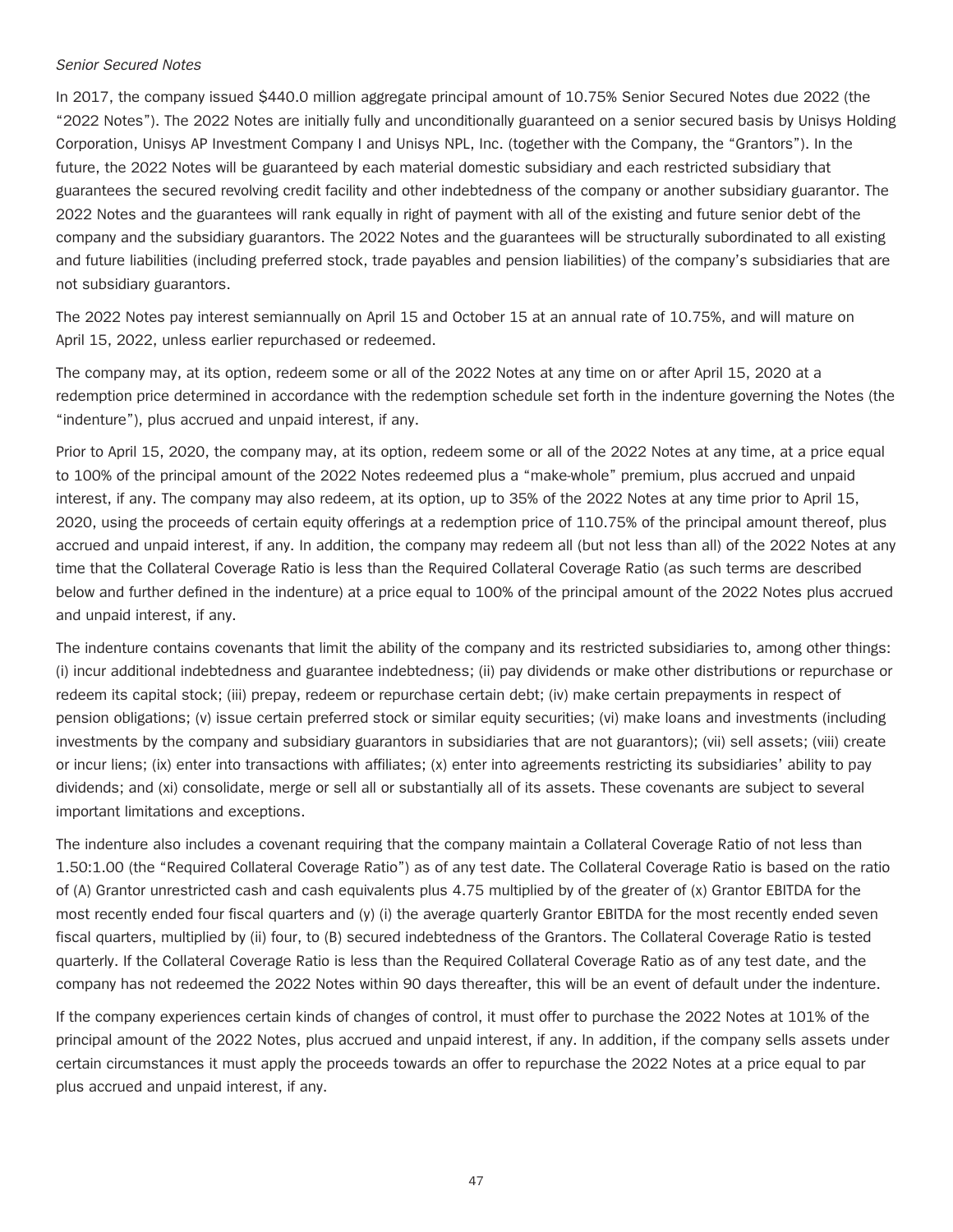*Senior Secured Notes*

In 2017, the company issued $440.0 million aggregate principal amount of 10.75% Senior Secured Notes due 2022 (the "2022 Notes"). The 2022 Notes are initially fully and unconditionally guaranteed on a senior secured basis by Unisys Holding Corporation, Unisys AP Investment Company I and Unisys NPL, Inc. (together with the Company, the "Grantors"). In the future, the 2022 Notes will be guaranteed by each material domestic subsidiary and each restricted subsidiary that guarantees the secured revolving credit facility and other indebtedness of the company or another subsidiary guarantor. The 2022 Notes and the guarantees will rank equally in right of payment with all of the existing and future senior debt of the company and the subsidiary guarantors. The 2022 Notes and the guarantees will be structurally subordinated to all existing and future liabilities (including preferred stock, trade payables and pension liabilities) of the company's subsidiaries that are not subsidiary guarantors.

The 2022 Notes pay interest semiannually on April 15 and October 15 at an annual rate of 10.75%, and will mature on April 15, 2022, unless earlier repurchased or redeemed.

The company may, at its option, redeem some or all of the 2022 Notes at any time on or after April 15, 2020 at a redemption price determined in accordance with the redemption schedule set forth in the indenture governing the Notes (the "indenture"), plus accrued and unpaid interest, if any.

Prior to April 15, 2020, the company may, at its option, redeem some or all of the 2022 Notes at any time, at a price equal to 100% of the principal amount of the 2022 Notes redeemed plus a "make-whole" premium, plus accrued and unpaid interest, if any. The company may also redeem, at its option, up to 35% of the 2022 Notes at any time prior to April 15, 2020, using the proceeds of certain equity offerings at a redemption price of 110.75% of the principal amount thereof, plus accrued and unpaid interest, if any. In addition, the company may redeem all (but not less than all) of the 2022 Notes at any time that the Collateral Coverage Ratio is less than the Required Collateral Coverage Ratio (as such terms are described below and further defined in the indenture) at a price equal to 100% of the principal amount of the 2022 Notes plus accrued and unpaid interest, if any.

The indenture contains covenants that limit the ability of the company and its restricted subsidiaries to, among other things: (i) incur additional indebtedness and guarantee indebtedness; (ii) pay dividends or make other distributions or repurchase or redeem its capital stock; (iii) prepay, redeem or repurchase certain debt; (iv) make certain prepayments in respect of pension obligations; (v) issue certain preferred stock or similar equity securities; (vi) make loans and investments (including investments by the company and subsidiary guarantors in subsidiaries that are not guarantors); (vii) sell assets; (viii) create or incur liens; (ix) enter into transactions with affiliates; (x) enter into agreements restricting its subsidiaries' ability to pay dividends; and (xi) consolidate, merge or sell all or substantially all of its assets. These covenants are subject to several important limitations and exceptions.

The indenture also includes a covenant requiring that the company maintain a Collateral Coverage Ratio of not less than 1.50:1.00 (the "Required Collateral Coverage Ratio") as of any test date. The Collateral Coverage Ratio is based on the ratio of (A) Grantor unrestricted cash and cash equivalents plus 4.75 multiplied by of the greater of (x) Grantor EBITDA for the most recently ended four fiscal quarters and (y) (i) the average quarterly Grantor EBITDA for the most recently ended seven fiscal quarters, multiplied by (ii) four, to (B) secured indebtedness of the Grantors. The Collateral Coverage Ratio is tested quarterly. If the Collateral Coverage Ratio is less than the Required Collateral Coverage Ratio as of any test date, and the company has not redeemed the 2022 Notes within 90 days thereafter, this will be an event of default under the indenture.

If the company experiences certain kinds of changes of control, it must offer to purchase the 2022 Notes at 101% of the principal amount of the 2022 Notes, plus accrued and unpaid interest, if any. In addition, if the company sells assets under certain circumstances it must apply the proceeds towards an offer to repurchase the 2022 Notes at a price equal to par plus accrued and unpaid interest, if any.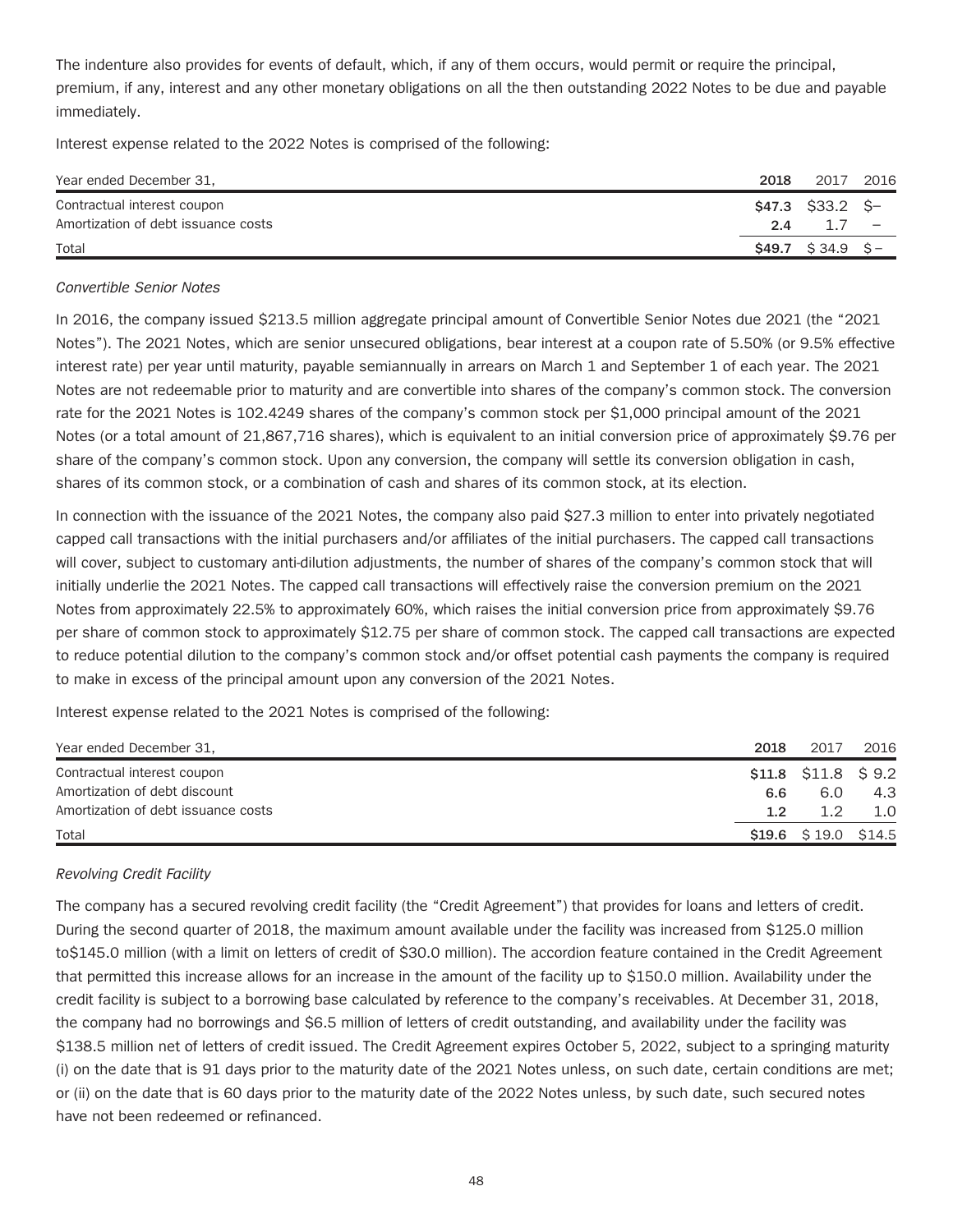The indenture also provides for events of default, which, if any of them occurs, would permit or require the principal, premium, if any, interest and any other monetary obligations on all the then outstanding 2022 Notes to be due and payable immediately.

Interest expense related to the 2022 Notes is comprised of the following:

| Year ended December 31, | 2018 | 2017 | 2016 |
|---|---|---|---|
| Contractual interest coupon | **$47.3** | $33.2 | $– |
| Amortization of debt issuance costs | **2.4** | 1.7 | – |
| Total | **$49.7** | $ 34.9 | $ – |

*Convertible Senior Notes*

In 2016, the company issued $213.5 million aggregate principal amount of Convertible Senior Notes due 2021 (the "2021 Notes"). The 2021 Notes, which are senior unsecured obligations, bear interest at a coupon rate of 5.50% (or 9.5% effective interest rate) per year until maturity, payable semiannually in arrears on March 1 and September 1 of each year. The 2021 Notes are not redeemable prior to maturity and are convertible into shares of the company's common stock. The conversion rate for the 2021 Notes is 102.4249 shares of the company's common stock per $1,000 principal amount of the 2021 Notes (or a total amount of 21,867,716 shares), which is equivalent to an initial conversion price of approximately $9.76 per share of the company's common stock. Upon any conversion, the company will settle its conversion obligation in cash, shares of its common stock, or a combination of cash and shares of its common stock, at its election.

In connection with the issuance of the 2021 Notes, the company also paid $27.3 million to enter into privately negotiated capped call transactions with the initial purchasers and/or affiliates of the initial purchasers. The capped call transactions will cover, subject to customary anti-dilution adjustments, the number of shares of the company's common stock that will initially underlie the 2021 Notes. The capped call transactions will effectively raise the conversion premium on the 2021 Notes from approximately 22.5% to approximately 60%, which raises the initial conversion price from approximately $9.76 per share of common stock to approximately $12.75 per share of common stock. The capped call transactions are expected to reduce potential dilution to the company's common stock and/or offset potential cash payments the company is required to make in excess of the principal amount upon any conversion of the 2021 Notes.

Interest expense related to the 2021 Notes is comprised of the following:

| Year ended December 31, | 2018 | 2017 | 2016 |
|---|---|---|---|
| Contractual interest coupon | **$11.8** | $11.8 | $ 9.2 |
| Amortization of debt discount | **6.6** | 6.0 | 4.3 |
| Amortization of debt issuance costs | **1.2** | 1.2 | 1.0 |
| Total | **$19.6** | $ 19.0 | $14.5 |

*Revolving Credit Facility*

The company has a secured revolving credit facility (the "Credit Agreement") that provides for loans and letters of credit. During the second quarter of 2018, the maximum amount available under the facility was increased from $125.0 million to$145.0 million (with a limit on letters of credit of $30.0 million). The accordion feature contained in the Credit Agreement that permitted this increase allows for an increase in the amount of the facility up to $150.0 million. Availability under the credit facility is subject to a borrowing base calculated by reference to the company's receivables. At December 31, 2018, the company had no borrowings and $6.5 million of letters of credit outstanding, and availability under the facility was $138.5 million net of letters of credit issued. The Credit Agreement expires October 5, 2022, subject to a springing maturity (i) on the date that is 91 days prior to the maturity date of the 2021 Notes unless, on such date, certain conditions are met; or (ii) on the date that is 60 days prior to the maturity date of the 2022 Notes unless, by such date, such secured notes have not been redeemed or refinanced.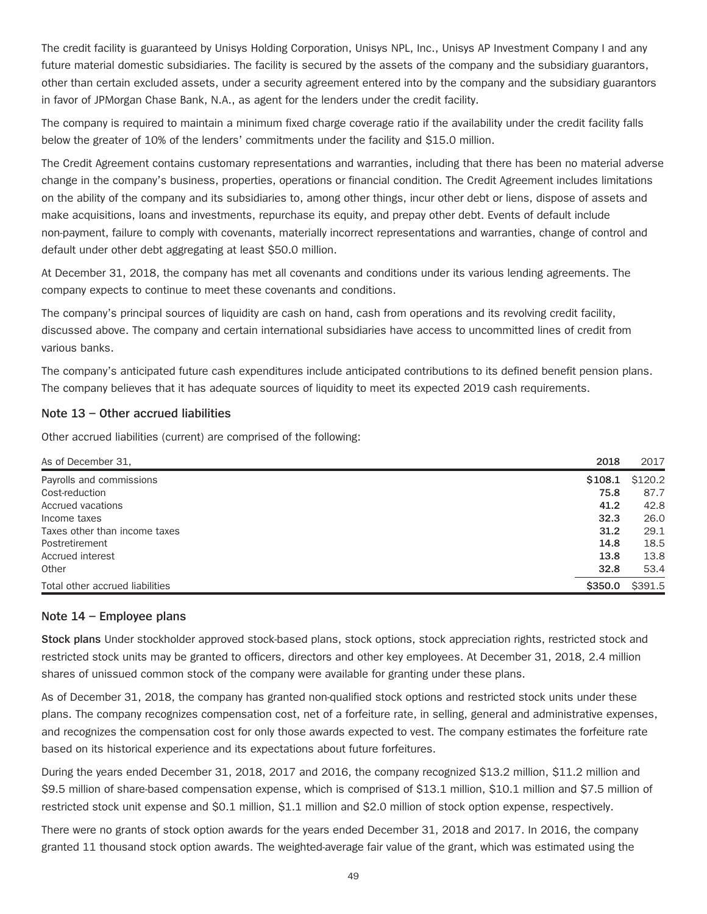The credit facility is guaranteed by Unisys Holding Corporation, Unisys NPL, Inc., Unisys AP Investment Company I and any future material domestic subsidiaries. The facility is secured by the assets of the company and the subsidiary guarantors, other than certain excluded assets, under a security agreement entered into by the company and the subsidiary guarantors in favor of JPMorgan Chase Bank, N.A., as agent for the lenders under the credit facility.

The company is required to maintain a minimum fixed charge coverage ratio if the availability under the credit facility falls below the greater of 10% of the lenders' commitments under the facility and $15.0 million.

The Credit Agreement contains customary representations and warranties, including that there has been no material adverse change in the company's business, properties, operations or financial condition. The Credit Agreement includes limitations on the ability of the company and its subsidiaries to, among other things, incur other debt or liens, dispose of assets and make acquisitions, loans and investments, repurchase its equity, and prepay other debt. Events of default include non-payment, failure to comply with covenants, materially incorrect representations and warranties, change of control and default under other debt aggregating at least $50.0 million.

At December 31, 2018, the company has met all covenants and conditions under its various lending agreements. The company expects to continue to meet these covenants and conditions.

The company's principal sources of liquidity are cash on hand, cash from operations and its revolving credit facility, discussed above. The company and certain international subsidiaries have access to uncommitted lines of credit from various banks.

The company's anticipated future cash expenditures include anticipated contributions to its defined benefit pension plans. The company believes that it has adequate sources of liquidity to meet its expected 2019 cash requirements.

## Note 13 – Other accrued liabilities

Other accrued liabilities (current) are comprised of the following:

| As of December 31, | 2018 | 2017 |
|---|---|---|
| Payrolls and commissions | $108.1 | $120.2 |
| Cost-reduction | 75.8 | 87.7 |
| Accrued vacations | 41.2 | 42.8 |
| Income taxes | 32.3 | 26.0 |
| Taxes other than income taxes | 31.2 | 29.1 |
| Postretirement | 14.8 | 18.5 |
| Accrued interest | 13.8 | 13.8 |
| Other | 32.8 | 53.4 |
| Total other accrued liabilities | $350.0 | $391.5 |

## Note 14 – Employee plans

**Stock plans** Under stockholder approved stock-based plans, stock options, stock appreciation rights, restricted stock and restricted stock units may be granted to officers, directors and other key employees. At December 31, 2018, 2.4 million shares of unissued common stock of the company were available for granting under these plans.

As of December 31, 2018, the company has granted non-qualified stock options and restricted stock units under these plans. The company recognizes compensation cost, net of a forfeiture rate, in selling, general and administrative expenses, and recognizes the compensation cost for only those awards expected to vest. The company estimates the forfeiture rate based on its historical experience and its expectations about future forfeitures.

During the years ended December 31, 2018, 2017 and 2016, the company recognized $13.2 million, $11.2 million and $9.5 million of share-based compensation expense, which is comprised of $13.1 million, $10.1 million and $7.5 million of restricted stock unit expense and $0.1 million, $1.1 million and $2.0 million of stock option expense, respectively.

There were no grants of stock option awards for the years ended December 31, 2018 and 2017. In 2016, the company granted 11 thousand stock option awards. The weighted-average fair value of the grant, which was estimated using the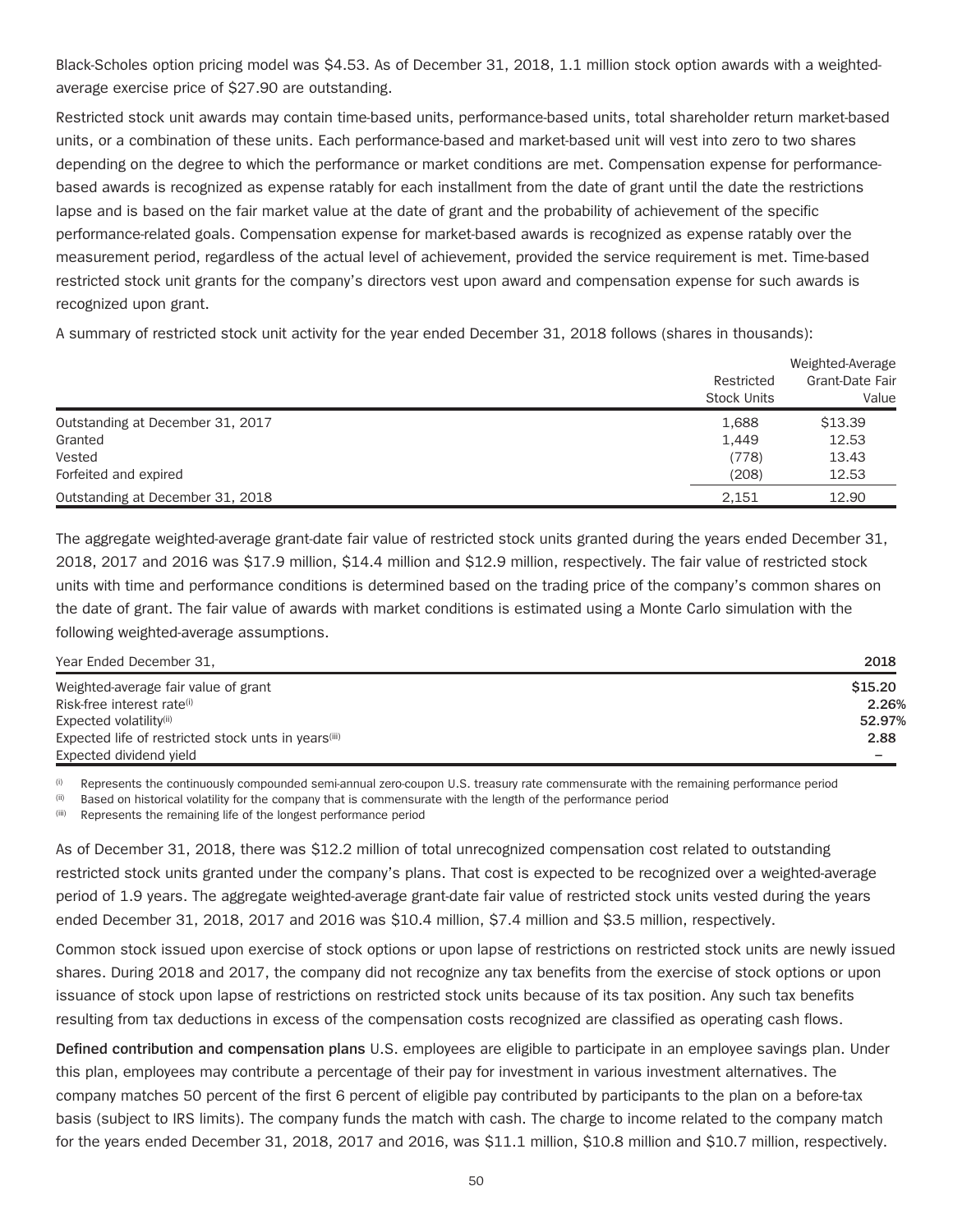Black-Scholes option pricing model was $4.53. As of December 31, 2018, 1.1 million stock option awards with a weighted-average exercise price of $27.90 are outstanding.

Restricted stock unit awards may contain time-based units, performance-based units, total shareholder return market-based units, or a combination of these units. Each performance-based and market-based unit will vest into zero to two shares depending on the degree to which the performance or market conditions are met. Compensation expense for performance-based awards is recognized as expense ratably for each installment from the date of grant until the date the restrictions lapse and is based on the fair market value at the date of grant and the probability of achievement of the specific performance-related goals. Compensation expense for market-based awards is recognized as expense ratably over the measurement period, regardless of the actual level of achievement, provided the service requirement is met. Time-based restricted stock unit grants for the company's directors vest upon award and compensation expense for such awards is recognized upon grant.

A summary of restricted stock unit activity for the year ended December 31, 2018 follows (shares in thousands):

| | Restricted Stock Units | Weighted-Average Grant-Date Fair Value |
|---|---|---|
| Outstanding at December 31, 2017 | 1,688 | $13.39 |
| Granted | 1,449 | 12.53 |
| Vested | (778) | 13.43 |
| Forfeited and expired | (208) | 12.53 |
| Outstanding at December 31, 2018 | 2,151 | 12.90 |

The aggregate weighted-average grant-date fair value of restricted stock units granted during the years ended December 31, 2018, 2017 and 2016 was $17.9 million, $14.4 million and $12.9 million, respectively. The fair value of restricted stock units with time and performance conditions is determined based on the trading price of the company's common shares on the date of grant. The fair value of awards with market conditions is estimated using a Monte Carlo simulation with the following weighted-average assumptions.

| Year Ended December 31, | **2018** |
|---|---|
| Weighted-average fair value of grant | **$15.20** |
| Risk-free interest rate[(i)] | **2.26%** |
| Expected volatility[(ii)] | **52.97%** |
| Expected life of restricted stock units in years[(iii)] | **2.88** |
| Expected dividend yield | **–** |

(i) Represents the continuously compounded semi-annual zero-coupon U.S. treasury rate commensurate with the remaining performance period

(ii) Based on historical volatility for the company that is commensurate with the length of the performance period

(iii) Represents the remaining life of the longest performance period

As of December 31, 2018, there was $12.2 million of total unrecognized compensation cost related to outstanding restricted stock units granted under the company's plans. That cost is expected to be recognized over a weighted-average period of 1.9 years. The aggregate weighted-average grant-date fair value of restricted stock units vested during the years ended December 31, 2018, 2017 and 2016 was $10.4 million, $7.4 million and $3.5 million, respectively.

Common stock issued upon exercise of stock options or upon lapse of restrictions on restricted stock units are newly issued shares. During 2018 and 2017, the company did not recognize any tax benefits from the exercise of stock options or upon issuance of stock upon lapse of restrictions on restricted stock units because of its tax position. Any such tax benefits resulting from tax deductions in excess of the compensation costs recognized are classified as operating cash flows.

**Defined contribution and compensation plans** U.S. employees are eligible to participate in an employee savings plan. Under this plan, employees may contribute a percentage of their pay for investment in various investment alternatives. The company matches 50 percent of the first 6 percent of eligible pay contributed by participants to the plan on a before-tax basis (subject to IRS limits). The company funds the match with cash. The charge to income related to the company match for the years ended December 31, 2018, 2017 and 2016, was $11.1 million, $10.8 million and $10.7 million, respectively.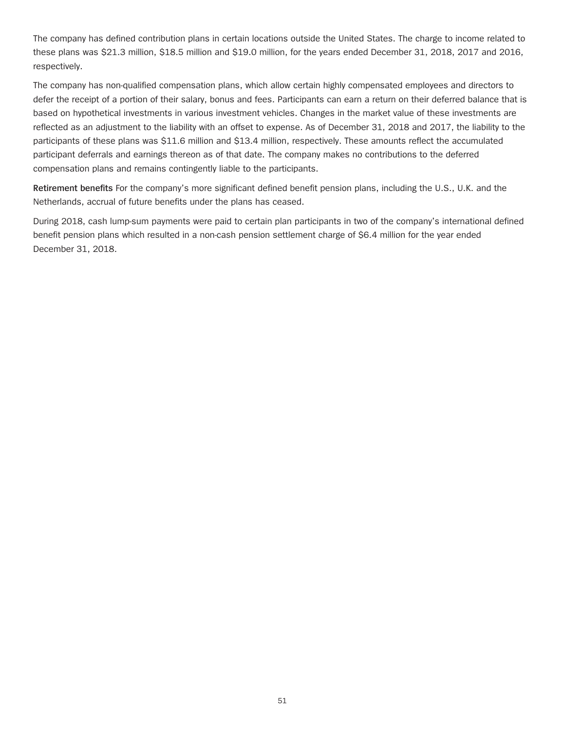The company has defined contribution plans in certain locations outside the United States. The charge to income related to these plans was $21.3 million, $18.5 million and $19.0 million, for the years ended December 31, 2018, 2017 and 2016, respectively.

The company has non-qualified compensation plans, which allow certain highly compensated employees and directors to defer the receipt of a portion of their salary, bonus and fees. Participants can earn a return on their deferred balance that is based on hypothetical investments in various investment vehicles. Changes in the market value of these investments are reflected as an adjustment to the liability with an offset to expense. As of December 31, 2018 and 2017, the liability to the participants of these plans was $11.6 million and $13.4 million, respectively. These amounts reflect the accumulated participant deferrals and earnings thereon as of that date. The company makes no contributions to the deferred compensation plans and remains contingently liable to the participants.

**Retirement benefits** For the company's more significant defined benefit pension plans, including the U.S., U.K. and the Netherlands, accrual of future benefits under the plans has ceased.

During 2018, cash lump-sum payments were paid to certain plan participants in two of the company's international defined benefit pension plans which resulted in a non-cash pension settlement charge of $6.4 million for the year ended December 31, 2018.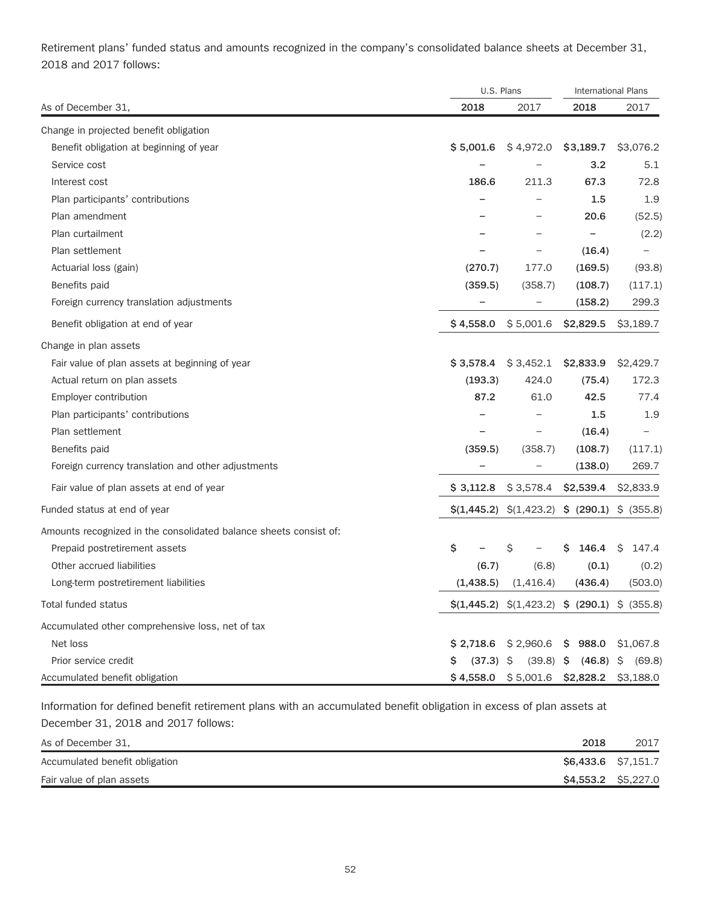Retirement plans' funded status and amounts recognized in the company's consolidated balance sheets at December 31, 2018 and 2017 follows:

| | U.S. Plans | | International Plans | |
|---|---|---|---|---|
| As of December 31, | **2018** | 2017 | **2018** | 2017 |
| Change in projected benefit obligation | | | | |
| Benefit obligation at beginning of year | **$ 5,001.6** | $ 4,972.0 | **$3,189.7** | $3,076.2 |
| Service cost | **–** | – | **3.2** | 5.1 |
| Interest cost | **186.6** | 211.3 | **67.3** | 72.8 |
| Plan participants' contributions | **–** | – | **1.5** | 1.9 |
| Plan amendment | **–** | – | **20.6** | (52.5) |
| Plan curtailment | **–** | – | **–** | (2.2) |
| Plan settlement | **–** | – | **(16.4)** | – |
| Actuarial loss (gain) | **(270.7)** | 177.0 | **(169.5)** | (93.8) |
| Benefits paid | **(359.5)** | (358.7) | **(108.7)** | (117.1) |
| Foreign currency translation adjustments | **–** | – | **(158.2)** | 299.3 |
| Benefit obligation at end of year | **$ 4,558.0** | $ 5,001.6 | **$2,829.5** | $3,189.7 |
| Change in plan assets | | | | |
| Fair value of plan assets at beginning of year | **$ 3,578.4** | $ 3,452.1 | **$2,833.9** | $2,429.7 |
| Actual return on plan assets | **(193.3)** | 424.0 | **(75.4)** | 172.3 |
| Employer contribution | **87.2** | 61.0 | **42.5** | 77.4 |
| Plan participants' contributions | **–** | – | **1.5** | 1.9 |
| Plan settlement | **–** | – | **(16.4)** | – |
| Benefits paid | **(359.5)** | (358.7) | **(108.7)** | (117.1) |
| Foreign currency translation and other adjustments | **–** | – | **(138.0)** | 269.7 |
| Fair value of plan assets at end of year | **$ 3,112.8** | $ 3,578.4 | **$2,539.4** | $2,833.9 |
| Funded status at end of year | **$(1,445.2)** | $(1,423.2) | **$ (290.1)** | $ (355.8) |
| Amounts recognized in the consolidated balance sheets consist of: | | | | |
| Prepaid postretirement assets | **$ –** | $ – | **$ 146.4** | $ 147.4 |
| Other accrued liabilities | **(6.7)** | (6.8) | **(0.1)** | (0.2) |
| Long-term postretirement liabilities | **(1,438.5)** | (1,416.4) | **(436.4)** | (503.0) |
| Total funded status | **$(1,445.2)** | $(1,423.2) | **$ (290.1)** | $ (355.8) |
| Accumulated other comprehensive loss, net of tax | | | | |
| Net loss | **$ 2,718.6** | $ 2,960.6 | **$ 988.0** | $1,067.8 |
| Prior service credit | **$ (37.3)** | $ (39.8) | **$ (46.8)** | $ (69.8) |
| Accumulated benefit obligation | **$ 4,558.0** | $ 5,001.6 | **$2,828.2** | $3,188.0 |

Information for defined benefit retirement plans with an accumulated benefit obligation in excess of plan assets at December 31, 2018 and 2017 follows:

| As of December 31, | **2018** | 2017 |
|---|---|---|
| Accumulated benefit obligation | **$6,433.6** | $7,151.7 |
| Fair value of plan assets | **$4,553.2** | $5,227.0 |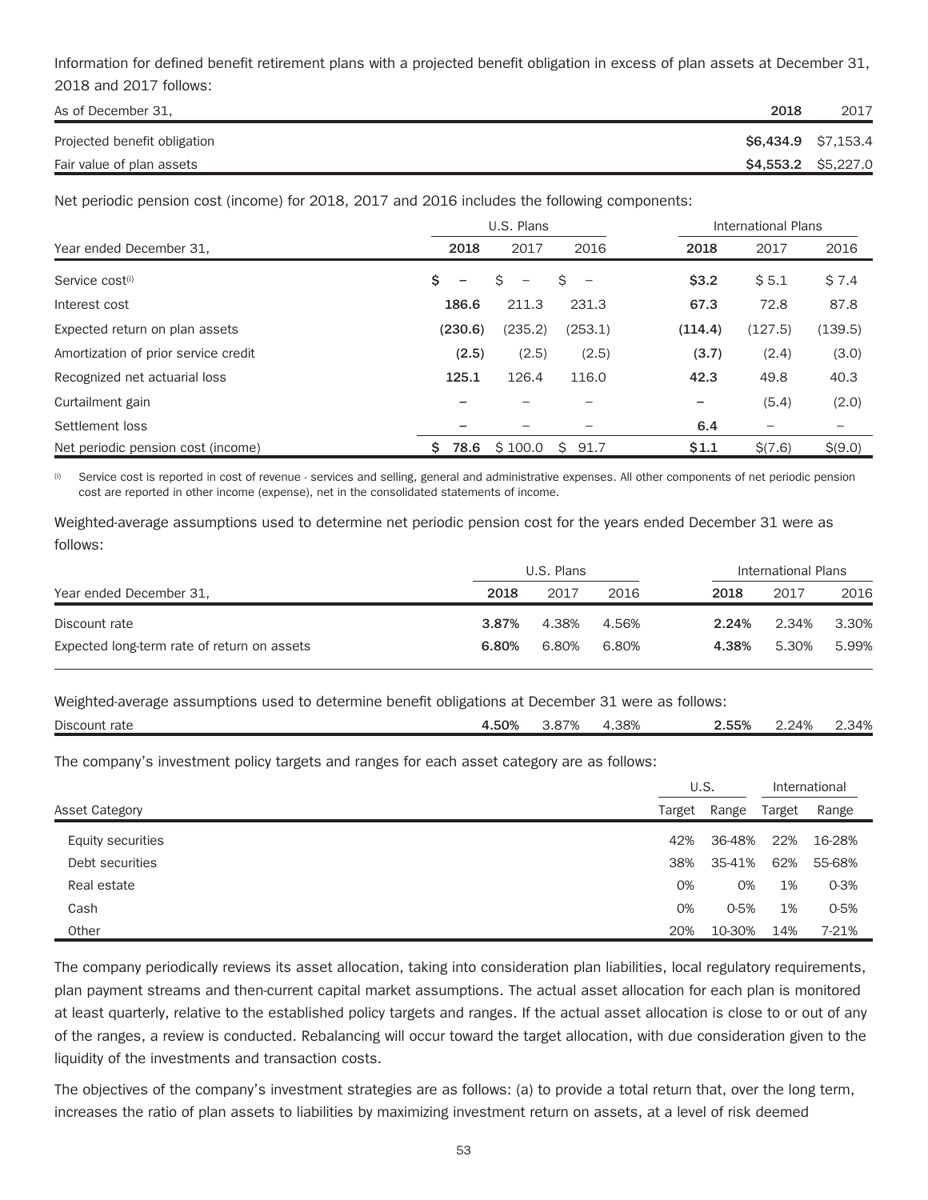Information for defined benefit retirement plans with a projected benefit obligation in excess of plan assets at December 31, 2018 and 2017 follows:

| As of December 31, | 2018 | 2017 |
| --- | --- | --- |
| Projected benefit obligation | **$6,434.9** | $7,153.4 |
| Fair value of plan assets | **$4,553.2** | $5,227.0 |

Net periodic pension cost (income) for 2018, 2017 and 2016 includes the following components:

| | U.S. Plans | | | International Plans | | |
| --- | --- | --- | --- | --- | --- | --- |
| Year ended December 31, | 2018 | 2017 | 2016 | 2018 | 2017 | 2016 |
| Service cost[(i)] | **$ –** | $ – | $ – | **$3.2** | $ 5.1 | $ 7.4 |
| Interest cost | **186.6** | 211.3 | 231.3 | **67.3** | 72.8 | 87.8 |
| Expected return on plan assets | **(230.6)** | (235.2) | (253.1) | **(114.4)** | (127.5) | (139.5) |
| Amortization of prior service credit | **(2.5)** | (2.5) | (2.5) | **(3.7)** | (2.4) | (3.0) |
| Recognized net actuarial loss | **125.1** | 126.4 | 116.0 | **42.3** | 49.8 | 40.3 |
| Curtailment gain | **–** | – | – | **–** | (5.4) | (2.0) |
| Settlement loss | **–** | – | – | **6.4** | – | – |
| Net periodic pension cost (income) | **$ 78.6** | $ 100.0 | $ 91.7 | **$1.1** | $(7.6) | $(9.0) |

(i) Service cost is reported in cost of revenue - services and selling, general and administrative expenses. All other components of net periodic pension cost are reported in other income (expense), net in the consolidated statements of income.

Weighted-average assumptions used to determine net periodic pension cost for the years ended December 31 were as follows:

| | U.S. Plans | | | International Plans | | |
| --- | --- | --- | --- | --- | --- | --- |
| Year ended December 31, | 2018 | 2017 | 2016 | 2018 | 2017 | 2016 |
| Discount rate | **3.87%** | 4.38% | 4.56% | **2.24%** | 2.34% | 3.30% |
| Expected long-term rate of return on assets | **6.80%** | 6.80% | 6.80% | **4.38%** | 5.30% | 5.99% |

Weighted-average assumptions used to determine benefit obligations at December 31 were as follows:

| | | | | | | |
| --- | --- | --- | --- | --- | --- | --- |
| Discount rate | **4.50%** | 3.87% | 4.38% | **2.55%** | 2.24% | 2.34% |

The company's investment policy targets and ranges for each asset category are as follows:

| | U.S. | | International | |
| --- | --- | --- | --- | --- |
| Asset Category | Target | Range | Target | Range |
| Equity securities | 42% | 36-48% | 22% | 16-28% |
| Debt securities | 38% | 35-41% | 62% | 55-68% |
| Real estate | 0% | 0% | 1% | 0-3% |
| Cash | 0% | 0-5% | 1% | 0-5% |
| Other | 20% | 10-30% | 14% | 7-21% |

The company periodically reviews its asset allocation, taking into consideration plan liabilities, local regulatory requirements, plan payment streams and then-current capital market assumptions. The actual asset allocation for each plan is monitored at least quarterly, relative to the established policy targets and ranges. If the actual asset allocation is close to or out of any of the ranges, a review is conducted. Rebalancing will occur toward the target allocation, with due consideration given to the liquidity of the investments and transaction costs.

The objectives of the company's investment strategies are as follows: (a) to provide a total return that, over the long term, increases the ratio of plan assets to liabilities by maximizing investment return on assets, at a level of risk deemed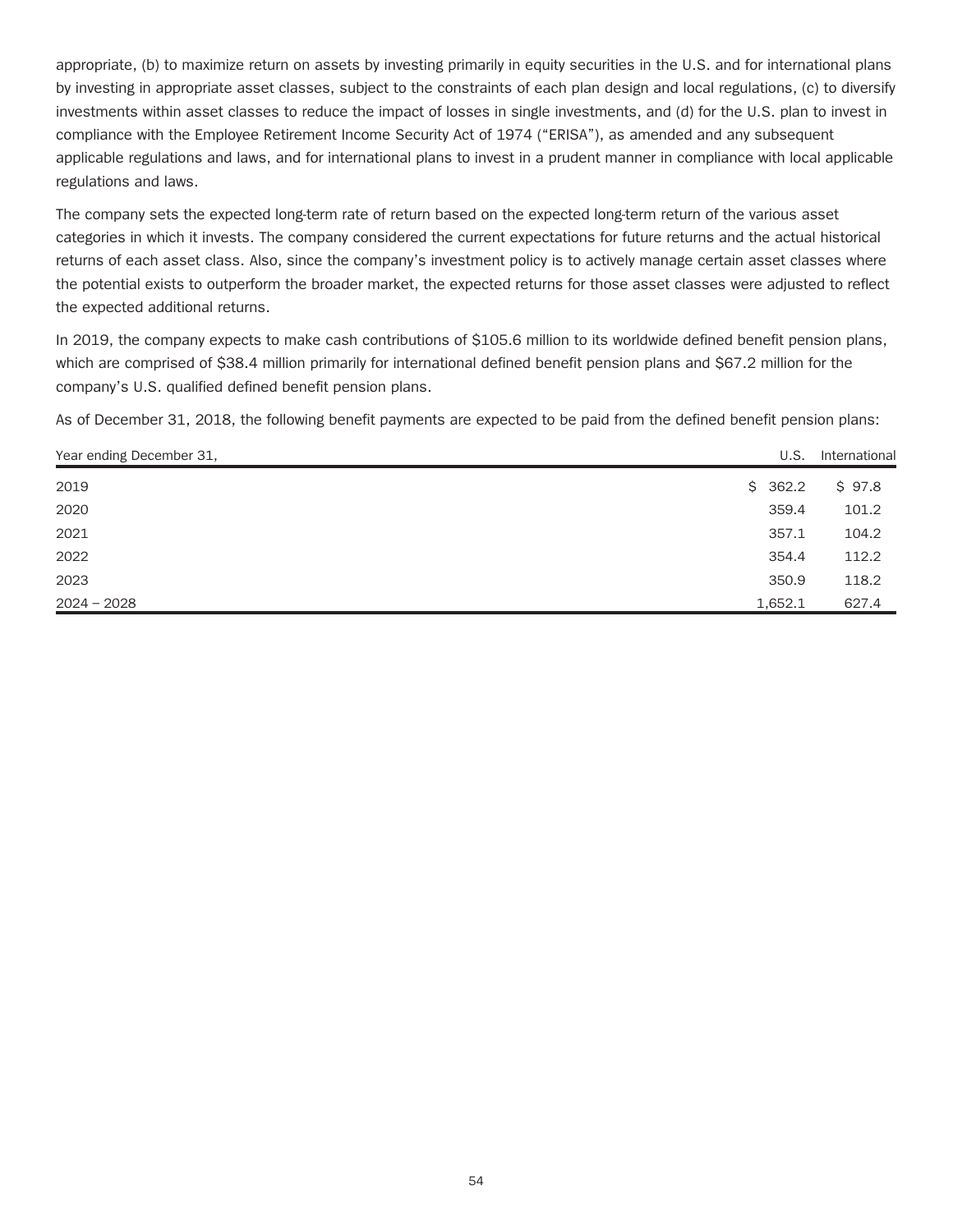appropriate, (b) to maximize return on assets by investing primarily in equity securities in the U.S. and for international plans by investing in appropriate asset classes, subject to the constraints of each plan design and local regulations, (c) to diversify investments within asset classes to reduce the impact of losses in single investments, and (d) for the U.S. plan to invest in compliance with the Employee Retirement Income Security Act of 1974 ("ERISA"), as amended and any subsequent applicable regulations and laws, and for international plans to invest in a prudent manner in compliance with local applicable regulations and laws.

The company sets the expected long-term rate of return based on the expected long-term return of the various asset categories in which it invests. The company considered the current expectations for future returns and the actual historical returns of each asset class. Also, since the company's investment policy is to actively manage certain asset classes where the potential exists to outperform the broader market, the expected returns for those asset classes were adjusted to reflect the expected additional returns.

In 2019, the company expects to make cash contributions of $105.6 million to its worldwide defined benefit pension plans, which are comprised of $38.4 million primarily for international defined benefit pension plans and $67.2 million for the company's U.S. qualified defined benefit pension plans.

As of December 31, 2018, the following benefit payments are expected to be paid from the defined benefit pension plans:

| Year ending December 31, | U.S. | International |
|---|---|---|
| 2019 | $ 362.2 | $ 97.8 |
| 2020 | 359.4 | 101.2 |
| 2021 | 357.1 | 104.2 |
| 2022 | 354.4 | 112.2 |
| 2023 | 350.9 | 118.2 |
| 2024 – 2028 | 1,652.1 | 627.4 |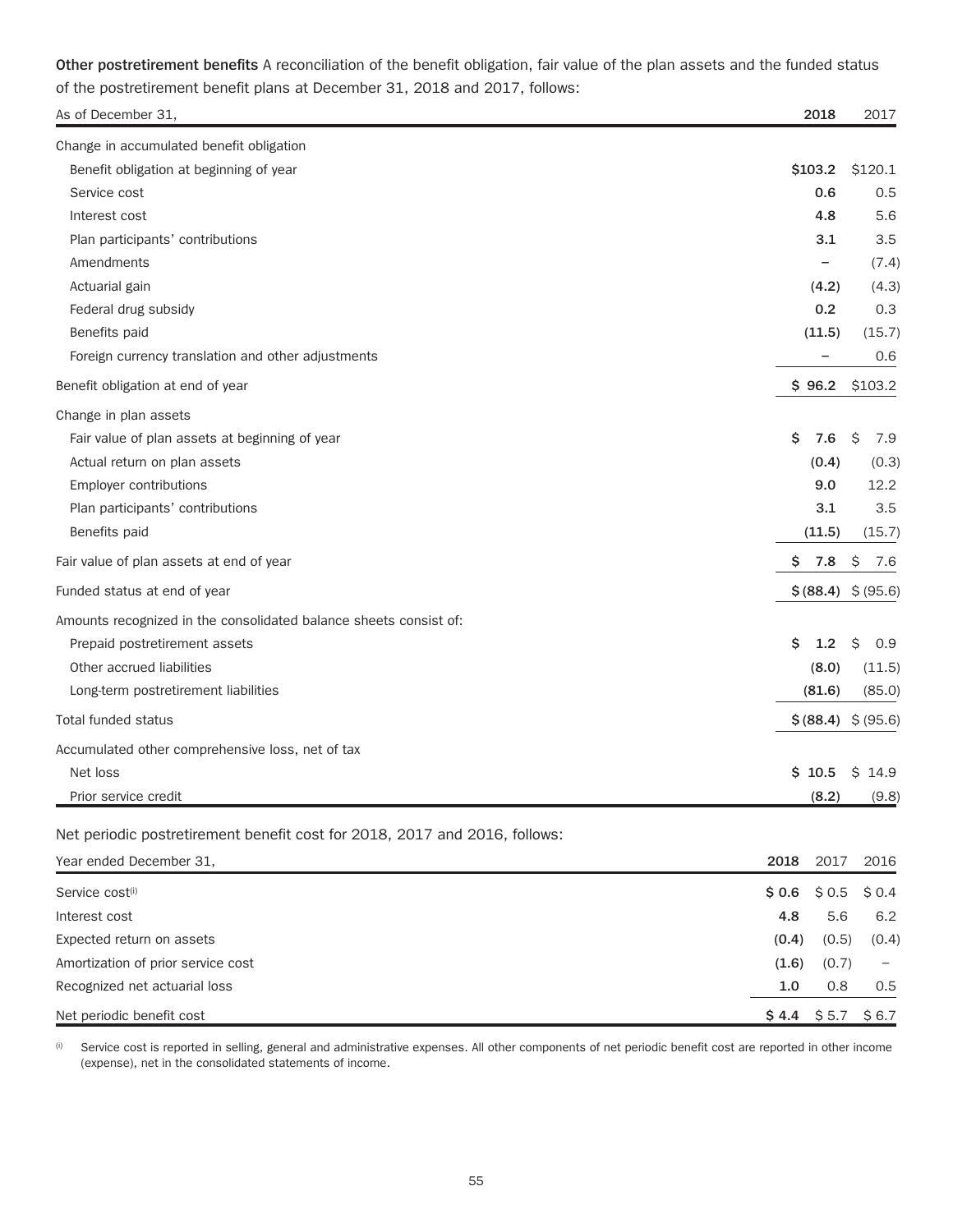**Other postretirement benefits** A reconciliation of the benefit obligation, fair value of the plan assets and the funded status of the postretirement benefit plans at December 31, 2018 and 2017, follows:

| As of December 31, | 2018 | 2017 |
|---|---|---|
| Change in accumulated benefit obligation | | |
| Benefit obligation at beginning of year | $103.2 | $120.1 |
| Service cost | 0.6 | 0.5 |
| Interest cost | 4.8 | 5.6 |
| Plan participants' contributions | 3.1 | 3.5 |
| Amendments | – | (7.4) |
| Actuarial gain | (4.2) | (4.3) |
| Federal drug subsidy | 0.2 | 0.3 |
| Benefits paid | (11.5) | (15.7) |
| Foreign currency translation and other adjustments | – | 0.6 |
| Benefit obligation at end of year | $ 96.2 | $103.2 |
| Change in plan assets | | |
| Fair value of plan assets at beginning of year | $ 7.6 | $ 7.9 |
| Actual return on plan assets | (0.4) | (0.3) |
| Employer contributions | 9.0 | 12.2 |
| Plan participants' contributions | 3.1 | 3.5 |
| Benefits paid | (11.5) | (15.7) |
| Fair value of plan assets at end of year | $ 7.8 | $ 7.6 |
| Funded status at end of year | $ (88.4) | $ (95.6) |
| Amounts recognized in the consolidated balance sheets consist of: | | |
| Prepaid postretirement assets | $ 1.2 | $ 0.9 |
| Other accrued liabilities | (8.0) | (11.5) |
| Long-term postretirement liabilities | (81.6) | (85.0) |
| Total funded status | $ (88.4) | $ (95.6) |
| Accumulated other comprehensive loss, net of tax | | |
| Net loss | $ 10.5 | $ 14.9 |
| Prior service credit | (8.2) | (9.8) |

Net periodic postretirement benefit cost for 2018, 2017 and 2016, follows:

| Year ended December 31, | 2018 | 2017 | 2016 |
|---|---|---|---|
| Service cost[(i)] | $ 0.6 | $ 0.5 | $ 0.4 |
| Interest cost | 4.8 | 5.6 | 6.2 |
| Expected return on assets | (0.4) | (0.5) | (0.4) |
| Amortization of prior service cost | (1.6) | (0.7) | – |
| Recognized net actuarial loss | 1.0 | 0.8 | 0.5 |
| Net periodic benefit cost | $ 4.4 | $ 5.7 | $ 6.7 |

(i) Service cost is reported in selling, general and administrative expenses. All other components of net periodic benefit cost are reported in other income (expense), net in the consolidated statements of income.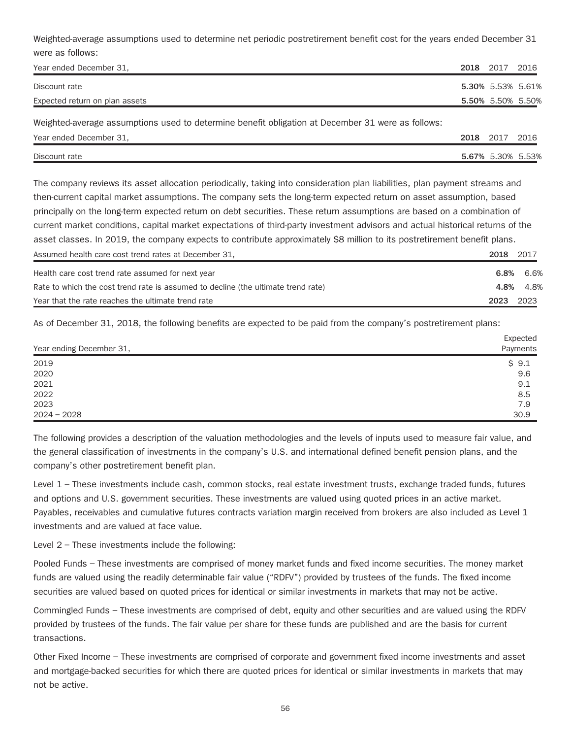Weighted-average assumptions used to determine net periodic postretirement benefit cost for the years ended December 31 were as follows:

| Year ended December 31, | **2018** | 2017 | 2016 |
|---|---|---|---|
| Discount rate | **5.30%** | 5.53% | 5.61% |
| Expected return on plan assets | **5.50%** | 5.50% | 5.50% |

Weighted-average assumptions used to determine benefit obligation at December 31 were as follows:

| Year ended December 31, | **2018** | 2017 | 2016 |
|---|---|---|---|
| Discount rate | **5.67%** | 5.30% | 5.53% |

The company reviews its asset allocation periodically, taking into consideration plan liabilities, plan payment streams and then-current capital market assumptions. The company sets the long-term expected return on asset assumption, based principally on the long-term expected return on debt securities. These return assumptions are based on a combination of current market conditions, capital market expectations of third-party investment advisors and actual historical returns of the asset classes. In 2019, the company expects to contribute approximately $8 million to its postretirement benefit plans.

| Assumed health care cost trend rates at December 31, | **2018** | 2017 |
|---|---|---|
| Health care cost trend rate assumed for next year | **6.8%** | 6.6% |
| Rate to which the cost trend rate is assumed to decline (the ultimate trend rate) | **4.8%** | 4.8% |
| Year that the rate reaches the ultimate trend rate | **2023** | 2023 |

As of December 31, 2018, the following benefits are expected to be paid from the company's postretirement plans:

| Year ending December 31, | Expected Payments |
|---|---|
| 2019 | $ 9.1 |
| 2020 | 9.6 |
| 2021 | 9.1 |
| 2022 | 8.5 |
| 2023 | 7.9 |
| 2024 – 2028 | 30.9 |

The following provides a description of the valuation methodologies and the levels of inputs used to measure fair value, and the general classification of investments in the company's U.S. and international defined benefit pension plans, and the company's other postretirement benefit plan.

Level 1 – These investments include cash, common stocks, real estate investment trusts, exchange traded funds, futures and options and U.S. government securities. These investments are valued using quoted prices in an active market. Payables, receivables and cumulative futures contracts variation margin received from brokers are also included as Level 1 investments and are valued at face value.

Level 2 – These investments include the following:

Pooled Funds – These investments are comprised of money market funds and fixed income securities. The money market funds are valued using the readily determinable fair value ("RDFV") provided by trustees of the funds. The fixed income securities are valued based on quoted prices for identical or similar investments in markets that may not be active.

Commingled Funds – These investments are comprised of debt, equity and other securities and are valued using the RDFV provided by trustees of the funds. The fair value per share for these funds are published and are the basis for current transactions.

Other Fixed Income – These investments are comprised of corporate and government fixed income investments and asset and mortgage-backed securities for which there are quoted prices for identical or similar investments in markets that may not be active.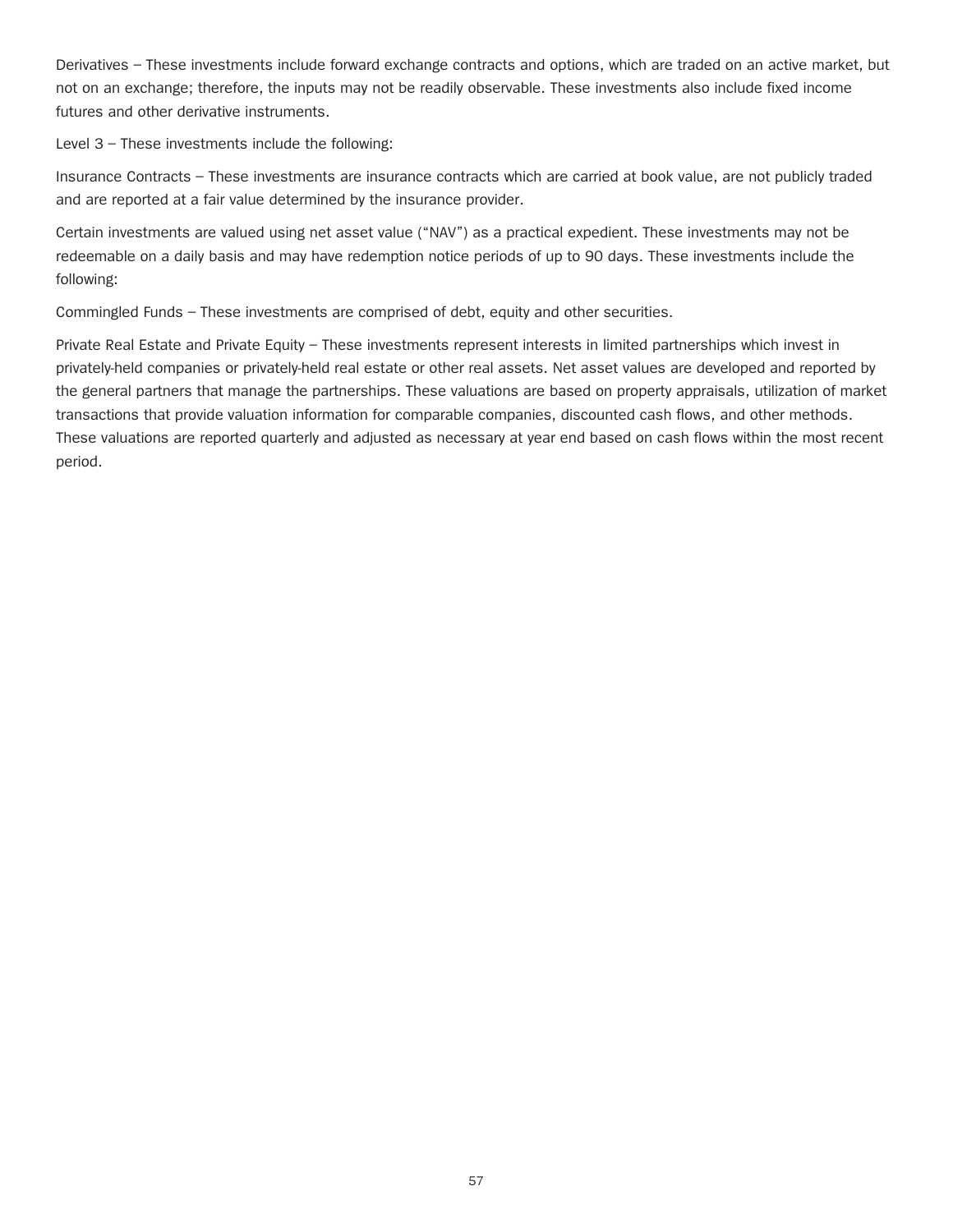Derivatives – These investments include forward exchange contracts and options, which are traded on an active market, but not on an exchange; therefore, the inputs may not be readily observable. These investments also include fixed income futures and other derivative instruments.

Level 3 – These investments include the following:

Insurance Contracts – These investments are insurance contracts which are carried at book value, are not publicly traded and are reported at a fair value determined by the insurance provider.

Certain investments are valued using net asset value (“NAV”) as a practical expedient. These investments may not be redeemable on a daily basis and may have redemption notice periods of up to 90 days. These investments include the following:

Commingled Funds – These investments are comprised of debt, equity and other securities.

Private Real Estate and Private Equity – These investments represent interests in limited partnerships which invest in privately-held companies or privately-held real estate or other real assets. Net asset values are developed and reported by the general partners that manage the partnerships. These valuations are based on property appraisals, utilization of market transactions that provide valuation information for comparable companies, discounted cash flows, and other methods. These valuations are reported quarterly and adjusted as necessary at year end based on cash flows within the most recent period.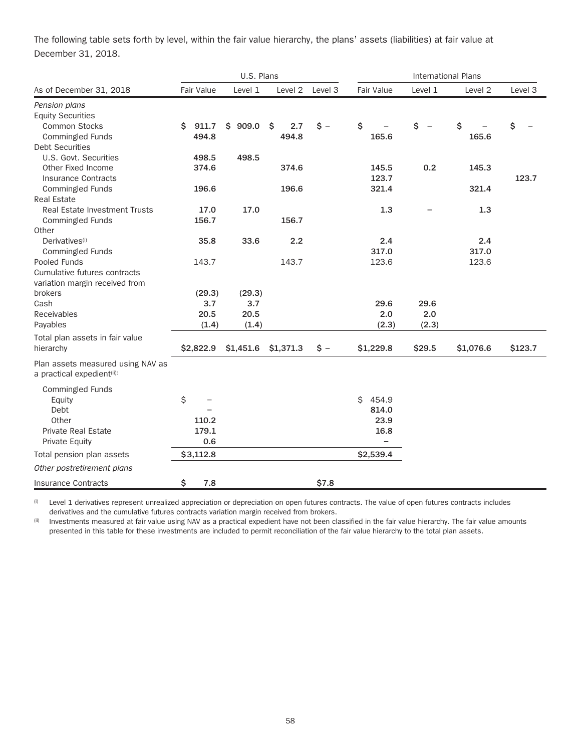The following table sets forth by level, within the fair value hierarchy, the plans' assets (liabilities) at fair value at December 31, 2018.

| | U.S. Plans | | | | International Plans | | | |
|---|---|---|---|---|---|---|---|---|
| As of December 31, 2018 | Fair Value | Level 1 | Level 2 | Level 3 | Fair Value | Level 1 | Level 2 | Level 3 |
| *Pension plans* | | | | | | | | |
| Equity Securities | | | | | | | | |
| Common Stocks | $ 911.7 | $ 909.0 | $ 2.7 | $ – | $ – | $ – | $ – | $ – |
| Commingled Funds | 494.8 | | 494.8 | | 165.6 | | 165.6 | |
| Debt Securities | | | | | | | | |
| U.S. Govt. Securities | 498.5 | 498.5 | | | | | | |
| Other Fixed Income | 374.6 | | 374.6 | | 145.5 | 0.2 | 145.3 | |
| Insurance Contracts | | | | | 123.7 | | | 123.7 |
| Commingled Funds | 196.6 | | 196.6 | | 321.4 | | 321.4 | |
| Real Estate | | | | | | | | |
| Real Estate Investment Trusts | 17.0 | 17.0 | | | 1.3 | – | 1.3 | |
| Commingled Funds | 156.7 | | 156.7 | | | | | |
| Other | | | | | | | | |
| Derivatives[i] | 35.8 | 33.6 | 2.2 | | 2.4 | | 2.4 | |
| Commingled Funds | | | | | 317.0 | | 317.0 | |
| Pooled Funds | 143.7 | | 143.7 | | 123.6 | | 123.6 | |
| Cumulative futures contracts variation margin received from brokers | (29.3) | (29.3) | | | | | | |
| Cash | 3.7 | 3.7 | | | 29.6 | 29.6 | | |
| Receivables | 20.5 | 20.5 | | | 2.0 | 2.0 | | |
| Payables | (1.4) | (1.4) | | | (2.3) | (2.3) | | |
| Total plan assets in fair value hierarchy | $2,822.9 | $1,451.6 | $1,371.3 | $ – | $1,229.8 | $29.5 | $1,076.6 | $123.7 |
| Plan assets measured using NAV as a practical expedient[ii]: | | | | | | | | |
| Commingled Funds | | | | | | | | |
| Equity | $ – | | | | $ 454.9 | | | |
| Debt | – | | | | 814.0 | | | |
| Other | 110.2 | | | | 23.9 | | | |
| Private Real Estate | 179.1 | | | | 16.8 | | | |
| Private Equity | 0.6 | | | | – | | | |
| Total pension plan assets | $3,112.8 | | | | $2,539.4 | | | |
| *Other postretirement plans* | | | | | | | | |
| Insurance Contracts | $ 7.8 | | | $7.8 | | | | |

(i) Level 1 derivatives represent unrealized appreciation or depreciation on open futures contracts. The value of open futures contracts includes derivatives and the cumulative futures contracts variation margin received from brokers.

(ii) Investments measured at fair value using NAV as a practical expedient have not been classified in the fair value hierarchy. The fair value amounts presented in this table for these investments are included to permit reconciliation of the fair value hierarchy to the total plan assets.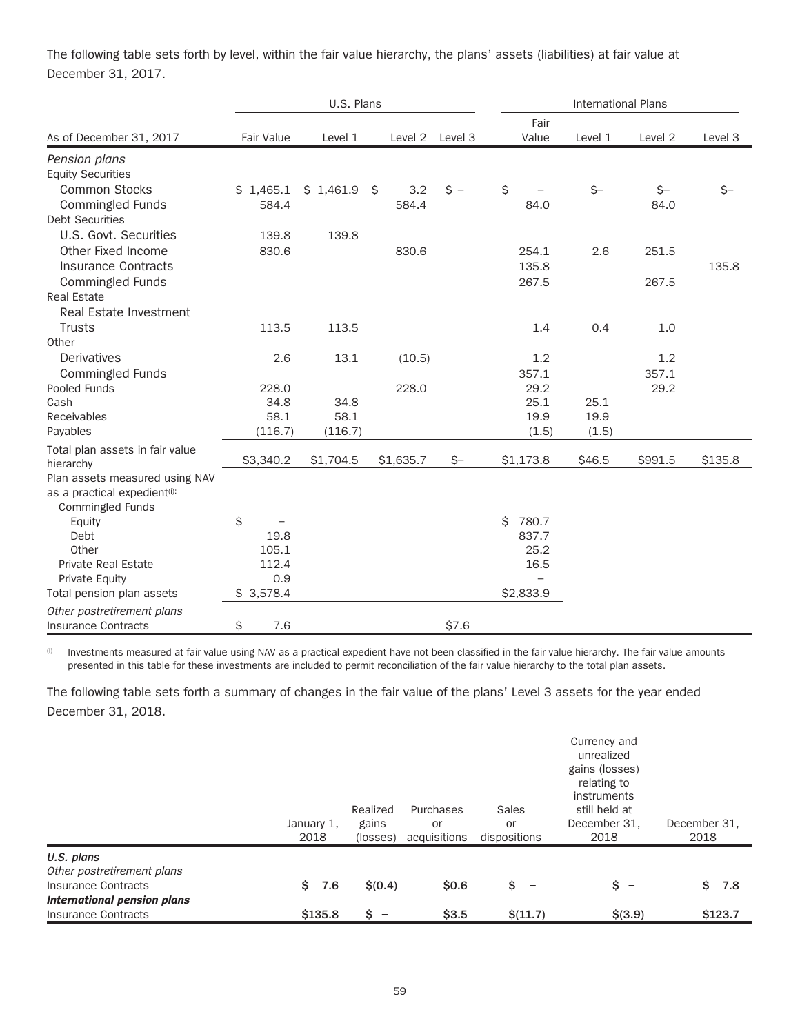The following table sets forth by level, within the fair value hierarchy, the plans' assets (liabilities) at fair value at December 31, 2017.

| | U.S. Plans | | | | International Plans | | | |
|---|---|---|---|---|---|---|---|---|
| As of December 31, 2017 | Fair Value | Level 1 | Level 2 | Level 3 | Fair Value | Level 1 | Level 2 | Level 3 |
| *Pension plans* | | | | | | | | |
| Equity Securities | | | | | | | | |
| Common Stocks | $ 1,465.1 | $ 1,461.9 | $ 3.2 | $ – | $ – | $– | $– | $– |
| Commingled Funds | 584.4 | | 584.4 | | 84.0 | | 84.0 | |
| Debt Securities | | | | | | | | |
| U.S. Govt. Securities | 139.8 | 139.8 | | | | | | |
| Other Fixed Income | 830.6 | | 830.6 | | 254.1 | 2.6 | 251.5 | |
| Insurance Contracts | | | | | 135.8 | | | 135.8 |
| Commingled Funds | | | | | 267.5 | | 267.5 | |
| Real Estate | | | | | | | | |
| Real Estate Investment Trusts | 113.5 | 113.5 | | | 1.4 | 0.4 | 1.0 | |
| Other | | | | | | | | |
| Derivatives | 2.6 | 13.1 | (10.5) | | 1.2 | | 1.2 | |
| Commingled Funds | | | | | 357.1 | | 357.1 | |
| Pooled Funds | 228.0 | | 228.0 | | 29.2 | | 29.2 | |
| Cash | 34.8 | 34.8 | | | 25.1 | 25.1 | | |
| Receivables | 58.1 | 58.1 | | | 19.9 | 19.9 | | |
| Payables | (116.7) | (116.7) | | | (1.5) | (1.5) | | |
| Total plan assets in fair value hierarchy | $3,340.2 | $1,704.5 | $1,635.7 | $– | $1,173.8 | $46.5 | $991.5 | $135.8 |
| Plan assets measured using NAV as a practical expedient[(i)]: | | | | | | | | |
| Commingled Funds | | | | | | | | |
| Equity | $ – | | | | $ 780.7 | | | |
| Debt | 19.8 | | | | 837.7 | | | |
| Other | 105.1 | | | | 25.2 | | | |
| Private Real Estate | 112.4 | | | | 16.5 | | | |
| Private Equity | 0.9 | | | | – | | | |
| Total pension plan assets | $ 3,578.4 | | | | $2,833.9 | | | |
| *Other postretirement plans* | | | | | | | | |
| Insurance Contracts | $ 7.6 | | | $7.6 | | | | |

(i) Investments measured at fair value using NAV as a practical expedient have not been classified in the fair value hierarchy. The fair value amounts presented in this table for these investments are included to permit reconciliation of the fair value hierarchy to the total plan assets.

The following table sets forth a summary of changes in the fair value of the plans' Level 3 assets for the year ended December 31, 2018.

| | January 1, 2018 | Realized gains (losses) | Purchases or acquisitions | Sales or dispositions | Currency and unrealized gains (losses) relating to instruments still held at December 31, 2018 | December 31, 2018 |
|---|---|---|---|---|---|---|
| ***U.S. plans*** | | | | | | |
| *Other postretirement plans* | | | | | | |
| Insurance Contracts | **$ 7.6** | **$(0.4)** | **$0.6** | **$ –** | **$ –** | **$ 7.8** |
| ***International pension plans*** | | | | | | |
| Insurance Contracts | **$135.8** | **$ –** | **$3.5** | **$(11.7)** | **$(3.9)** | **$123.7** |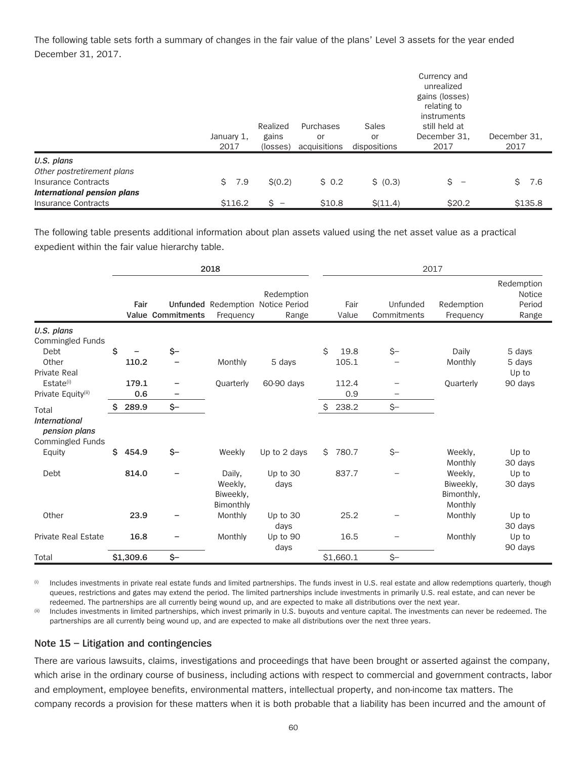The following table sets forth a summary of changes in the fair value of the plans' Level 3 assets for the year ended December 31, 2017.

| | January 1, 2017 | Realized gains (losses) | Purchases or acquisitions | Sales or dispositions | Currency and unrealized gains (losses) relating to instruments still held at December 31, 2017 | December 31, 2017 |
|---|---|---|---|---|---|---|
| ***U.S. plans*** | | | | | | |
| *Other postretirement plans* | | | | | | |
| Insurance Contracts | $ 7.9 | $(0.2) | $ 0.2 | $ (0.3) | $ – | $ 7.6 |
| ***International pension plans*** | | | | | | |
| Insurance Contracts | $116.2 | $ – | $10.8 | $(11.4) | $20.2 | $135.8 |

The following table presents additional information about plan assets valued using the net asset value as a practical expedient within the fair value hierarchy table.

| | **2018** | | | | 2017 | | | |
|---|---|---|---|---|---|---|---|---|
| | **Fair Value** | **Unfunded Commitments** | Redemption Frequency | Redemption Notice Period Range | Fair Value | Unfunded Commitments | Redemption Frequency | Redemption Notice Period Range |
| *U.S. plans* | | | | | | | | |
| Commingled Funds | | | | | | | | |
| Debt | **$ –** | **$–** | | | $ 19.8 | $– | Daily | 5 days |
| Other | **110.2** | **–** | Monthly | 5 days | 105.1 | – | Monthly | 5 days |
| Private Real Estate[(i)] | **179.1** | **–** | Quarterly | 60-90 days | 112.4 | – | Quarterly | Up to 90 days |
| Private Equity[(ii)] | **0.6** | **–** | | | 0.9 | – | | |
| Total | **$ 289.9** | **$–** | | | $ 238.2 | $– | | |
| *International pension plans* | | | | | | | | |
| Commingled Funds | | | | | | | | |
| Equity | **$ 454.9** | **$–** | Weekly | Up to 2 days | $ 780.7 | $– | Weekly, Monthly | Up to 30 days |
| Debt | **814.0** | **–** | Daily, Weekly, Biweekly, Bimonthly | Up to 30 days | 837.7 | – | Weekly, Biweekly, Bimonthly, Monthly | Up to 30 days |
| Other | **23.9** | **–** | Monthly | Up to 30 days | 25.2 | – | Monthly | Up to 30 days |
| Private Real Estate | **16.8** | **–** | Monthly | Up to 90 days | 16.5 | – | Monthly | Up to 90 days |
| Total | **$1,309.6** | **$–** | | | $1,660.1 | $– | | |

(i) Includes investments in private real estate funds and limited partnerships. The funds invest in U.S. real estate and allow redemptions quarterly, though queues, restrictions and gates may extend the period. The limited partnerships include investments in primarily U.S. real estate, and can never be redeemed. The partnerships are all currently being wound up, and are expected to make all distributions over the next year.

(ii) Includes investments in limited partnerships, which invest primarily in U.S. buyouts and venture capital. The investments can never be redeemed. The partnerships are all currently being wound up, and are expected to make all distributions over the next three years.

## Note 15 – Litigation and contingencies

There are various lawsuits, claims, investigations and proceedings that have been brought or asserted against the company, which arise in the ordinary course of business, including actions with respect to commercial and government contracts, labor and employment, employee benefits, environmental matters, intellectual property, and non-income tax matters. The company records a provision for these matters when it is both probable that a liability has been incurred and the amount of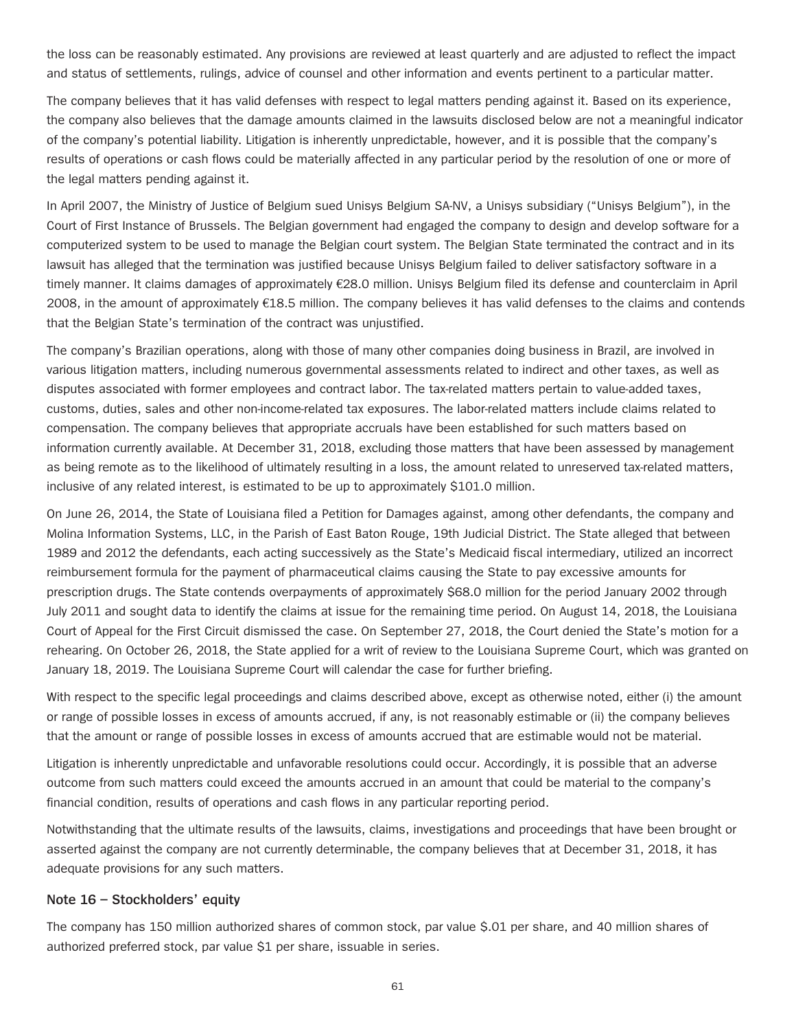the loss can be reasonably estimated. Any provisions are reviewed at least quarterly and are adjusted to reflect the impact and status of settlements, rulings, advice of counsel and other information and events pertinent to a particular matter.

The company believes that it has valid defenses with respect to legal matters pending against it. Based on its experience, the company also believes that the damage amounts claimed in the lawsuits disclosed below are not a meaningful indicator of the company's potential liability. Litigation is inherently unpredictable, however, and it is possible that the company's results of operations or cash flows could be materially affected in any particular period by the resolution of one or more of the legal matters pending against it.

In April 2007, the Ministry of Justice of Belgium sued Unisys Belgium SA-NV, a Unisys subsidiary ("Unisys Belgium"), in the Court of First Instance of Brussels. The Belgian government had engaged the company to design and develop software for a computerized system to be used to manage the Belgian court system. The Belgian State terminated the contract and in its lawsuit has alleged that the termination was justified because Unisys Belgium failed to deliver satisfactory software in a timely manner. It claims damages of approximately €28.0 million. Unisys Belgium filed its defense and counterclaim in April 2008, in the amount of approximately €18.5 million. The company believes it has valid defenses to the claims and contends that the Belgian State's termination of the contract was unjustified.

The company's Brazilian operations, along with those of many other companies doing business in Brazil, are involved in various litigation matters, including numerous governmental assessments related to indirect and other taxes, as well as disputes associated with former employees and contract labor. The tax-related matters pertain to value-added taxes, customs, duties, sales and other non-income-related tax exposures. The labor-related matters include claims related to compensation. The company believes that appropriate accruals have been established for such matters based on information currently available. At December 31, 2018, excluding those matters that have been assessed by management as being remote as to the likelihood of ultimately resulting in a loss, the amount related to unreserved tax-related matters, inclusive of any related interest, is estimated to be up to approximately $101.0 million.

On June 26, 2014, the State of Louisiana filed a Petition for Damages against, among other defendants, the company and Molina Information Systems, LLC, in the Parish of East Baton Rouge, 19th Judicial District. The State alleged that between 1989 and 2012 the defendants, each acting successively as the State's Medicaid fiscal intermediary, utilized an incorrect reimbursement formula for the payment of pharmaceutical claims causing the State to pay excessive amounts for prescription drugs. The State contends overpayments of approximately $68.0 million for the period January 2002 through July 2011 and sought data to identify the claims at issue for the remaining time period. On August 14, 2018, the Louisiana Court of Appeal for the First Circuit dismissed the case. On September 27, 2018, the Court denied the State's motion for a rehearing. On October 26, 2018, the State applied for a writ of review to the Louisiana Supreme Court, which was granted on January 18, 2019. The Louisiana Supreme Court will calendar the case for further briefing.

With respect to the specific legal proceedings and claims described above, except as otherwise noted, either (i) the amount or range of possible losses in excess of amounts accrued, if any, is not reasonably estimable or (ii) the company believes that the amount or range of possible losses in excess of amounts accrued that are estimable would not be material.

Litigation is inherently unpredictable and unfavorable resolutions could occur. Accordingly, it is possible that an adverse outcome from such matters could exceed the amounts accrued in an amount that could be material to the company's financial condition, results of operations and cash flows in any particular reporting period.

Notwithstanding that the ultimate results of the lawsuits, claims, investigations and proceedings that have been brought or asserted against the company are not currently determinable, the company believes that at December 31, 2018, it has adequate provisions for any such matters.

### Note 16 – Stockholders' equity

The company has 150 million authorized shares of common stock, par value $.01 per share, and 40 million shares of authorized preferred stock, par value $1 per share, issuable in series.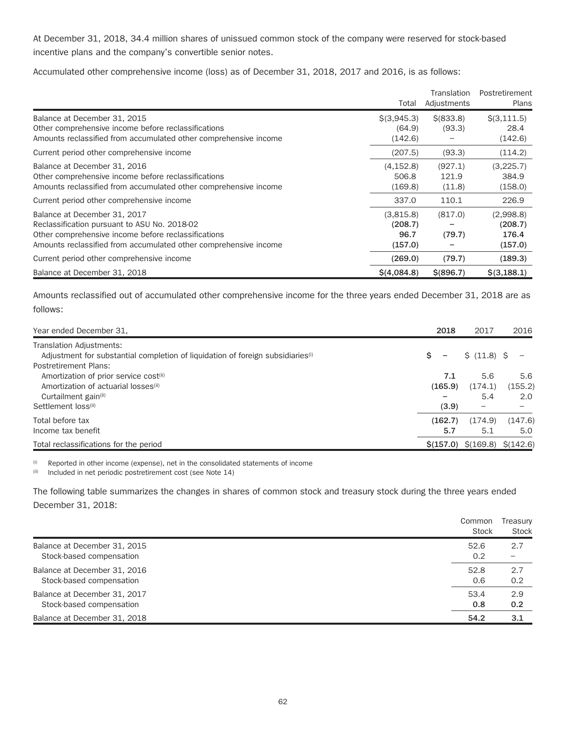At December 31, 2018, 34.4 million shares of unissued common stock of the company were reserved for stock-based incentive plans and the company's convertible senior notes.

Accumulated other comprehensive income (loss) as of December 31, 2018, 2017 and 2016, is as follows:

| | Total | Translation Adjustments | Postretirement Plans |
|---|---|---|---|
| Balance at December 31, 2015 | $(3,945.3) | $(833.8) | $(3,111.5) |
| Other comprehensive income before reclassifications | (64.9) | (93.3) | 28.4 |
| Amounts reclassified from accumulated other comprehensive income | (142.6) | – | (142.6) |
| Current period other comprehensive income | (207.5) | (93.3) | (114.2) |
| Balance at December 31, 2016 | (4,152.8) | (927.1) | (3,225.7) |
| Other comprehensive income before reclassifications | 506.8 | 121.9 | 384.9 |
| Amounts reclassified from accumulated other comprehensive income | (169.8) | (11.8) | (158.0) |
| Current period other comprehensive income | 337.0 | 110.1 | 226.9 |
| Balance at December 31, 2017 | (3,815.8) | (817.0) | (2,998.8) |
| Reclassification pursuant to ASU No. 2018-02 | **(208.7)** | – | **(208.7)** |
| Other comprehensive income before reclassifications | **96.7** | **(79.7)** | **176.4** |
| Amounts reclassified from accumulated other comprehensive income | **(157.0)** | – | **(157.0)** |
| Current period other comprehensive income | **(269.0)** | **(79.7)** | **(189.3)** |
| Balance at December 31, 2018 | **$(4,084.8)** | **$(896.7)** | **$(3,188.1)** |

Amounts reclassified out of accumulated other comprehensive income for the three years ended December 31, 2018 are as follows:

| Year ended December 31, | **2018** | 2017 | 2016 |
|---|---|---|---|
| Translation Adjustments: | | | |
| Adjustment for substantial completion of liquidation of foreign subsidiaries[(i)] | **$ –** | $ (11.8) | $ – |
| Postretirement Plans: | | | |
| Amortization of prior service cost[(ii)] | **7.1** | 5.6 | 5.6 |
| Amortization of actuarial losses[(ii)] | **(165.9)** | (174.1) | (155.2) |
| Curtailment gain[(ii)] | **–** | 5.4 | 2.0 |
| Settlement loss[(ii)] | **(3.9)** | – | – |
| Total before tax | **(162.7)** | (174.9) | (147.6) |
| Income tax benefit | **5.7** | 5.1 | 5.0 |
| Total reclassifications for the period | **$(157.0)** | $(169.8) | $(142.6) |

(i) Reported in other income (expense), net in the consolidated statements of income

(ii) Included in net periodic postretirement cost (see Note 14)

The following table summarizes the changes in shares of common stock and treasury stock during the three years ended December 31, 2018:

| | Common Stock | Treasury Stock |
|---|---|---|
| Balance at December 31, 2015 | 52.6 | 2.7 |
| Stock-based compensation | 0.2 | – |
| Balance at December 31, 2016 | 52.8 | 2.7 |
| Stock-based compensation | 0.6 | 0.2 |
| Balance at December 31, 2017 | 53.4 | 2.9 |
| Stock-based compensation | **0.8** | **0.2** |
| Balance at December 31, 2018 | **54.2** | **3.1** |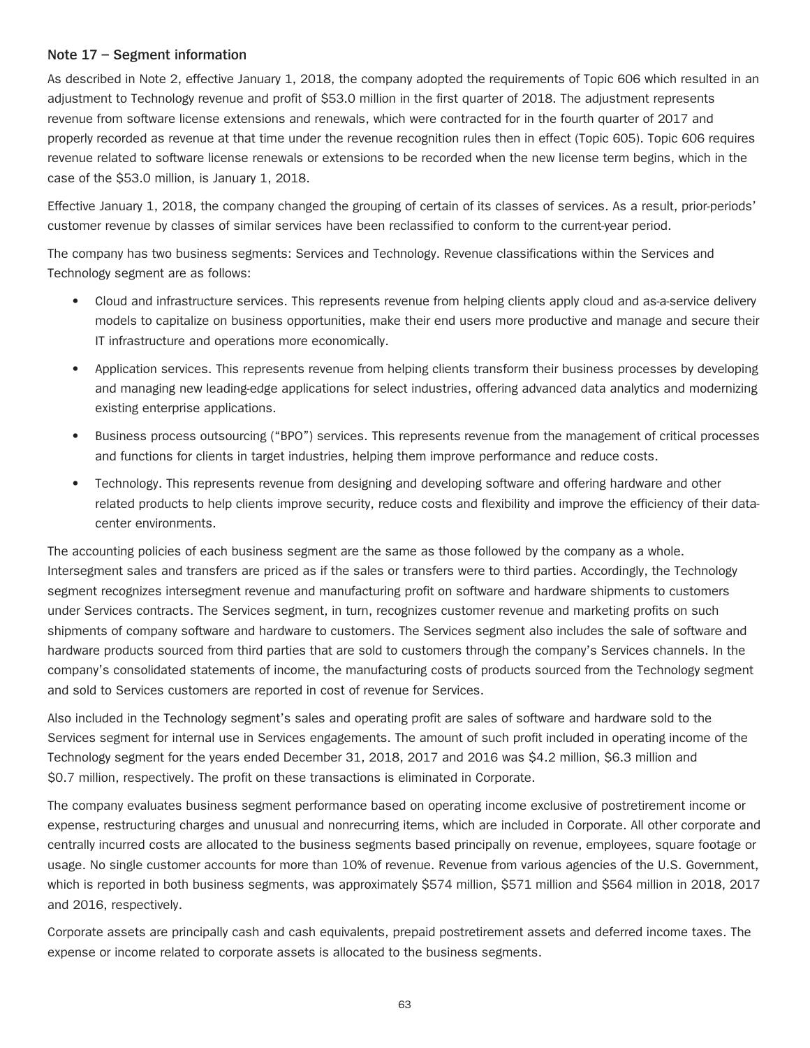### Note 17 – Segment information

As described in Note 2, effective January 1, 2018, the company adopted the requirements of Topic 606 which resulted in an adjustment to Technology revenue and profit of $53.0 million in the first quarter of 2018. The adjustment represents revenue from software license extensions and renewals, which were contracted for in the fourth quarter of 2017 and properly recorded as revenue at that time under the revenue recognition rules then in effect (Topic 605). Topic 606 requires revenue related to software license renewals or extensions to be recorded when the new license term begins, which in the case of the $53.0 million, is January 1, 2018.

Effective January 1, 2018, the company changed the grouping of certain of its classes of services. As a result, prior-periods' customer revenue by classes of similar services have been reclassified to conform to the current-year period.

The company has two business segments: Services and Technology. Revenue classifications within the Services and Technology segment are as follows:

- Cloud and infrastructure services. This represents revenue from helping clients apply cloud and as-a-service delivery models to capitalize on business opportunities, make their end users more productive and manage and secure their IT infrastructure and operations more economically.
- Application services. This represents revenue from helping clients transform their business processes by developing and managing new leading-edge applications for select industries, offering advanced data analytics and modernizing existing enterprise applications.
- Business process outsourcing ("BPO") services. This represents revenue from the management of critical processes and functions for clients in target industries, helping them improve performance and reduce costs.
- Technology. This represents revenue from designing and developing software and offering hardware and other related products to help clients improve security, reduce costs and flexibility and improve the efficiency of their data-center environments.

The accounting policies of each business segment are the same as those followed by the company as a whole. Intersegment sales and transfers are priced as if the sales or transfers were to third parties. Accordingly, the Technology segment recognizes intersegment revenue and manufacturing profit on software and hardware shipments to customers under Services contracts. The Services segment, in turn, recognizes customer revenue and marketing profits on such shipments of company software and hardware to customers. The Services segment also includes the sale of software and hardware products sourced from third parties that are sold to customers through the company's Services channels. In the company's consolidated statements of income, the manufacturing costs of products sourced from the Technology segment and sold to Services customers are reported in cost of revenue for Services.

Also included in the Technology segment's sales and operating profit are sales of software and hardware sold to the Services segment for internal use in Services engagements. The amount of such profit included in operating income of the Technology segment for the years ended December 31, 2018, 2017 and 2016 was $4.2 million, $6.3 million and $0.7 million, respectively. The profit on these transactions is eliminated in Corporate.

The company evaluates business segment performance based on operating income exclusive of postretirement income or expense, restructuring charges and unusual and nonrecurring items, which are included in Corporate. All other corporate and centrally incurred costs are allocated to the business segments based principally on revenue, employees, square footage or usage. No single customer accounts for more than 10% of revenue. Revenue from various agencies of the U.S. Government, which is reported in both business segments, was approximately $574 million, $571 million and $564 million in 2018, 2017 and 2016, respectively.

Corporate assets are principally cash and cash equivalents, prepaid postretirement assets and deferred income taxes. The expense or income related to corporate assets is allocated to the business segments.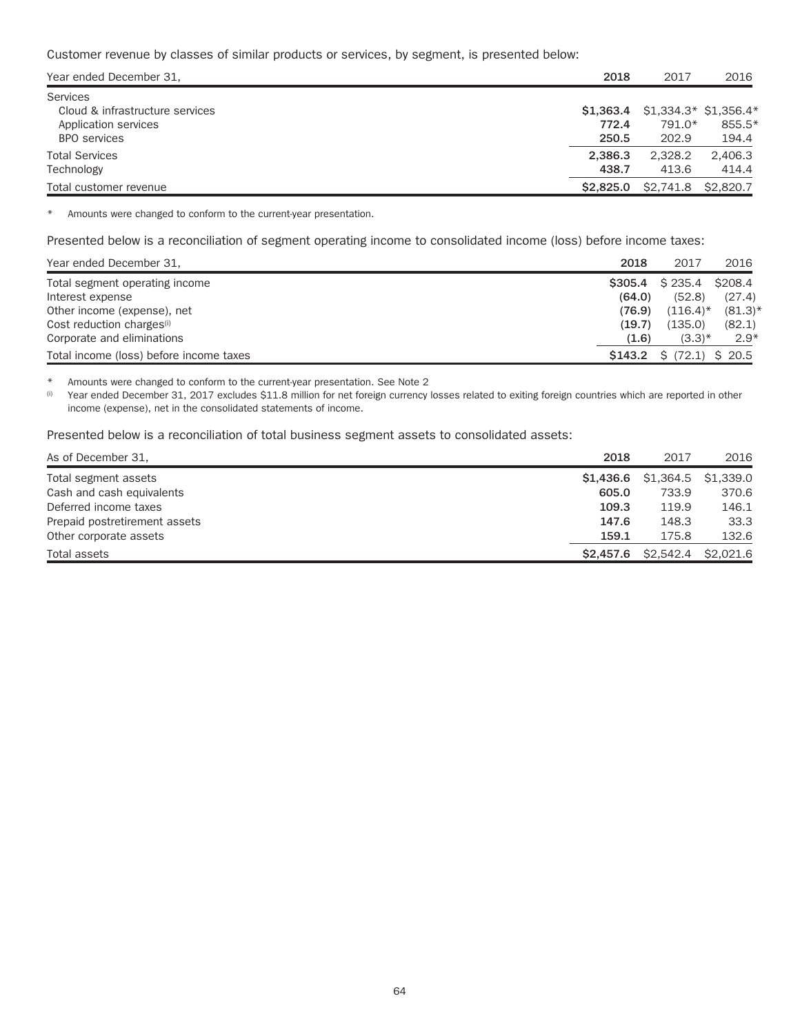Customer revenue by classes of similar products or services, by segment, is presented below:

| Year ended December 31, | 2018 | 2017 | 2016 |
|---|---|---|---|
| Services | | | |
| Cloud & infrastructure services | **$1,363.4** | $1,334.3* | $1,356.4* |
| Application services | **772.4** | 791.0* | 855.5* |
| BPO services | **250.5** | 202.9 | 194.4 |
| Total Services | **2,386.3** | 2,328.2 | 2,406.3 |
| Technology | **438.7** | 413.6 | 414.4 |
| Total customer revenue | **$2,825.0** | $2,741.8 | $2,820.7 |

\* Amounts were changed to conform to the current-year presentation.

Presented below is a reconciliation of segment operating income to consolidated income (loss) before income taxes:

| Year ended December 31, | 2018 | 2017 | 2016 |
|---|---|---|---|
| Total segment operating income | **$305.4** | $ 235.4 | $208.4 |
| Interest expense | **(64.0)** | (52.8) | (27.4) |
| Other income (expense), net | **(76.9)** | (116.4)* | (81.3)* |
| Cost reduction charges[i] | **(19.7)** | (135.0) | (82.1) |
| Corporate and eliminations | **(1.6)** | (3.3)* | 2.9* |
| Total income (loss) before income taxes | **$143.2** | $ (72.1) | $ 20.5 |

\* Amounts were changed to conform to the current-year presentation. See Note 2

[i] Year ended December 31, 2017 excludes $11.8 million for net foreign currency losses related to exiting foreign countries which are reported in other income (expense), net in the consolidated statements of income.

Presented below is a reconciliation of total business segment assets to consolidated assets:

| As of December 31, | 2018 | 2017 | 2016 |
|---|---|---|---|
| Total segment assets | **$1,436.6** | $1,364.5 | $1,339.0 |
| Cash and cash equivalents | **605.0** | 733.9 | 370.6 |
| Deferred income taxes | **109.3** | 119.9 | 146.1 |
| Prepaid postretirement assets | **147.6** | 148.3 | 33.3 |
| Other corporate assets | **159.1** | 175.8 | 132.6 |
| Total assets | **$2,457.6** | $2,542.4 | $2,021.6 |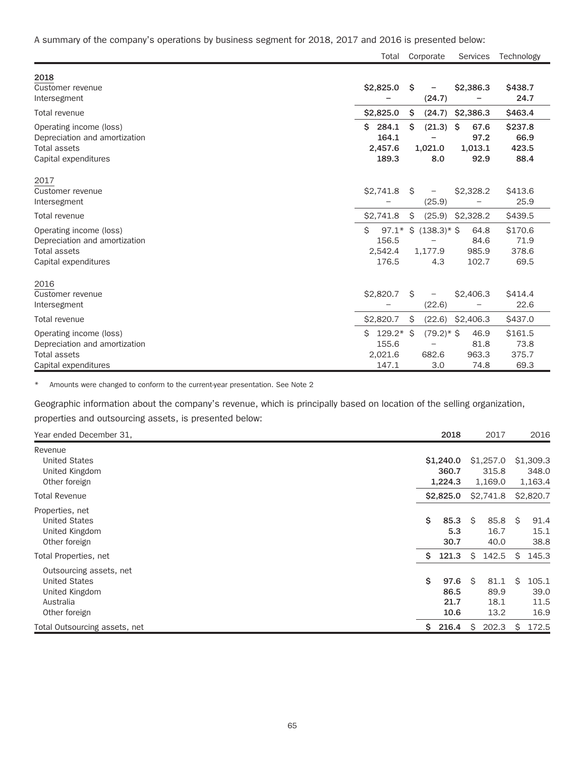A summary of the company's operations by business segment for 2018, 2017 and 2016 is presented below:

| | Total | Corporate | Services | Technology |
|---|---|---|---|---|
| **2018** | | | | |
| Customer revenue | **$2,825.0** | **$ –** | **$2,386.3** | **$438.7** |
| Intersegment | **–** | **(24.7)** | **–** | **24.7** |
| Total revenue | **$2,825.0** | **$ (24.7)** | **$2,386.3** | **$463.4** |
| Operating income (loss) | **$ 284.1** | **$ (21.3)** | **$ 67.6** | **$237.8** |
| Depreciation and amortization | **164.1** | **–** | **97.2** | **66.9** |
| Total assets | **2,457.6** | **1,021.0** | **1,013.1** | **423.5** |
| Capital expenditures | **189.3** | **8.0** | **92.9** | **88.4** |
| 2017 | | | | |
| Customer revenue | $2,741.8 | $ – | $2,328.2 | $413.6 |
| Intersegment | – | (25.9) | – | 25.9 |
| Total revenue | $2,741.8 | $ (25.9) | $2,328.2 | $439.5 |
| Operating income (loss) | $ 97.1* | $ (138.3)* | $ 64.8 | $170.6 |
| Depreciation and amortization | 156.5 | – | 84.6 | 71.9 |
| Total assets | 2,542.4 | 1,177.9 | 985.9 | 378.6 |
| Capital expenditures | 176.5 | 4.3 | 102.7 | 69.5 |
| 2016 | | | | |
| Customer revenue | $2,820.7 | $ – | $2,406.3 | $414.4 |
| Intersegment | – | (22.6) | – | 22.6 |
| Total revenue | $2,820.7 | $ (22.6) | $2,406.3 | $437.0 |
| Operating income (loss) | $ 129.2* | $ (79.2)* | $ 46.9 | $161.5 |
| Depreciation and amortization | 155.6 | – | 81.8 | 73.8 |
| Total assets | 2,021.6 | 682.6 | 963.3 | 375.7 |
| Capital expenditures | 147.1 | 3.0 | 74.8 | 69.3 |

\* Amounts were changed to conform to the current-year presentation. See Note 2

Geographic information about the company's revenue, which is principally based on location of the selling organization, properties and outsourcing assets, is presented below:

| Year ended December 31, | 2018 | 2017 | 2016 |
|---|---|---|---|
| Revenue | | | |
| United States | **$1,240.0** | $1,257.0 | $1,309.3 |
| United Kingdom | **360.7** | 315.8 | 348.0 |
| Other foreign | **1,224.3** | 1,169.0 | 1,163.4 |
| Total Revenue | **$2,825.0** | $2,741.8 | $2,820.7 |
| Properties, net | | | |
| United States | **$ 85.3** | $ 85.8 | $ 91.4 |
| United Kingdom | **5.3** | 16.7 | 15.1 |
| Other foreign | **30.7** | 40.0 | 38.8 |
| Total Properties, net | **$ 121.3** | $ 142.5 | $ 145.3 |
| Outsourcing assets, net | | | |
| United States | **$ 97.6** | $ 81.1 | $ 105.1 |
| United Kingdom | **86.5** | 89.9 | 39.0 |
| Australia | **21.7** | 18.1 | 11.5 |
| Other foreign | **10.6** | 13.2 | 16.9 |
| Total Outsourcing assets, net | **$ 216.4** | $ 202.3 | $ 172.5 |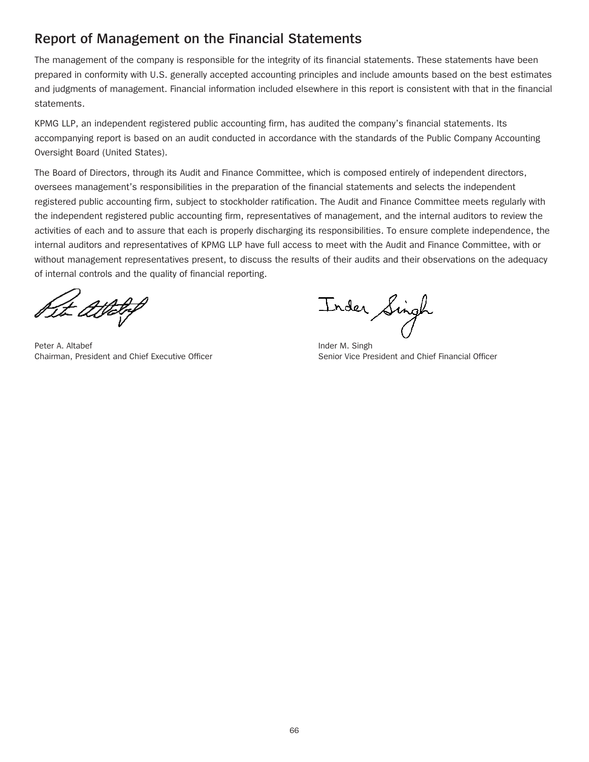## Report of Management on the Financial Statements

The management of the company is responsible for the integrity of its financial statements. These statements have been prepared in conformity with U.S. generally accepted accounting principles and include amounts based on the best estimates and judgments of management. Financial information included elsewhere in this report is consistent with that in the financial statements.

KPMG LLP, an independent registered public accounting firm, has audited the company's financial statements. Its accompanying report is based on an audit conducted in accordance with the standards of the Public Company Accounting Oversight Board (United States).

The Board of Directors, through its Audit and Finance Committee, which is composed entirely of independent directors, oversees management's responsibilities in the preparation of the financial statements and selects the independent registered public accounting firm, subject to stockholder ratification. The Audit and Finance Committee meets regularly with the independent registered public accounting firm, representatives of management, and the internal auditors to review the activities of each and to assure that each is properly discharging its responsibilities. To ensure complete independence, the internal auditors and representatives of KPMG LLP have full access to meet with the Audit and Finance Committee, with or without management representatives present, to discuss the results of their audits and their observations on the adequacy of internal controls and the quality of financial reporting.

Peter A. Altabef
Chairman, President and Chief Executive Officer

Inder M. Singh
Senior Vice President and Chief Financial Officer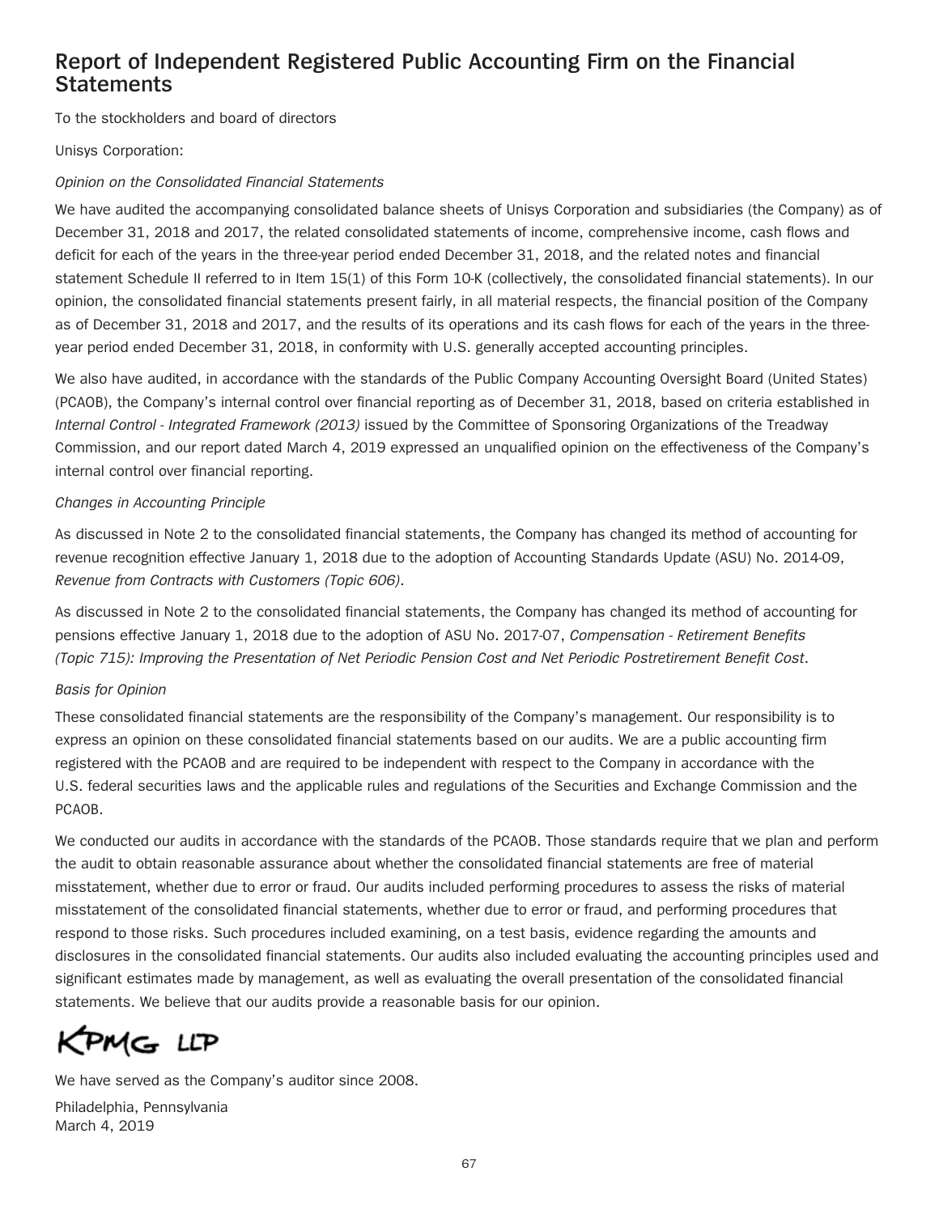# Report of Independent Registered Public Accounting Firm on the Financial Statements

To the stockholders and board of directors

Unisys Corporation:

*Opinion on the Consolidated Financial Statements*

We have audited the accompanying consolidated balance sheets of Unisys Corporation and subsidiaries (the Company) as of December 31, 2018 and 2017, the related consolidated statements of income, comprehensive income, cash flows and deficit for each of the years in the three-year period ended December 31, 2018, and the related notes and financial statement Schedule II referred to in Item 15(1) of this Form 10-K (collectively, the consolidated financial statements). In our opinion, the consolidated financial statements present fairly, in all material respects, the financial position of the Company as of December 31, 2018 and 2017, and the results of its operations and its cash flows for each of the years in the three-year period ended December 31, 2018, in conformity with U.S. generally accepted accounting principles.

We also have audited, in accordance with the standards of the Public Company Accounting Oversight Board (United States) (PCAOB), the Company's internal control over financial reporting as of December 31, 2018, based on criteria established in *Internal Control - Integrated Framework (2013)* issued by the Committee of Sponsoring Organizations of the Treadway Commission, and our report dated March 4, 2019 expressed an unqualified opinion on the effectiveness of the Company's internal control over financial reporting.

*Changes in Accounting Principle*

As discussed in Note 2 to the consolidated financial statements, the Company has changed its method of accounting for revenue recognition effective January 1, 2018 due to the adoption of Accounting Standards Update (ASU) No. 2014-09, *Revenue from Contracts with Customers (Topic 606)*.

As discussed in Note 2 to the consolidated financial statements, the Company has changed its method of accounting for pensions effective January 1, 2018 due to the adoption of ASU No. 2017-07, *Compensation - Retirement Benefits (Topic 715): Improving the Presentation of Net Periodic Pension Cost and Net Periodic Postretirement Benefit Cost*.

*Basis for Opinion*

These consolidated financial statements are the responsibility of the Company's management. Our responsibility is to express an opinion on these consolidated financial statements based on our audits. We are a public accounting firm registered with the PCAOB and are required to be independent with respect to the Company in accordance with the U.S. federal securities laws and the applicable rules and regulations of the Securities and Exchange Commission and the PCAOB.

We conducted our audits in accordance with the standards of the PCAOB. Those standards require that we plan and perform the audit to obtain reasonable assurance about whether the consolidated financial statements are free of material misstatement, whether due to error or fraud. Our audits included performing procedures to assess the risks of material misstatement of the consolidated financial statements, whether due to error or fraud, and performing procedures that respond to those risks. Such procedures included examining, on a test basis, evidence regarding the amounts and disclosures in the consolidated financial statements. Our audits also included evaluating the accounting principles used and significant estimates made by management, as well as evaluating the overall presentation of the consolidated financial statements. We believe that our audits provide a reasonable basis for our opinion.

KPMG LLP

We have served as the Company's auditor since 2008.

Philadelphia, Pennsylvania
March 4, 2019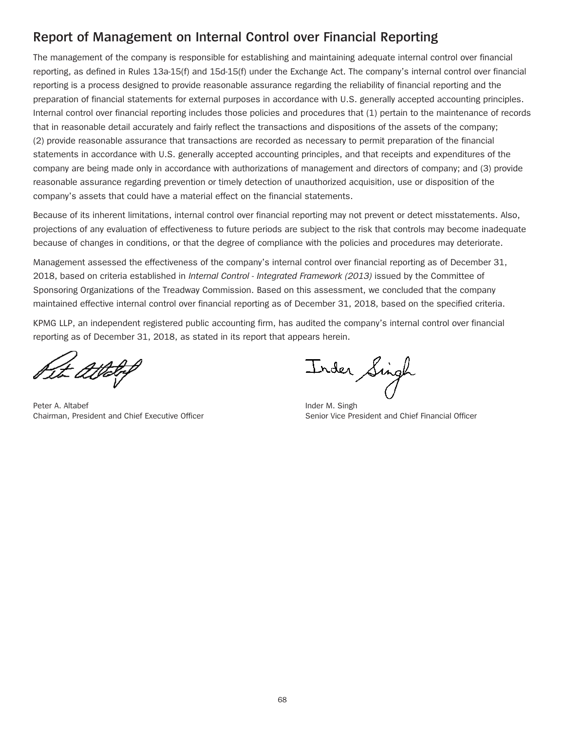## Report of Management on Internal Control over Financial Reporting

The management of the company is responsible for establishing and maintaining adequate internal control over financial reporting, as defined in Rules 13a-15(f) and 15d-15(f) under the Exchange Act. The company's internal control over financial reporting is a process designed to provide reasonable assurance regarding the reliability of financial reporting and the preparation of financial statements for external purposes in accordance with U.S. generally accepted accounting principles. Internal control over financial reporting includes those policies and procedures that (1) pertain to the maintenance of records that in reasonable detail accurately and fairly reflect the transactions and dispositions of the assets of the company; (2) provide reasonable assurance that transactions are recorded as necessary to permit preparation of the financial statements in accordance with U.S. generally accepted accounting principles, and that receipts and expenditures of the company are being made only in accordance with authorizations of management and directors of company; and (3) provide reasonable assurance regarding prevention or timely detection of unauthorized acquisition, use or disposition of the company's assets that could have a material effect on the financial statements.

Because of its inherent limitations, internal control over financial reporting may not prevent or detect misstatements. Also, projections of any evaluation of effectiveness to future periods are subject to the risk that controls may become inadequate because of changes in conditions, or that the degree of compliance with the policies and procedures may deteriorate.

Management assessed the effectiveness of the company's internal control over financial reporting as of December 31, 2018, based on criteria established in *Internal Control - Integrated Framework (2013)* issued by the Committee of Sponsoring Organizations of the Treadway Commission. Based on this assessment, we concluded that the company maintained effective internal control over financial reporting as of December 31, 2018, based on the specified criteria.

KPMG LLP, an independent registered public accounting firm, has audited the company's internal control over financial reporting as of December 31, 2018, as stated in its report that appears herein.

Peter A. Altabef
Chairman, President and Chief Executive Officer

Inder M. Singh
Senior Vice President and Chief Financial Officer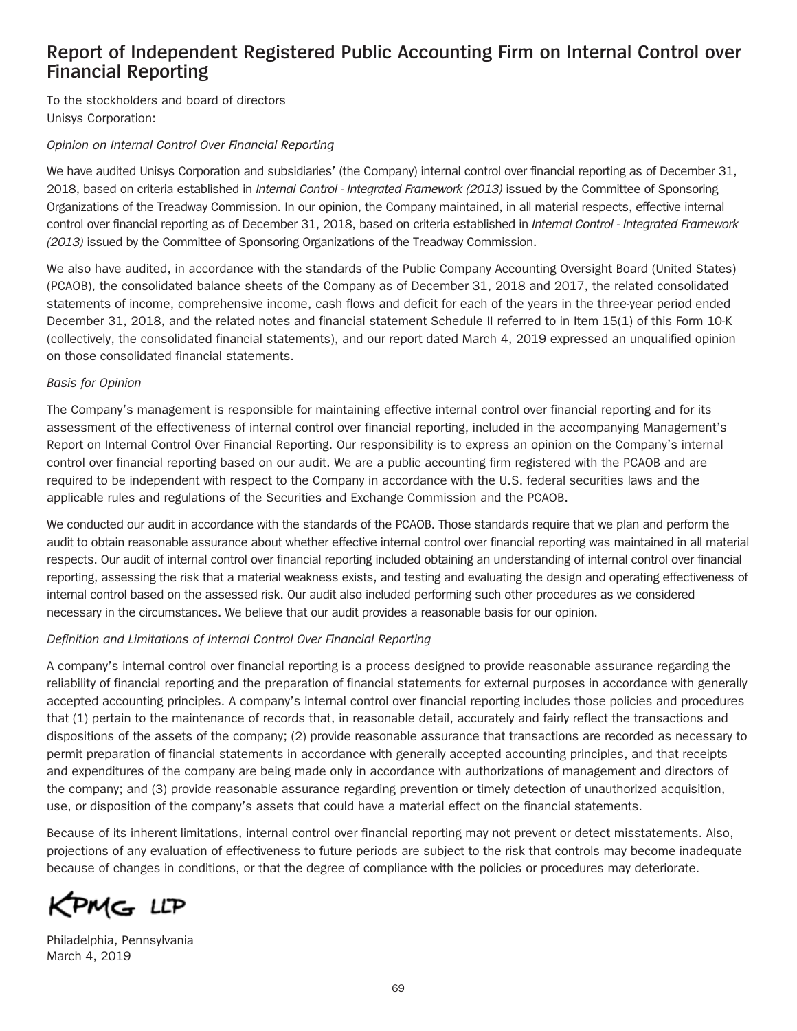# Report of Independent Registered Public Accounting Firm on Internal Control over Financial Reporting

To the stockholders and board of directors
Unisys Corporation:

*Opinion on Internal Control Over Financial Reporting*

We have audited Unisys Corporation and subsidiaries' (the Company) internal control over financial reporting as of December 31, 2018, based on criteria established in *Internal Control - Integrated Framework (2013)* issued by the Committee of Sponsoring Organizations of the Treadway Commission. In our opinion, the Company maintained, in all material respects, effective internal control over financial reporting as of December 31, 2018, based on criteria established in *Internal Control - Integrated Framework (2013)* issued by the Committee of Sponsoring Organizations of the Treadway Commission.

We also have audited, in accordance with the standards of the Public Company Accounting Oversight Board (United States) (PCAOB), the consolidated balance sheets of the Company as of December 31, 2018 and 2017, the related consolidated statements of income, comprehensive income, cash flows and deficit for each of the years in the three-year period ended December 31, 2018, and the related notes and financial statement Schedule II referred to in Item 15(1) of this Form 10-K (collectively, the consolidated financial statements), and our report dated March 4, 2019 expressed an unqualified opinion on those consolidated financial statements.

*Basis for Opinion*

The Company's management is responsible for maintaining effective internal control over financial reporting and for its assessment of the effectiveness of internal control over financial reporting, included in the accompanying Management's Report on Internal Control Over Financial Reporting. Our responsibility is to express an opinion on the Company's internal control over financial reporting based on our audit. We are a public accounting firm registered with the PCAOB and are required to be independent with respect to the Company in accordance with the U.S. federal securities laws and the applicable rules and regulations of the Securities and Exchange Commission and the PCAOB.

We conducted our audit in accordance with the standards of the PCAOB. Those standards require that we plan and perform the audit to obtain reasonable assurance about whether effective internal control over financial reporting was maintained in all material respects. Our audit of internal control over financial reporting included obtaining an understanding of internal control over financial reporting, assessing the risk that a material weakness exists, and testing and evaluating the design and operating effectiveness of internal control based on the assessed risk. Our audit also included performing such other procedures as we considered necessary in the circumstances. We believe that our audit provides a reasonable basis for our opinion.

*Definition and Limitations of Internal Control Over Financial Reporting*

A company's internal control over financial reporting is a process designed to provide reasonable assurance regarding the reliability of financial reporting and the preparation of financial statements for external purposes in accordance with generally accepted accounting principles. A company's internal control over financial reporting includes those policies and procedures that (1) pertain to the maintenance of records that, in reasonable detail, accurately and fairly reflect the transactions and dispositions of the assets of the company; (2) provide reasonable assurance that transactions are recorded as necessary to permit preparation of financial statements in accordance with generally accepted accounting principles, and that receipts and expenditures of the company are being made only in accordance with authorizations of management and directors of the company; and (3) provide reasonable assurance regarding prevention or timely detection of unauthorized acquisition, use, or disposition of the company's assets that could have a material effect on the financial statements.

Because of its inherent limitations, internal control over financial reporting may not prevent or detect misstatements. Also, projections of any evaluation of effectiveness to future periods are subject to the risk that controls may become inadequate because of changes in conditions, or that the degree of compliance with the policies or procedures may deteriorate.

KPMG LLP

Philadelphia, Pennsylvania
March 4, 2019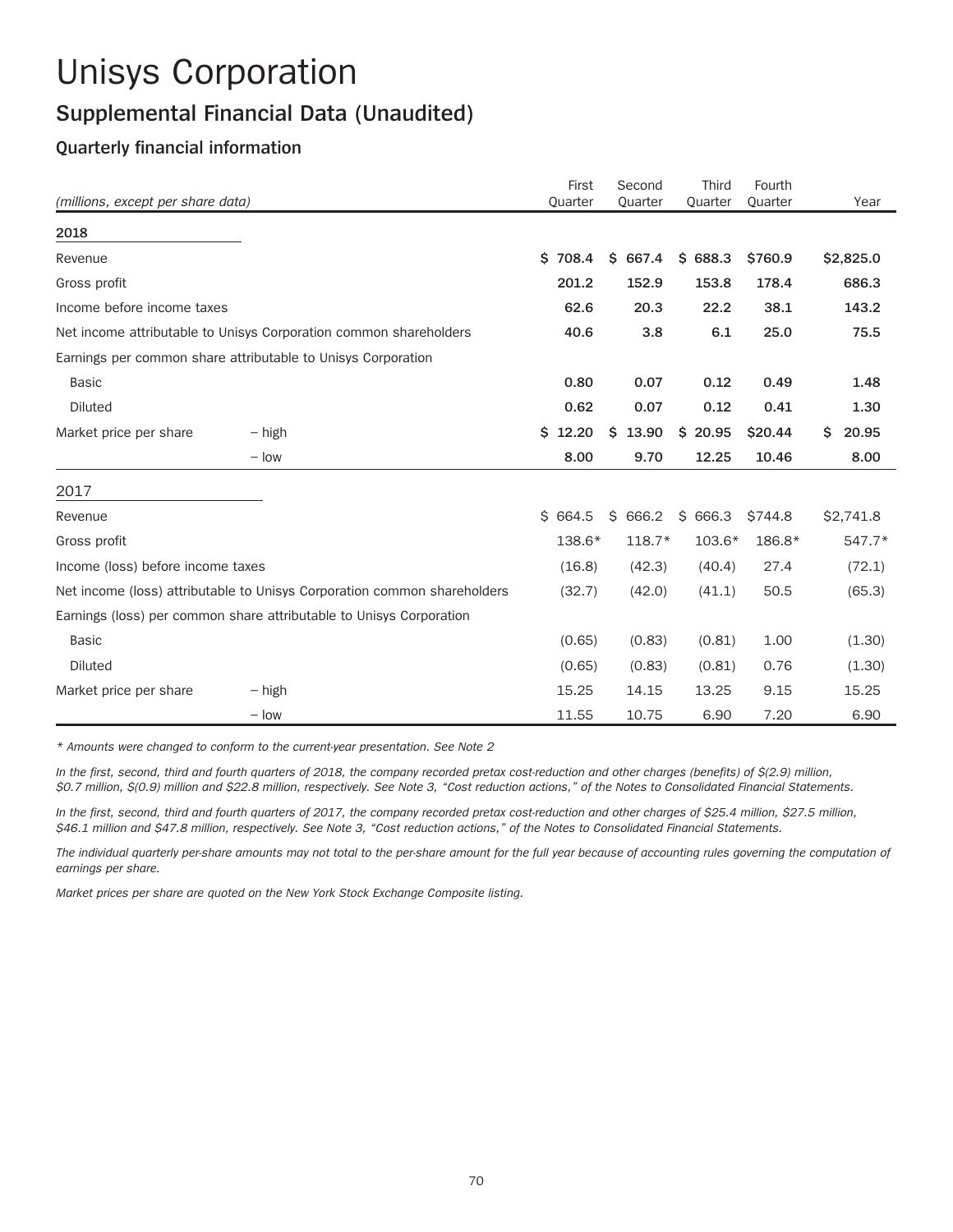# Unisys Corporation

## Supplemental Financial Data (Unaudited)

### Quarterly financial information

| *(millions, except per share data)* | | First Quarter | Second Quarter | Third Quarter | Fourth Quarter | Year |
|---|---|---|---|---|---|---|
| **2018** | | | | | | |
| Revenue | | **$ 708.4** | **$ 667.4** | **$ 688.3** | **$760.9** | **$2,825.0** |
| Gross profit | | **201.2** | **152.9** | **153.8** | **178.4** | **686.3** |
| Income before income taxes | | **62.6** | **20.3** | **22.2** | **38.1** | **143.2** |
| Net income attributable to Unisys Corporation common shareholders | | **40.6** | **3.8** | **6.1** | **25.0** | **75.5** |
| Earnings per common share attributable to Unisys Corporation | | | | | | |
| Basic | | **0.80** | **0.07** | **0.12** | **0.49** | **1.48** |
| Diluted | | **0.62** | **0.07** | **0.12** | **0.41** | **1.30** |
| Market price per share | – high | **$ 12.20** | **$ 13.90** | **$ 20.95** | **$20.44** | **$ 20.95** |
| | – low | **8.00** | **9.70** | **12.25** | **10.46** | **8.00** |
| 2017 | | | | | | |
| Revenue | | $ 664.5 | $ 666.2 | $ 666.3 | $744.8 | $2,741.8 |
| Gross profit | | 138.6* | 118.7* | 103.6* | 186.8* | 547.7* |
| Income (loss) before income taxes | | (16.8) | (42.3) | (40.4) | 27.4 | (72.1) |
| Net income (loss) attributable to Unisys Corporation common shareholders | | (32.7) | (42.0) | (41.1) | 50.5 | (65.3) |
| Earnings (loss) per common share attributable to Unisys Corporation | | | | | | |
| Basic | | (0.65) | (0.83) | (0.81) | 1.00 | (1.30) |
| Diluted | | (0.65) | (0.83) | (0.81) | 0.76 | (1.30) |
| Market price per share | – high | 15.25 | 14.15 | 13.25 | 9.15 | 15.25 |
| | – low | 11.55 | 10.75 | 6.90 | 7.20 | 6.90 |

*\* Amounts were changed to conform to the current-year presentation. See Note 2*

*In the first, second, third and fourth quarters of 2018, the company recorded pretax cost-reduction and other charges (benefits) of $(2.9) million, $0.7 million, $(0.9) million and $22.8 million, respectively. See Note 3, "Cost reduction actions," of the Notes to Consolidated Financial Statements.*

*In the first, second, third and fourth quarters of 2017, the company recorded pretax cost-reduction and other charges of $25.4 million, $27.5 million, $46.1 million and $47.8 million, respectively. See Note 3, "Cost reduction actions," of the Notes to Consolidated Financial Statements.*

*The individual quarterly per-share amounts may not total to the per-share amount for the full year because of accounting rules governing the computation of earnings per share.*

*Market prices per share are quoted on the New York Stock Exchange Composite listing.*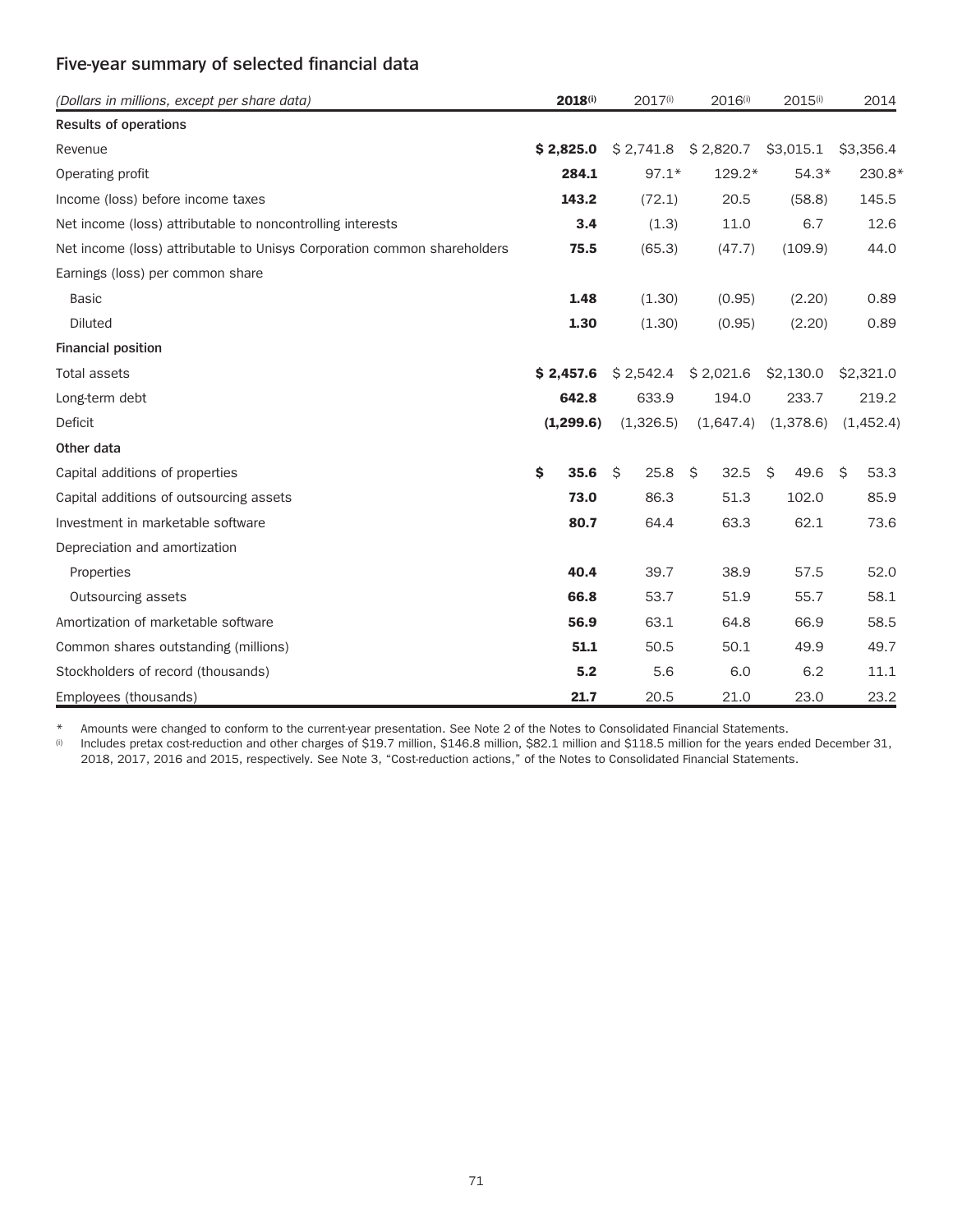## Five-year summary of selected financial data

| *(Dollars in millions, except per share data)* | **2018[(i)]** | 2017[(i)] | 2016[(i)] | 2015[(i)] | 2014 |
|---|---|---|---|---|---|
| **Results of operations** | | | | | |
| Revenue | **$ 2,825.0** | $ 2,741.8 | $ 2,820.7 | $3,015.1 | $3,356.4 |
| Operating profit | **284.1** | 97.1* | 129.2* | 54.3* | 230.8* |
| Income (loss) before income taxes | **143.2** | (72.1) | 20.5 | (58.8) | 145.5 |
| Net income (loss) attributable to noncontrolling interests | **3.4** | (1.3) | 11.0 | 6.7 | 12.6 |
| Net income (loss) attributable to Unisys Corporation common shareholders | **75.5** | (65.3) | (47.7) | (109.9) | 44.0 |
| Earnings (loss) per common share | | | | | |
| Basic | **1.48** | (1.30) | (0.95) | (2.20) | 0.89 |
| Diluted | **1.30** | (1.30) | (0.95) | (2.20) | 0.89 |
| **Financial position** | | | | | |
| Total assets | **$ 2,457.6** | $ 2,542.4 | $ 2,021.6 | $2,130.0 | $2,321.0 |
| Long-term debt | **642.8** | 633.9 | 194.0 | 233.7 | 219.2 |
| Deficit | **(1,299.6)** | (1,326.5) | (1,647.4) | (1,378.6) | (1,452.4) |
| **Other data** | | | | | |
| Capital additions of properties | **$ 35.6** | $ 25.8 | $ 32.5 | $ 49.6 | $ 53.3 |
| Capital additions of outsourcing assets | **73.0** | 86.3 | 51.3 | 102.0 | 85.9 |
| Investment in marketable software | **80.7** | 64.4 | 63.3 | 62.1 | 73.6 |
| Depreciation and amortization | | | | | |
| Properties | **40.4** | 39.7 | 38.9 | 57.5 | 52.0 |
| Outsourcing assets | **66.8** | 53.7 | 51.9 | 55.7 | 58.1 |
| Amortization of marketable software | **56.9** | 63.1 | 64.8 | 66.9 | 58.5 |
| Common shares outstanding (millions) | **51.1** | 50.5 | 50.1 | 49.9 | 49.7 |
| Stockholders of record (thousands) | **5.2** | 5.6 | 6.0 | 6.2 | 11.1 |
| Employees (thousands) | **21.7** | 20.5 | 21.0 | 23.0 | 23.2 |

\* Amounts were changed to conform to the current-year presentation. See Note 2 of the Notes to Consolidated Financial Statements.

(i) Includes pretax cost-reduction and other charges of $19.7 million, $146.8 million, $82.1 million and $118.5 million for the years ended December 31, 2018, 2017, 2016 and 2015, respectively. See Note 3, "Cost-reduction actions," of the Notes to Consolidated Financial Statements.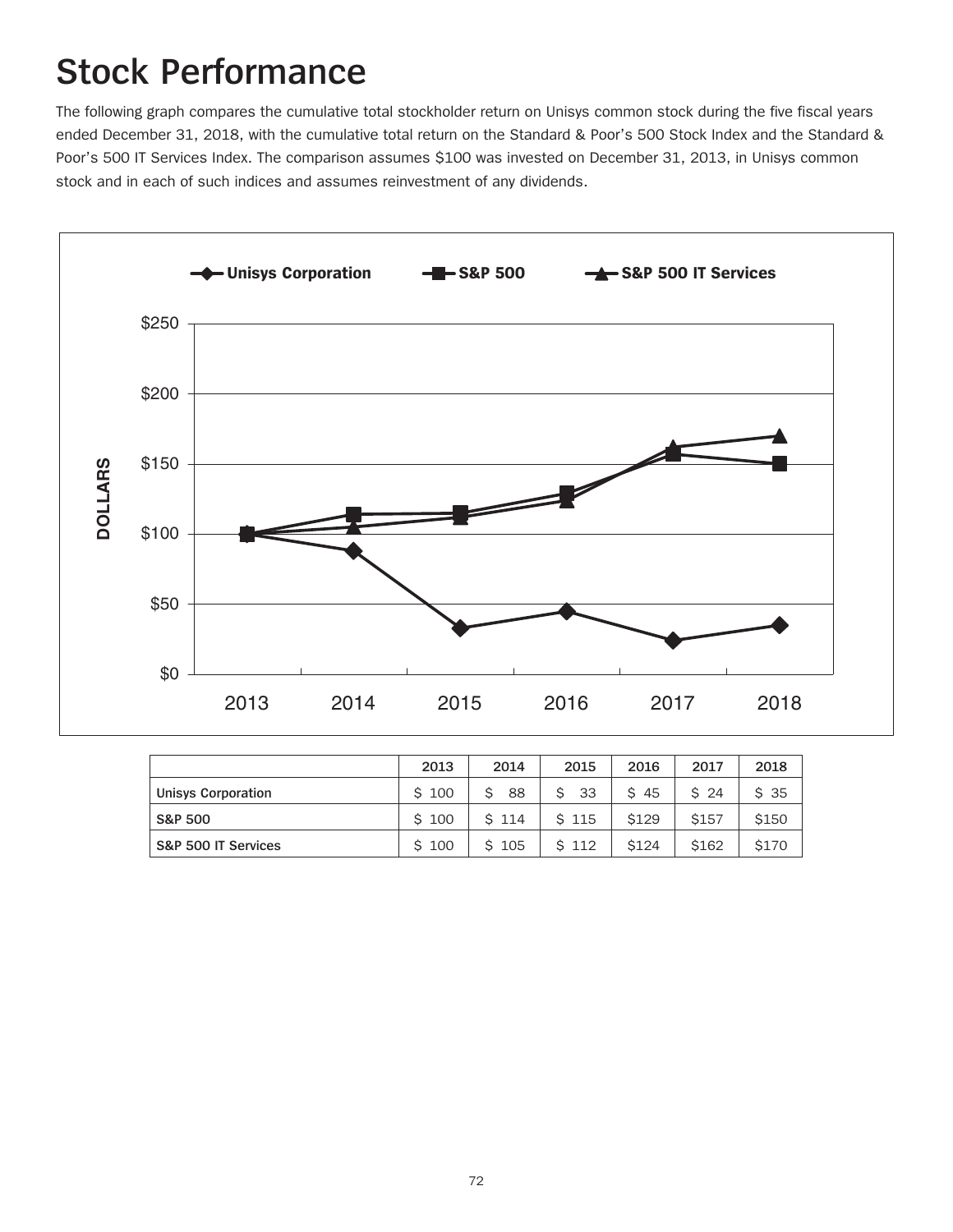# Stock Performance

The following graph compares the cumulative total stockholder return on Unisys common stock during the five fiscal years ended December 31, 2018, with the cumulative total return on the Standard & Poor's 500 Stock Index and the Standard & Poor's 500 IT Services Index. The comparison assumes $100 was invested on December 31, 2013, in Unisys common stock and in each of such indices and assumes reinvestment of any dividends.

Unisys Corporation
S&P 500
S&P 500 IT Services

DOLLARS

$250
$200
$150
$100
$50
$0

2013 2014 2015 2016 2017 2018

| | 2013 | 2014 | 2015 | 2016 | 2017 | 2018 |
|---|---|---|---|---|---|---|
| Unisys Corporation | $ 100 | $ 88 | $ 33 | $ 45 | $ 24 | $ 35 |
| S&P 500 | $ 100 | $ 114 | $ 115 | $129 | $157 | $150 |
| S&P 500 IT Services | $ 100 | $ 105 | $ 112 | $124 | $162 | $170 |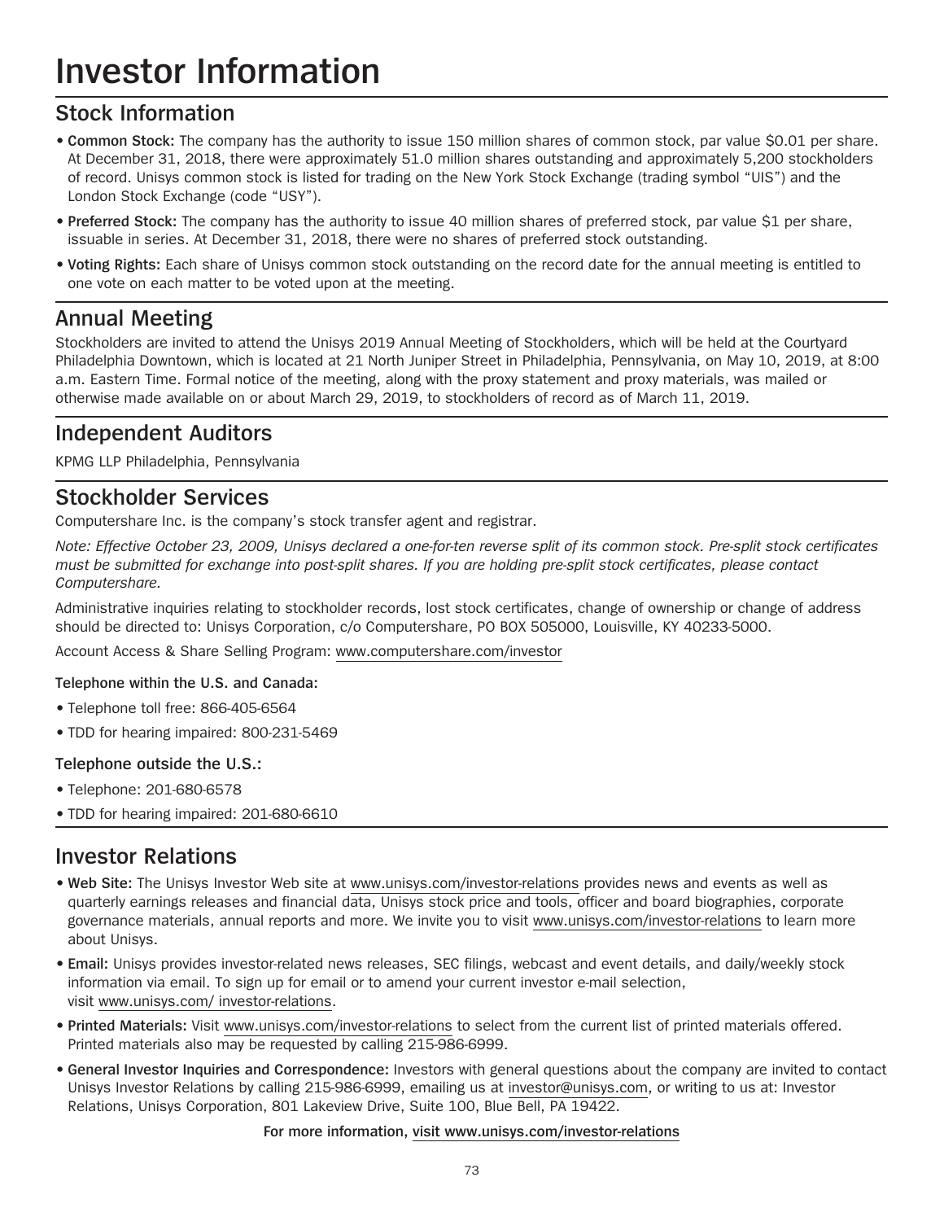# Investor Information

## Stock Information

- **Common Stock:** The company has the authority to issue 150 million shares of common stock, par value $0.01 per share. At December 31, 2018, there were approximately 51.0 million shares outstanding and approximately 5,200 stockholders of record. Unisys common stock is listed for trading on the New York Stock Exchange (trading symbol "UIS") and the London Stock Exchange (code "USY").
- **Preferred Stock:** The company has the authority to issue 40 million shares of preferred stock, par value $1 per share, issuable in series. At December 31, 2018, there were no shares of preferred stock outstanding.
- **Voting Rights:** Each share of Unisys common stock outstanding on the record date for the annual meeting is entitled to one vote on each matter to be voted upon at the meeting.

## Annual Meeting

Stockholders are invited to attend the Unisys 2019 Annual Meeting of Stockholders, which will be held at the Courtyard Philadelphia Downtown, which is located at 21 North Juniper Street in Philadelphia, Pennsylvania, on May 10, 2019, at 8:00 a.m. Eastern Time. Formal notice of the meeting, along with the proxy statement and proxy materials, was mailed or otherwise made available on or about March 29, 2019, to stockholders of record as of March 11, 2019.

## Independent Auditors

KPMG LLP Philadelphia, Pennsylvania

## Stockholder Services

Computershare Inc. is the company's stock transfer agent and registrar.

*Note: Effective October 23, 2009, Unisys declared a one-for-ten reverse split of its common stock. Pre-split stock certificates must be submitted for exchange into post-split shares. If you are holding pre-split stock certificates, please contact Computershare.*

Administrative inquiries relating to stockholder records, lost stock certificates, change of ownership or change of address should be directed to: Unisys Corporation, c/o Computershare, PO BOX 505000, Louisville, KY 40233-5000.

Account Access & Share Selling Program: www.computershare.com/investor

**Telephone within the U.S. and Canada:**

- Telephone toll free: 866-405-6564
- TDD for hearing impaired: 800-231-5469

**Telephone outside the U.S.:**

- Telephone: 201-680-6578
- TDD for hearing impaired: 201-680-6610

## Investor Relations

- **Web Site:** The Unisys Investor Web site at www.unisys.com/investor-relations provides news and events as well as quarterly earnings releases and financial data, Unisys stock price and tools, officer and board biographies, corporate governance materials, annual reports and more. We invite you to visit www.unisys.com/investor-relations to learn more about Unisys.
- **Email:** Unisys provides investor-related news releases, SEC filings, webcast and event details, and daily/weekly stock information via email. To sign up for email or to amend your current investor e-mail selection, visit www.unisys.com/ investor-relations.
- **Printed Materials:** Visit www.unisys.com/investor-relations to select from the current list of printed materials offered. Printed materials also may be requested by calling 215-986-6999.
- **General Investor Inquiries and Correspondence:** Investors with general questions about the company are invited to contact Unisys Investor Relations by calling 215-986-6999, emailing us at investor@unisys.com, or writing to us at: Investor Relations, Unisys Corporation, 801 Lakeview Drive, Suite 100, Blue Bell, PA 19422.

**For more information, visit www.unisys.com/investor-relations**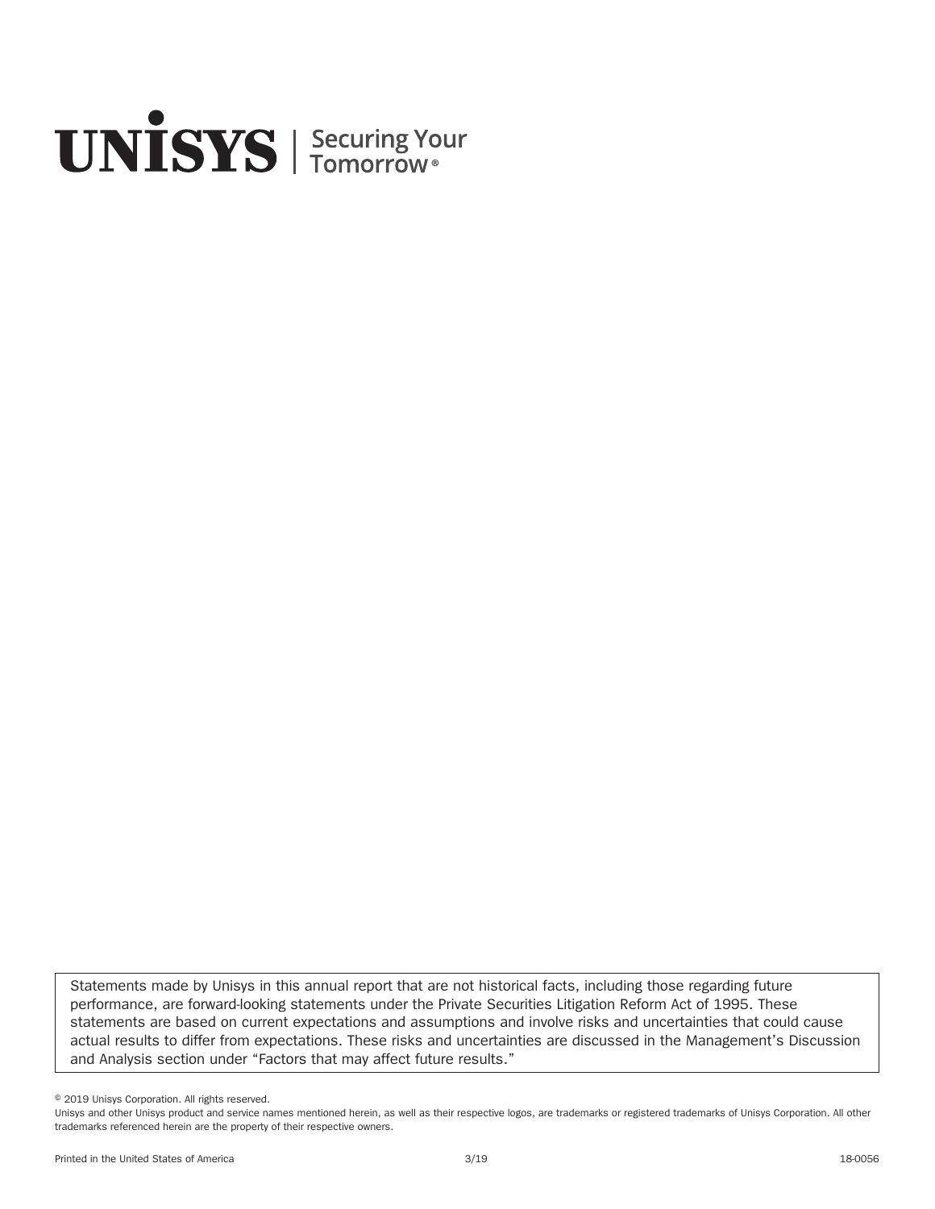UNISYS | Securing Your Tomorrow®

Statements made by Unisys in this annual report that are not historical facts, including those regarding future performance, are forward-looking statements under the Private Securities Litigation Reform Act of 1995. These statements are based on current expectations and assumptions and involve risks and uncertainties that could cause actual results to differ from expectations. These risks and uncertainties are discussed in the Management's Discussion and Analysis section under "Factors that may affect future results."

© 2019 Unisys Corporation. All rights reserved.

Unisys and other Unisys product and service names mentioned herein, as well as their respective logos, are trademarks or registered trademarks of Unisys Corporation. All other trademarks referenced herein are the property of their respective owners.

Printed in the United States of America 3/19 18-0056